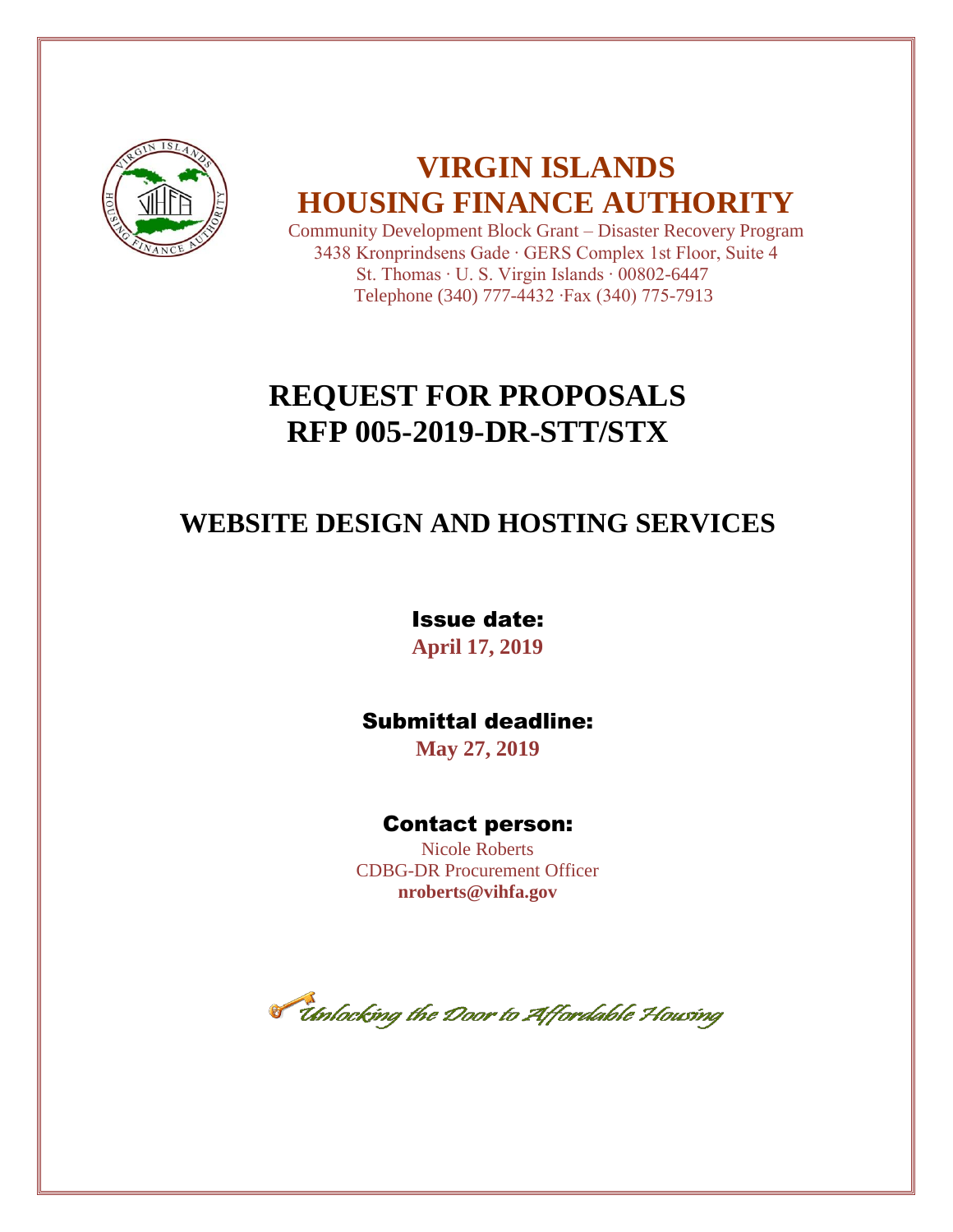# VIRGIN ISLANDS HOUSING FINANCE AUTHORITY

Community Development Block Grant – Disaster Recovery Program
3438 Kronprindsens Gade · GERS Complex 1st Floor, Suite 4
St. Thomas · U. S. Virgin Islands · 00802-6447
Telephone (340) 777-4432 ·Fax (340) 775-7913

# REQUEST FOR PROPOSALS
# RFP 005-2019-DR-STT/STX

## WEBSITE DESIGN AND HOSTING SERVICES

**Issue date:**
**April 17, 2019**

**Submittal deadline:**
**May 27, 2019**

**Contact person:**
Nicole Roberts
CDBG-DR Procurement Officer
**nroberts@vihfa.gov**

*Unlocking the Door to Affordable Housing*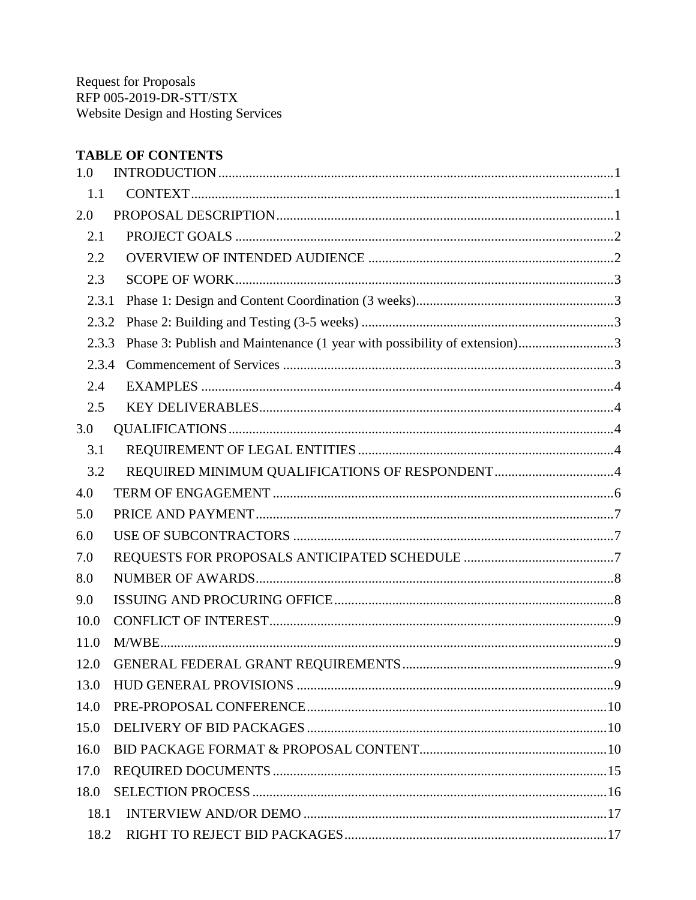Request for Proposals
RFP 005-2019-DR-STT/STX
Website Design and Hosting Services

**TABLE OF CONTENTS**

1.0 INTRODUCTION ........ 1
  1.1 CONTEXT ........ 1
2.0 PROPOSAL DESCRIPTION ........ 1
  2.1 PROJECT GOALS ........ 2
  2.2 OVERVIEW OF INTENDED AUDIENCE ........ 2
  2.3 SCOPE OF WORK ........ 3
  2.3.1 Phase 1: Design and Content Coordination (3 weeks) ........ 3
  2.3.2 Phase 2: Building and Testing (3-5 weeks) ........ 3
  2.3.3 Phase 3: Publish and Maintenance (1 year with possibility of extension) ........ 3
  2.3.4 Commencement of Services ........ 3
  2.4 EXAMPLES ........ 4
  2.5 KEY DELIVERABLES ........ 4
3.0 QUALIFICATIONS ........ 4
  3.1 REQUIREMENT OF LEGAL ENTITIES ........ 4
  3.2 REQUIRED MINIMUM QUALIFICATIONS OF RESPONDENT ........ 4
4.0 TERM OF ENGAGEMENT ........ 6
5.0 PRICE AND PAYMENT ........ 7
6.0 USE OF SUBCONTRACTORS ........ 7
7.0 REQUESTS FOR PROPOSALS ANTICIPATED SCHEDULE ........ 7
8.0 NUMBER OF AWARDS ........ 8
9.0 ISSUING AND PROCURING OFFICE ........ 8
10.0 CONFLICT OF INTEREST ........ 9
11.0 M/WBE ........ 9
12.0 GENERAL FEDERAL GRANT REQUIREMENTS ........ 9
13.0 HUD GENERAL PROVISIONS ........ 9
14.0 PRE-PROPOSAL CONFERENCE ........ 10
15.0 DELIVERY OF BID PACKAGES ........ 10
16.0 BID PACKAGE FORMAT & PROPOSAL CONTENT ........ 10
17.0 REQUIRED DOCUMENTS ........ 15
18.0 SELECTION PROCESS ........ 16
  18.1 INTERVIEW AND/OR DEMO ........ 17
  18.2 RIGHT TO REJECT BID PACKAGES ........ 17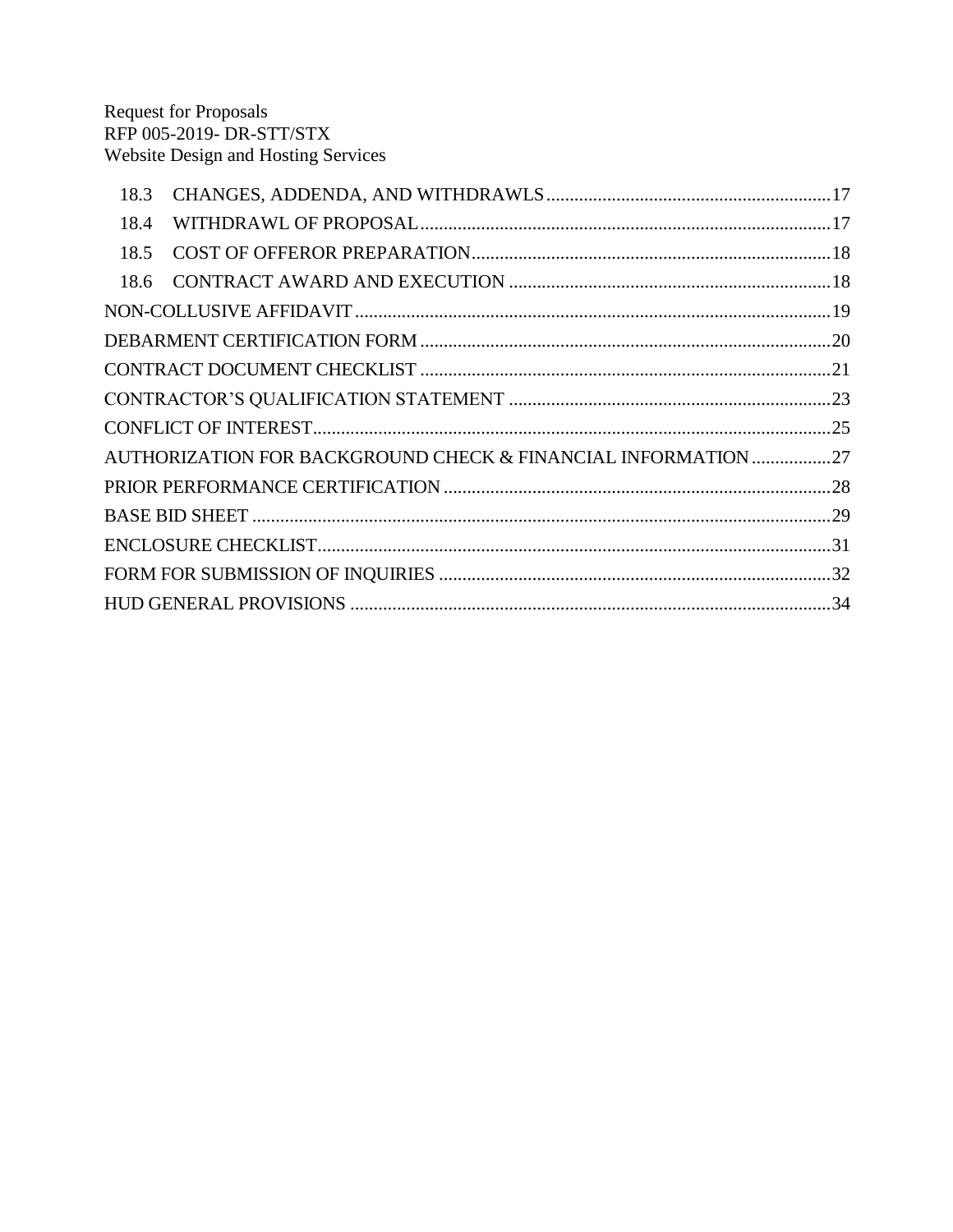18.3 CHANGES, ADDENDA, AND WITHDRAWLS ........ 17

18.4 WITHDRAWL OF PROPOSAL ........ 17

18.5 COST OF OFFEROR PREPARATION ........ 18

18.6 CONTRACT AWARD AND EXECUTION ........ 18

NON-COLLUSIVE AFFIDAVIT ........ 19

DEBARMENT CERTIFICATION FORM ........ 20

CONTRACT DOCUMENT CHECKLIST ........ 21

CONTRACTOR'S QUALIFICATION STATEMENT ........ 23

CONFLICT OF INTEREST ........ 25

AUTHORIZATION FOR BACKGROUND CHECK & FINANCIAL INFORMATION ........ 27

PRIOR PERFORMANCE CERTIFICATION ........ 28

BASE BID SHEET ........ 29

ENCLOSURE CHECKLIST ........ 31

FORM FOR SUBMISSION OF INQUIRIES ........ 32

HUD GENERAL PROVISIONS ........ 34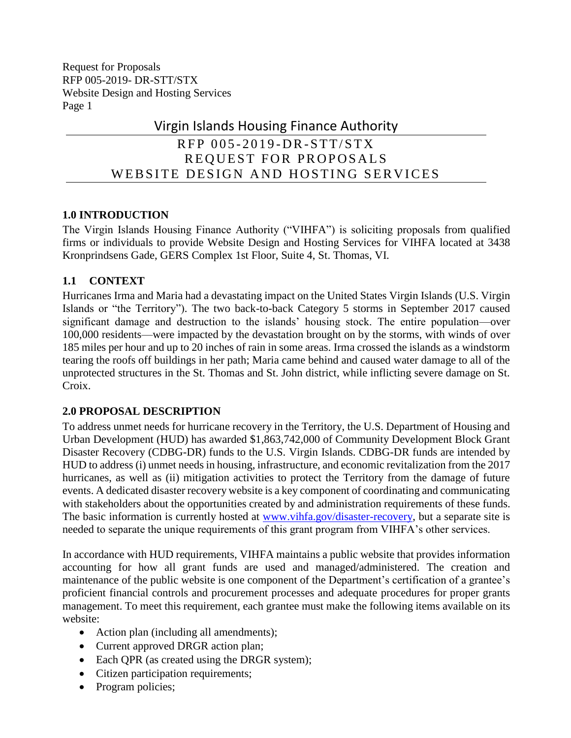# Virgin Islands Housing Finance Authority

## RFP 005-2019-DR-STT/STX
## REQUEST FOR PROPOSALS
## WEBSITE DESIGN AND HOSTING SERVICES

### 1.0 INTRODUCTION

The Virgin Islands Housing Finance Authority ("VIHFA") is soliciting proposals from qualified firms or individuals to provide Website Design and Hosting Services for VIHFA located at 3438 Kronprindsens Gade, GERS Complex 1st Floor, Suite 4, St. Thomas, VI.

### 1.1 CONTEXT

Hurricanes Irma and Maria had a devastating impact on the United States Virgin Islands (U.S. Virgin Islands or "the Territory"). The two back-to-back Category 5 storms in September 2017 caused significant damage and destruction to the islands' housing stock. The entire population—over 100,000 residents—were impacted by the devastation brought on by the storms, with winds of over 185 miles per hour and up to 20 inches of rain in some areas. Irma crossed the islands as a windstorm tearing the roofs off buildings in her path; Maria came behind and caused water damage to all of the unprotected structures in the St. Thomas and St. John district, while inflicting severe damage on St. Croix.

### 2.0 PROPOSAL DESCRIPTION

To address unmet needs for hurricane recovery in the Territory, the U.S. Department of Housing and Urban Development (HUD) has awarded $1,863,742,000 of Community Development Block Grant Disaster Recovery (CDBG-DR) funds to the U.S. Virgin Islands. CDBG-DR funds are intended by HUD to address (i) unmet needs in housing, infrastructure, and economic revitalization from the 2017 hurricanes, as well as (ii) mitigation activities to protect the Territory from the damage of future events. A dedicated disaster recovery website is a key component of coordinating and communicating with stakeholders about the opportunities created by and administration requirements of these funds. The basic information is currently hosted at [www.vihfa.gov/disaster-recovery](www.vihfa.gov/disaster-recovery), but a separate site is needed to separate the unique requirements of this grant program from VIHFA's other services.

In accordance with HUD requirements, VIHFA maintains a public website that provides information accounting for how all grant funds are used and managed/administered. The creation and maintenance of the public website is one component of the Department's certification of a grantee's proficient financial controls and procurement processes and adequate procedures for proper grants management. To meet this requirement, each grantee must make the following items available on its website:

- Action plan (including all amendments);
- Current approved DRGR action plan;
- Each QPR (as created using the DRGR system);
- Citizen participation requirements;
- Program policies;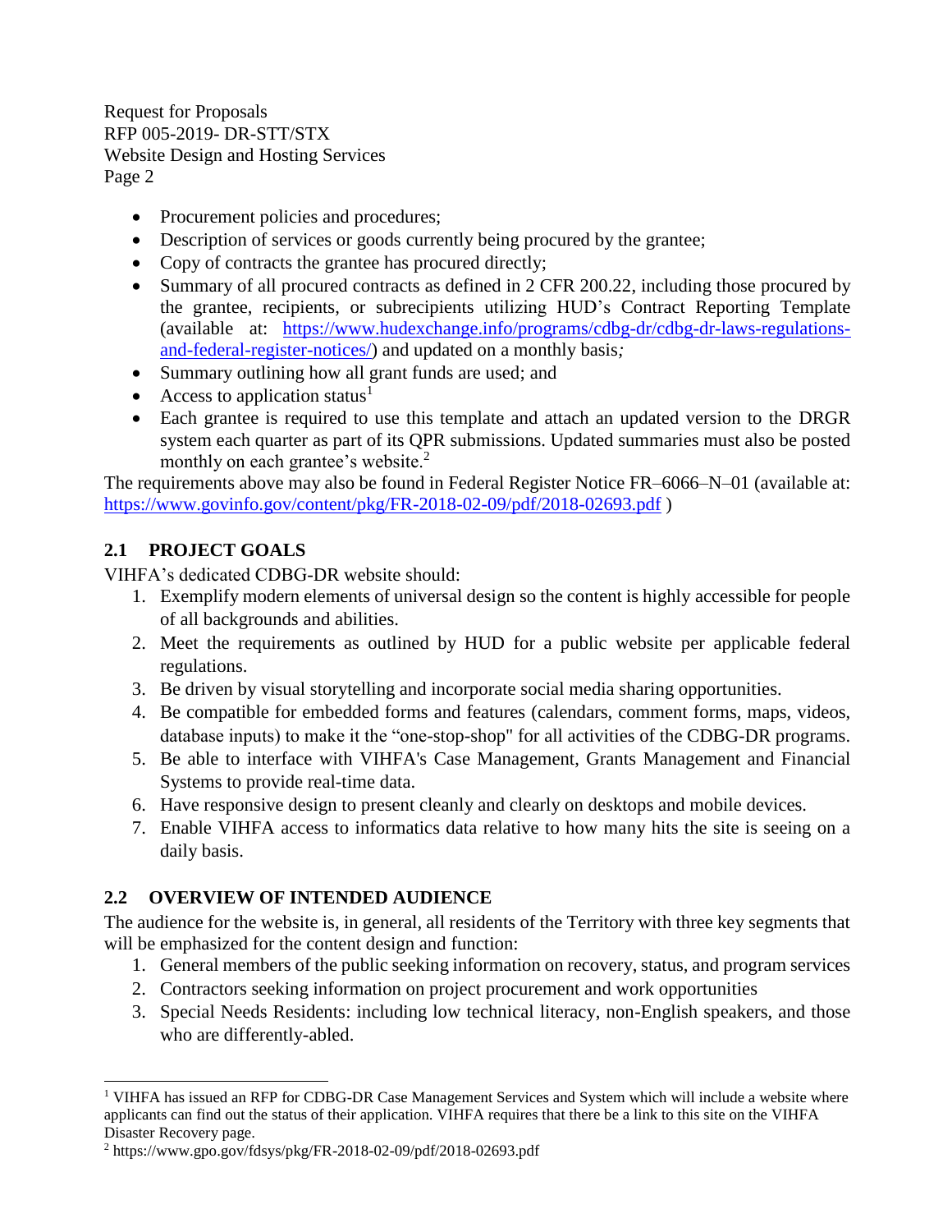- Procurement policies and procedures;
- Description of services or goods currently being procured by the grantee;
- Copy of contracts the grantee has procured directly;
- Summary of all procured contracts as defined in 2 CFR 200.22, including those procured by the grantee, recipients, or subrecipients utilizing HUD's Contract Reporting Template (available at: [https://www.hudexchange.info/programs/cdbg-dr/cdbg-dr-laws-regulations-and-federal-register-notices/](https://www.hudexchange.info/programs/cdbg-dr/cdbg-dr-laws-regulations-and-federal-register-notices/)) and updated on a monthly basis*;*
- Summary outlining how all grant funds are used; and
- Access to application status[1]
- Each grantee is required to use this template and attach an updated version to the DRGR system each quarter as part of its QPR submissions. Updated summaries must also be posted monthly on each grantee's website.[2]

The requirements above may also be found in Federal Register Notice FR–6066–N–01 (available at: [https://www.govinfo.gov/content/pkg/FR-2018-02-09/pdf/2018-02693.pdf](https://www.govinfo.gov/content/pkg/FR-2018-02-09/pdf/2018-02693.pdf) )

## 2.1 PROJECT GOALS

VIHFA's dedicated CDBG-DR website should:

1. Exemplify modern elements of universal design so the content is highly accessible for people of all backgrounds and abilities.
2. Meet the requirements as outlined by HUD for a public website per applicable federal regulations.
3. Be driven by visual storytelling and incorporate social media sharing opportunities.
4. Be compatible for embedded forms and features (calendars, comment forms, maps, videos, database inputs) to make it the "one-stop-shop" for all activities of the CDBG-DR programs.
5. Be able to interface with VIHFA's Case Management, Grants Management and Financial Systems to provide real-time data.
6. Have responsive design to present cleanly and clearly on desktops and mobile devices.
7. Enable VIHFA access to informatics data relative to how many hits the site is seeing on a daily basis.

## 2.2 OVERVIEW OF INTENDED AUDIENCE

The audience for the website is, in general, all residents of the Territory with three key segments that will be emphasized for the content design and function:

1. General members of the public seeking information on recovery, status, and program services
2. Contractors seeking information on project procurement and work opportunities
3. Special Needs Residents: including low technical literacy, non-English speakers, and those who are differently-abled.

---

[1] VIHFA has issued an RFP for CDBG-DR Case Management Services and System which will include a website where applicants can find out the status of their application. VIHFA requires that there be a link to this site on the VIHFA Disaster Recovery page.

[2] https://www.gpo.gov/fdsys/pkg/FR-2018-02-09/pdf/2018-02693.pdf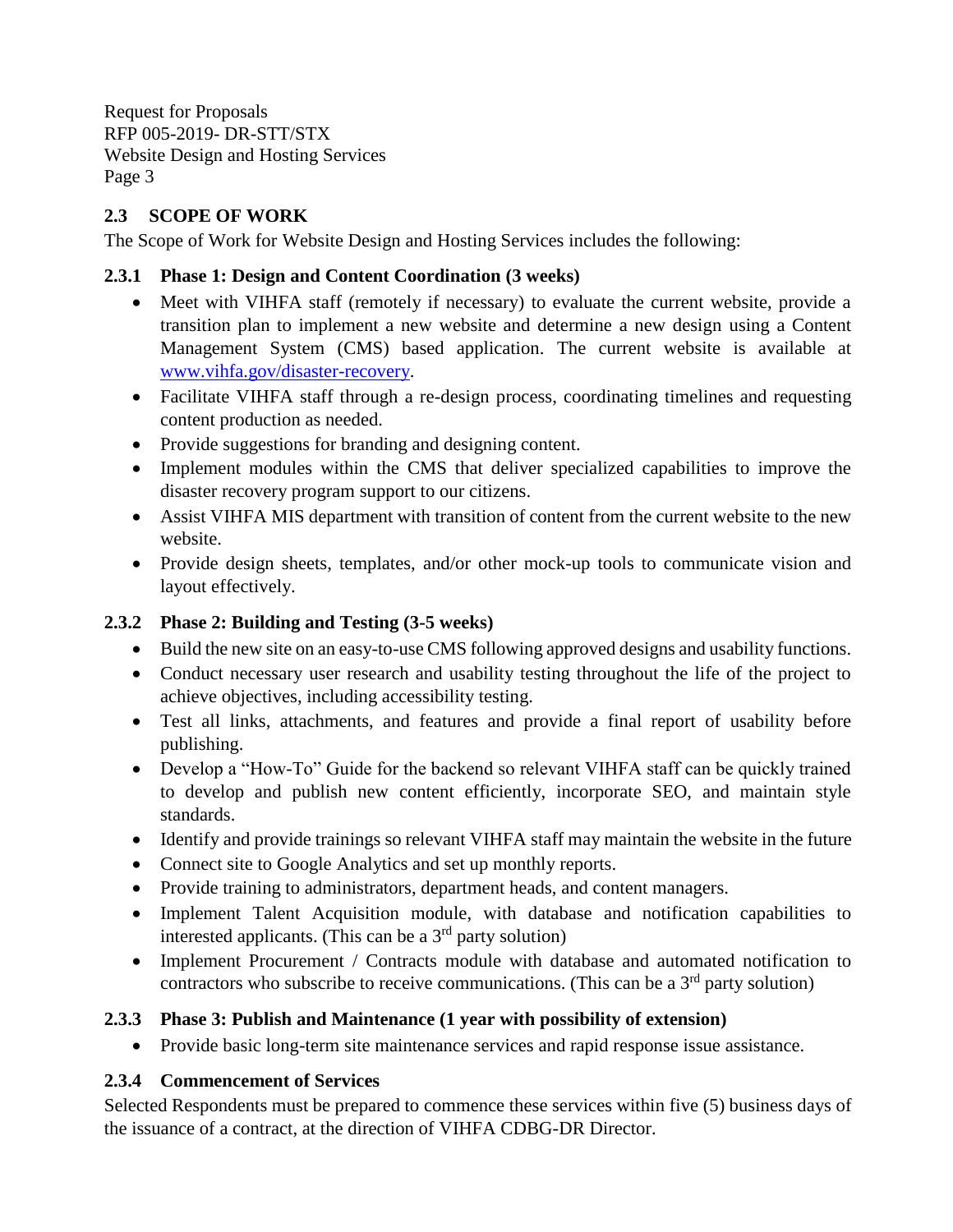## 2.3 SCOPE OF WORK

The Scope of Work for Website Design and Hosting Services includes the following:

### 2.3.1 Phase 1: Design and Content Coordination (3 weeks)

- Meet with VIHFA staff (remotely if necessary) to evaluate the current website, provide a transition plan to implement a new website and determine a new design using a Content Management System (CMS) based application. The current website is available at [www.vihfa.gov/disaster-recovery](www.vihfa.gov/disaster-recovery).
- Facilitate VIHFA staff through a re-design process, coordinating timelines and requesting content production as needed.
- Provide suggestions for branding and designing content.
- Implement modules within the CMS that deliver specialized capabilities to improve the disaster recovery program support to our citizens.
- Assist VIHFA MIS department with transition of content from the current website to the new website.
- Provide design sheets, templates, and/or other mock-up tools to communicate vision and layout effectively.

### 2.3.2 Phase 2: Building and Testing (3-5 weeks)

- Build the new site on an easy-to-use CMS following approved designs and usability functions.
- Conduct necessary user research and usability testing throughout the life of the project to achieve objectives, including accessibility testing.
- Test all links, attachments, and features and provide a final report of usability before publishing.
- Develop a "How-To" Guide for the backend so relevant VIHFA staff can be quickly trained to develop and publish new content efficiently, incorporate SEO, and maintain style standards.
- Identify and provide trainings so relevant VIHFA staff may maintain the website in the future
- Connect site to Google Analytics and set up monthly reports.
- Provide training to administrators, department heads, and content managers.
- Implement Talent Acquisition module, with database and notification capabilities to interested applicants. (This can be a 3rd party solution)
- Implement Procurement / Contracts module with database and automated notification to contractors who subscribe to receive communications. (This can be a 3rd party solution)

### 2.3.3 Phase 3: Publish and Maintenance (1 year with possibility of extension)

- Provide basic long-term site maintenance services and rapid response issue assistance.

### 2.3.4 Commencement of Services

Selected Respondents must be prepared to commence these services within five (5) business days of the issuance of a contract, at the direction of VIHFA CDBG-DR Director.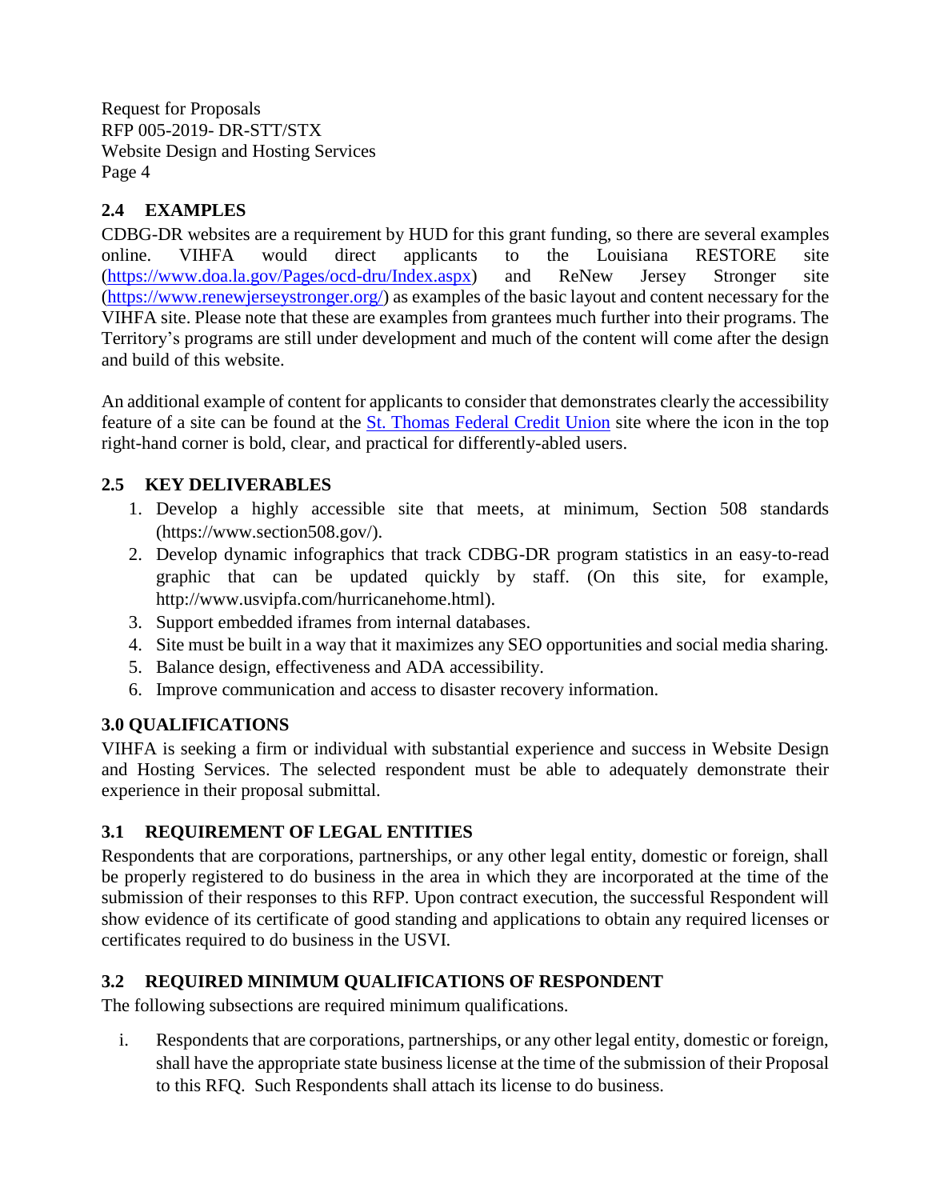### 2.4 EXAMPLES

CDBG-DR websites are a requirement by HUD for this grant funding, so there are several examples online. VIHFA would direct applicants to the Louisiana RESTORE site ([https://www.doa.la.gov/Pages/ocd-dru/Index.aspx](https://www.doa.la.gov/Pages/ocd-dru/Index.aspx)) and ReNew Jersey Stronger site ([https://www.renewjerseystronger.org/](https://www.renewjerseystronger.org/)) as examples of the basic layout and content necessary for the VIHFA site. Please note that these are examples from grantees much further into their programs. The Territory's programs are still under development and much of the content will come after the design and build of this website.

An additional example of content for applicants to consider that demonstrates clearly the accessibility feature of a site can be found at the St. Thomas Federal Credit Union site where the icon in the top right-hand corner is bold, clear, and practical for differently-abled users.

### 2.5 KEY DELIVERABLES

1. Develop a highly accessible site that meets, at minimum, Section 508 standards (https://www.section508.gov/).
2. Develop dynamic infographics that track CDBG-DR program statistics in an easy-to-read graphic that can be updated quickly by staff. (On this site, for example, http://www.usvipfa.com/hurricanehome.html).
3. Support embedded iframes from internal databases.
4. Site must be built in a way that it maximizes any SEO opportunities and social media sharing.
5. Balance design, effectiveness and ADA accessibility.
6. Improve communication and access to disaster recovery information.

## 3.0 QUALIFICATIONS

VIHFA is seeking a firm or individual with substantial experience and success in Website Design and Hosting Services. The selected respondent must be able to adequately demonstrate their experience in their proposal submittal.

### 3.1 REQUIREMENT OF LEGAL ENTITIES

Respondents that are corporations, partnerships, or any other legal entity, domestic or foreign, shall be properly registered to do business in the area in which they are incorporated at the time of the submission of their responses to this RFP. Upon contract execution, the successful Respondent will show evidence of its certificate of good standing and applications to obtain any required licenses or certificates required to do business in the USVI.

### 3.2 REQUIRED MINIMUM QUALIFICATIONS OF RESPONDENT

The following subsections are required minimum qualifications.

i. Respondents that are corporations, partnerships, or any other legal entity, domestic or foreign, shall have the appropriate state business license at the time of the submission of their Proposal to this RFQ. Such Respondents shall attach its license to do business.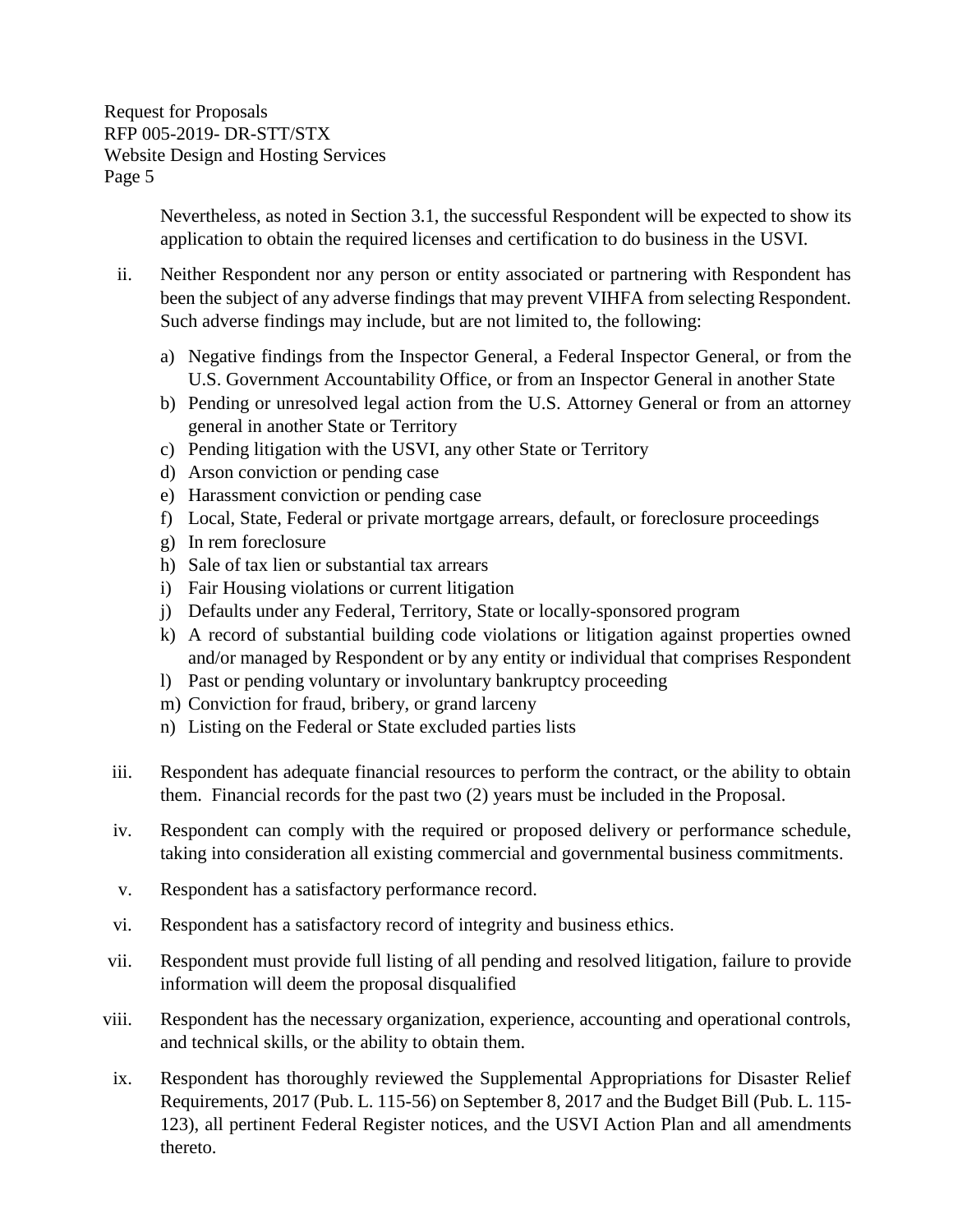Nevertheless, as noted in Section 3.1, the successful Respondent will be expected to show its application to obtain the required licenses and certification to do business in the USVI.

ii. Neither Respondent nor any person or entity associated or partnering with Respondent has been the subject of any adverse findings that may prevent VIHFA from selecting Respondent. Such adverse findings may include, but are not limited to, the following:

   a) Negative findings from the Inspector General, a Federal Inspector General, or from the U.S. Government Accountability Office, or from an Inspector General in another State
   b) Pending or unresolved legal action from the U.S. Attorney General or from an attorney general in another State or Territory
   c) Pending litigation with the USVI, any other State or Territory
   d) Arson conviction or pending case
   e) Harassment conviction or pending case
   f) Local, State, Federal or private mortgage arrears, default, or foreclosure proceedings
   g) In rem foreclosure
   h) Sale of tax lien or substantial tax arrears
   i) Fair Housing violations or current litigation
   j) Defaults under any Federal, Territory, State or locally-sponsored program
   k) A record of substantial building code violations or litigation against properties owned and/or managed by Respondent or by any entity or individual that comprises Respondent
   l) Past or pending voluntary or involuntary bankruptcy proceeding
   m) Conviction for fraud, bribery, or grand larceny
   n) Listing on the Federal or State excluded parties lists

iii. Respondent has adequate financial resources to perform the contract, or the ability to obtain them. Financial records for the past two (2) years must be included in the Proposal.

iv. Respondent can comply with the required or proposed delivery or performance schedule, taking into consideration all existing commercial and governmental business commitments.

v. Respondent has a satisfactory performance record.

vi. Respondent has a satisfactory record of integrity and business ethics.

vii. Respondent must provide full listing of all pending and resolved litigation, failure to provide information will deem the proposal disqualified

viii. Respondent has the necessary organization, experience, accounting and operational controls, and technical skills, or the ability to obtain them.

ix. Respondent has thoroughly reviewed the Supplemental Appropriations for Disaster Relief Requirements, 2017 (Pub. L. 115-56) on September 8, 2017 and the Budget Bill (Pub. L. 115-123), all pertinent Federal Register notices, and the USVI Action Plan and all amendments thereto.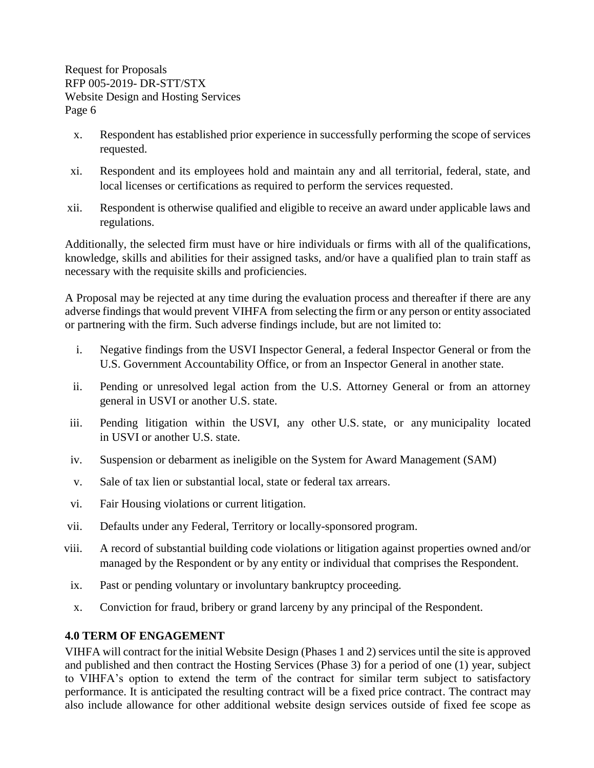x. Respondent has established prior experience in successfully performing the scope of services requested.

xi. Respondent and its employees hold and maintain any and all territorial, federal, state, and local licenses or certifications as required to perform the services requested.

xii. Respondent is otherwise qualified and eligible to receive an award under applicable laws and regulations.

Additionally, the selected firm must have or hire individuals or firms with all of the qualifications, knowledge, skills and abilities for their assigned tasks, and/or have a qualified plan to train staff as necessary with the requisite skills and proficiencies.

A Proposal may be rejected at any time during the evaluation process and thereafter if there are any adverse findings that would prevent VIHFA from selecting the firm or any person or entity associated or partnering with the firm. Such adverse findings include, but are not limited to:

i. Negative findings from the USVI Inspector General, a federal Inspector General or from the U.S. Government Accountability Office, or from an Inspector General in another state.

ii. Pending or unresolved legal action from the U.S. Attorney General or from an attorney general in USVI or another U.S. state.

iii. Pending litigation within the USVI, any other U.S. state, or any municipality located in USVI or another U.S. state.

iv. Suspension or debarment as ineligible on the System for Award Management (SAM)

v. Sale of tax lien or substantial local, state or federal tax arrears.

vi. Fair Housing violations or current litigation.

vii. Defaults under any Federal, Territory or locally-sponsored program.

viii. A record of substantial building code violations or litigation against properties owned and/or managed by the Respondent or by any entity or individual that comprises the Respondent.

ix. Past or pending voluntary or involuntary bankruptcy proceeding.

x. Conviction for fraud, bribery or grand larceny by any principal of the Respondent.

## 4.0 TERM OF ENGAGEMENT

VIHFA will contract for the initial Website Design (Phases 1 and 2) services until the site is approved and published and then contract the Hosting Services (Phase 3) for a period of one (1) year, subject to VIHFA's option to extend the term of the contract for similar term subject to satisfactory performance. It is anticipated the resulting contract will be a fixed price contract. The contract may also include allowance for other additional website design services outside of fixed fee scope as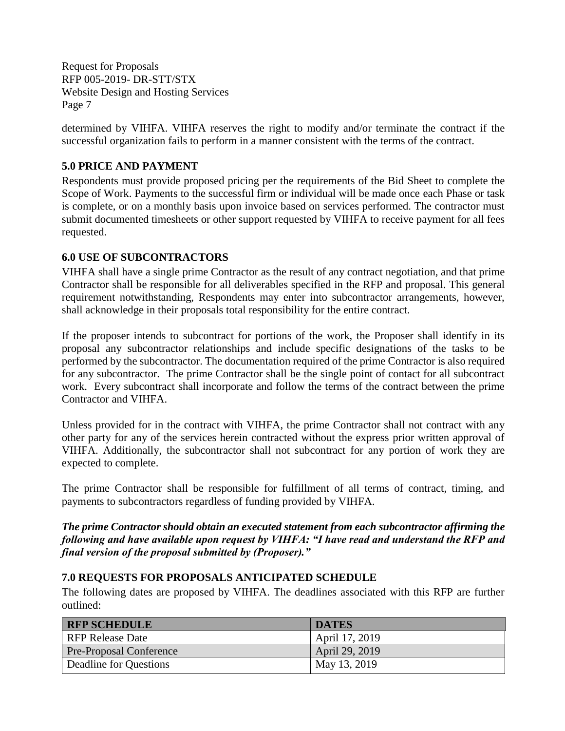determined by VIHFA. VIHFA reserves the right to modify and/or terminate the contract if the successful organization fails to perform in a manner consistent with the terms of the contract.

## 5.0 PRICE AND PAYMENT

Respondents must provide proposed pricing per the requirements of the Bid Sheet to complete the Scope of Work. Payments to the successful firm or individual will be made once each Phase or task is complete, or on a monthly basis upon invoice based on services performed. The contractor must submit documented timesheets or other support requested by VIHFA to receive payment for all fees requested.

## 6.0 USE OF SUBCONTRACTORS

VIHFA shall have a single prime Contractor as the result of any contract negotiation, and that prime Contractor shall be responsible for all deliverables specified in the RFP and proposal. This general requirement notwithstanding, Respondents may enter into subcontractor arrangements, however, shall acknowledge in their proposals total responsibility for the entire contract.

If the proposer intends to subcontract for portions of the work, the Proposer shall identify in its proposal any subcontractor relationships and include specific designations of the tasks to be performed by the subcontractor. The documentation required of the prime Contractor is also required for any subcontractor. The prime Contractor shall be the single point of contact for all subcontract work. Every subcontract shall incorporate and follow the terms of the contract between the prime Contractor and VIHFA.

Unless provided for in the contract with VIHFA, the prime Contractor shall not contract with any other party for any of the services herein contracted without the express prior written approval of VIHFA. Additionally, the subcontractor shall not subcontract for any portion of work they are expected to complete.

The prime Contractor shall be responsible for fulfillment of all terms of contract, timing, and payments to subcontractors regardless of funding provided by VIHFA.

***The prime Contractor should obtain an executed statement from each subcontractor affirming the following and have available upon request by VIHFA: "I have read and understand the RFP and final version of the proposal submitted by (Proposer)."***

## 7.0 REQUESTS FOR PROPOSALS ANTICIPATED SCHEDULE

The following dates are proposed by VIHFA. The deadlines associated with this RFP are further outlined:

| RFP SCHEDULE | DATES |
|---|---|
| RFP Release Date | April 17, 2019 |
| Pre-Proposal Conference | April 29, 2019 |
| Deadline for Questions | May 13, 2019 |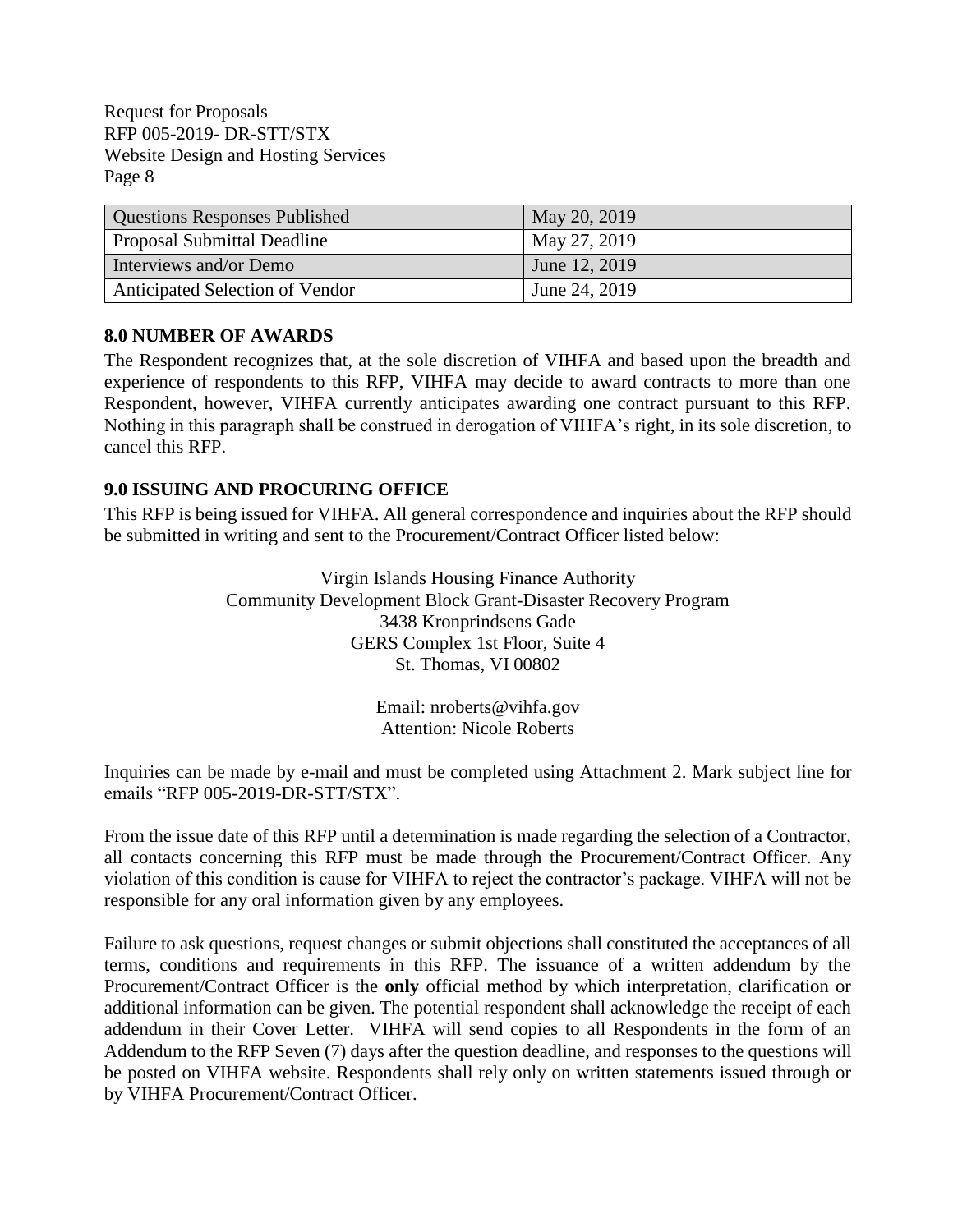| Questions Responses Published | May 20, 2019 |
|---|---|
| Proposal Submittal Deadline | May 27, 2019 |
| Interviews and/or Demo | June 12, 2019 |
| Anticipated Selection of Vendor | June 24, 2019 |

## 8.0 NUMBER OF AWARDS

The Respondent recognizes that, at the sole discretion of VIHFA and based upon the breadth and experience of respondents to this RFP, VIHFA may decide to award contracts to more than one Respondent, however, VIHFA currently anticipates awarding one contract pursuant to this RFP. Nothing in this paragraph shall be construed in derogation of VIHFA's right, in its sole discretion, to cancel this RFP.

## 9.0 ISSUING AND PROCURING OFFICE

This RFP is being issued for VIHFA. All general correspondence and inquiries about the RFP should be submitted in writing and sent to the Procurement/Contract Officer listed below:

Virgin Islands Housing Finance Authority
Community Development Block Grant-Disaster Recovery Program
3438 Kronprindsens Gade
GERS Complex 1st Floor, Suite 4
St. Thomas, VI 00802

Email: nroberts@vihfa.gov
Attention: Nicole Roberts

Inquiries can be made by e-mail and must be completed using Attachment 2. Mark subject line for emails "RFP 005-2019-DR-STT/STX".

From the issue date of this RFP until a determination is made regarding the selection of a Contractor, all contacts concerning this RFP must be made through the Procurement/Contract Officer. Any violation of this condition is cause for VIHFA to reject the contractor's package. VIHFA will not be responsible for any oral information given by any employees.

Failure to ask questions, request changes or submit objections shall constituted the acceptances of all terms, conditions and requirements in this RFP. The issuance of a written addendum by the Procurement/Contract Officer is the **only** official method by which interpretation, clarification or additional information can be given. The potential respondent shall acknowledge the receipt of each addendum in their Cover Letter. VIHFA will send copies to all Respondents in the form of an Addendum to the RFP Seven (7) days after the question deadline, and responses to the questions will be posted on VIHFA website. Respondents shall rely only on written statements issued through or by VIHFA Procurement/Contract Officer.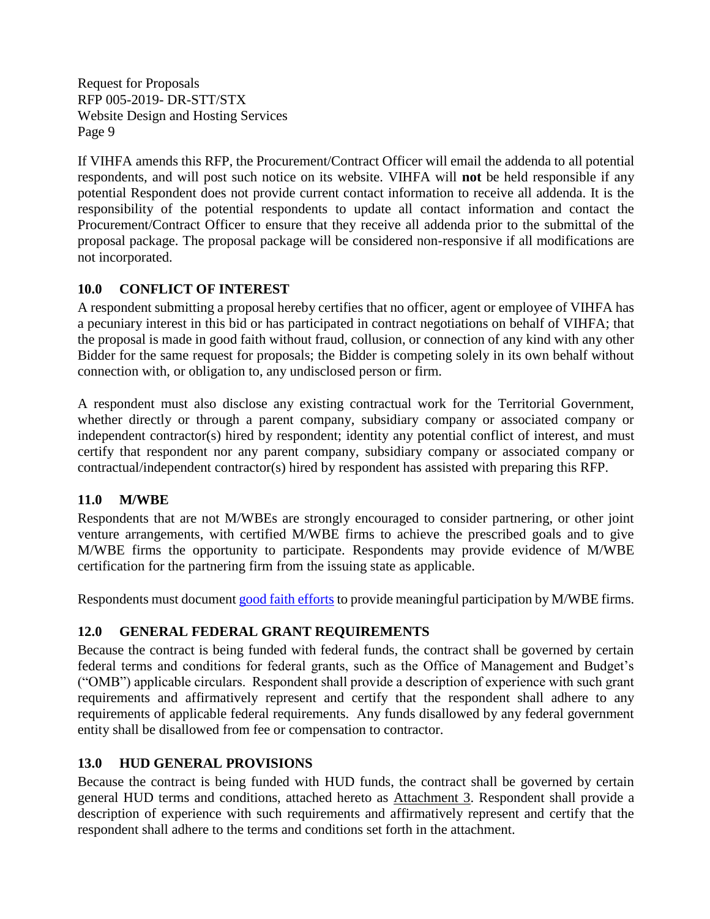If VIHFA amends this RFP, the Procurement/Contract Officer will email the addenda to all potential respondents, and will post such notice on its website. VIHFA will **not** be held responsible if any potential Respondent does not provide current contact information to receive all addenda. It is the responsibility of the potential respondents to update all contact information and contact the Procurement/Contract Officer to ensure that they receive all addenda prior to the submittal of the proposal package. The proposal package will be considered non-responsive if all modifications are not incorporated.

## 10.0 CONFLICT OF INTEREST

A respondent submitting a proposal hereby certifies that no officer, agent or employee of VIHFA has a pecuniary interest in this bid or has participated in contract negotiations on behalf of VIHFA; that the proposal is made in good faith without fraud, collusion, or connection of any kind with any other Bidder for the same request for proposals; the Bidder is competing solely in its own behalf without connection with, or obligation to, any undisclosed person or firm.

A respondent must also disclose any existing contractual work for the Territorial Government, whether directly or through a parent company, subsidiary company or associated company or independent contractor(s) hired by respondent; identity any potential conflict of interest, and must certify that respondent nor any parent company, subsidiary company or associated company or contractual/independent contractor(s) hired by respondent has assisted with preparing this RFP.

## 11.0 M/WBE

Respondents that are not M/WBEs are strongly encouraged to consider partnering, or other joint venture arrangements, with certified M/WBE firms to achieve the prescribed goals and to give M/WBE firms the opportunity to participate. Respondents may provide evidence of M/WBE certification for the partnering firm from the issuing state as applicable.

Respondents must document good faith efforts to provide meaningful participation by M/WBE firms.

## 12.0 GENERAL FEDERAL GRANT REQUIREMENTS

Because the contract is being funded with federal funds, the contract shall be governed by certain federal terms and conditions for federal grants, such as the Office of Management and Budget's ("OMB") applicable circulars. Respondent shall provide a description of experience with such grant requirements and affirmatively represent and certify that the respondent shall adhere to any requirements of applicable federal requirements. Any funds disallowed by any federal government entity shall be disallowed from fee or compensation to contractor.

## 13.0 HUD GENERAL PROVISIONS

Because the contract is being funded with HUD funds, the contract shall be governed by certain general HUD terms and conditions, attached hereto as Attachment 3. Respondent shall provide a description of experience with such requirements and affirmatively represent and certify that the respondent shall adhere to the terms and conditions set forth in the attachment.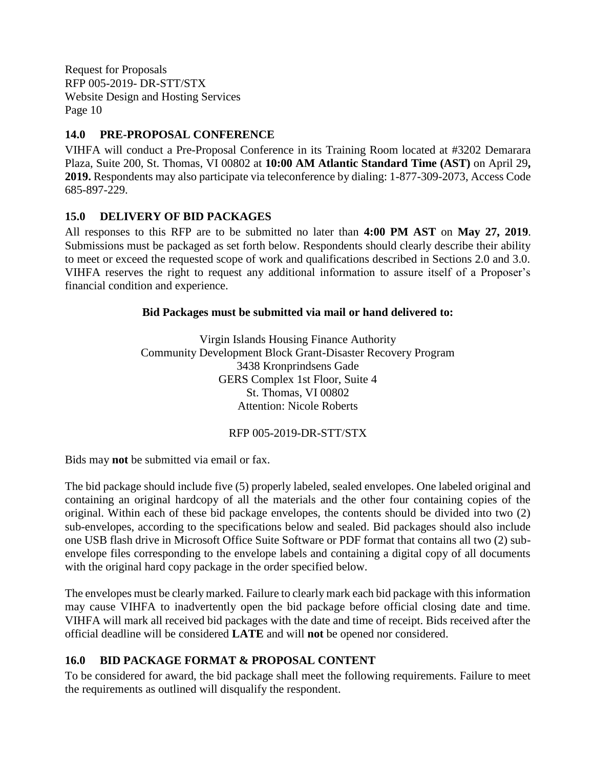## 14.0 PRE-PROPOSAL CONFERENCE

VIHFA will conduct a Pre-Proposal Conference in its Training Room located at #3202 Demarara Plaza, Suite 200, St. Thomas, VI 00802 at **10:00 AM Atlantic Standard Time (AST)** on April 29**, 2019.** Respondents may also participate via teleconference by dialing: 1-877-309-2073, Access Code 685-897-229.

## 15.0 DELIVERY OF BID PACKAGES

All responses to this RFP are to be submitted no later than **4:00 PM AST** on **May 27, 2019**. Submissions must be packaged as set forth below. Respondents should clearly describe their ability to meet or exceed the requested scope of work and qualifications described in Sections 2.0 and 3.0. VIHFA reserves the right to request any additional information to assure itself of a Proposer's financial condition and experience.

**Bid Packages must be submitted via mail or hand delivered to:**

Virgin Islands Housing Finance Authority
Community Development Block Grant-Disaster Recovery Program
3438 Kronprindsens Gade
GERS Complex 1st Floor, Suite 4
St. Thomas, VI 00802
Attention: Nicole Roberts

RFP 005-2019-DR-STT/STX

Bids may **not** be submitted via email or fax.

The bid package should include five (5) properly labeled, sealed envelopes. One labeled original and containing an original hardcopy of all the materials and the other four containing copies of the original. Within each of these bid package envelopes, the contents should be divided into two (2) sub-envelopes, according to the specifications below and sealed. Bid packages should also include one USB flash drive in Microsoft Office Suite Software or PDF format that contains all two (2) sub-envelope files corresponding to the envelope labels and containing a digital copy of all documents with the original hard copy package in the order specified below.

The envelopes must be clearly marked. Failure to clearly mark each bid package with this information may cause VIHFA to inadvertently open the bid package before official closing date and time. VIHFA will mark all received bid packages with the date and time of receipt. Bids received after the official deadline will be considered **LATE** and will **not** be opened nor considered.

## 16.0 BID PACKAGE FORMAT & PROPOSAL CONTENT

To be considered for award, the bid package shall meet the following requirements. Failure to meet the requirements as outlined will disqualify the respondent.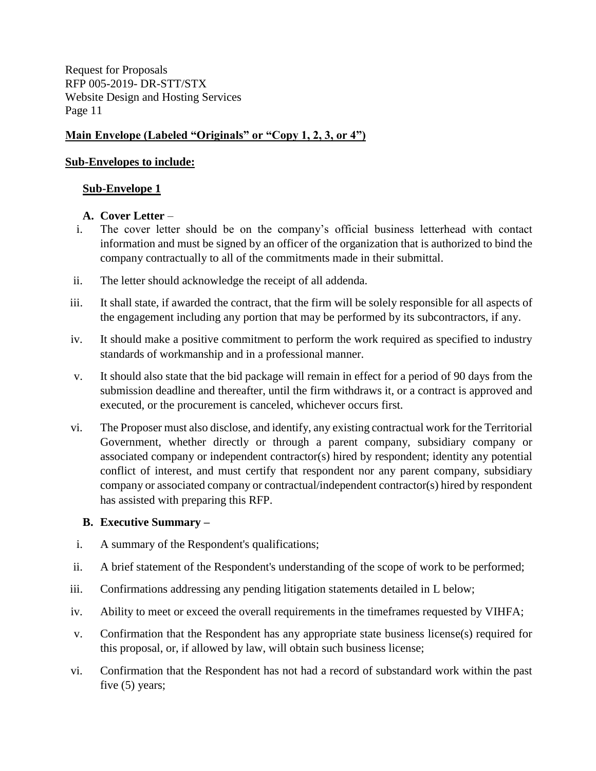**Main Envelope (Labeled "Originals" or "Copy 1, 2, 3, or 4")**

**Sub-Envelopes to include:**

**Sub-Envelope 1**

**A. Cover Letter** –

i. The cover letter should be on the company's official business letterhead with contact information and must be signed by an officer of the organization that is authorized to bind the company contractually to all of the commitments made in their submittal.

ii. The letter should acknowledge the receipt of all addenda.

iii. It shall state, if awarded the contract, that the firm will be solely responsible for all aspects of the engagement including any portion that may be performed by its subcontractors, if any.

iv. It should make a positive commitment to perform the work required as specified to industry standards of workmanship and in a professional manner.

v. It should also state that the bid package will remain in effect for a period of 90 days from the submission deadline and thereafter, until the firm withdraws it, or a contract is approved and executed, or the procurement is canceled, whichever occurs first.

vi. The Proposer must also disclose, and identify, any existing contractual work for the Territorial Government, whether directly or through a parent company, subsidiary company or associated company or independent contractor(s) hired by respondent; identity any potential conflict of interest, and must certify that respondent nor any parent company, subsidiary company or associated company or contractual/independent contractor(s) hired by respondent has assisted with preparing this RFP.

**B. Executive Summary** –

i. A summary of the Respondent's qualifications;

ii. A brief statement of the Respondent's understanding of the scope of work to be performed;

iii. Confirmations addressing any pending litigation statements detailed in L below;

iv. Ability to meet or exceed the overall requirements in the timeframes requested by VIHFA;

v. Confirmation that the Respondent has any appropriate state business license(s) required for this proposal, or, if allowed by law, will obtain such business license;

vi. Confirmation that the Respondent has not had a record of substandard work within the past five (5) years;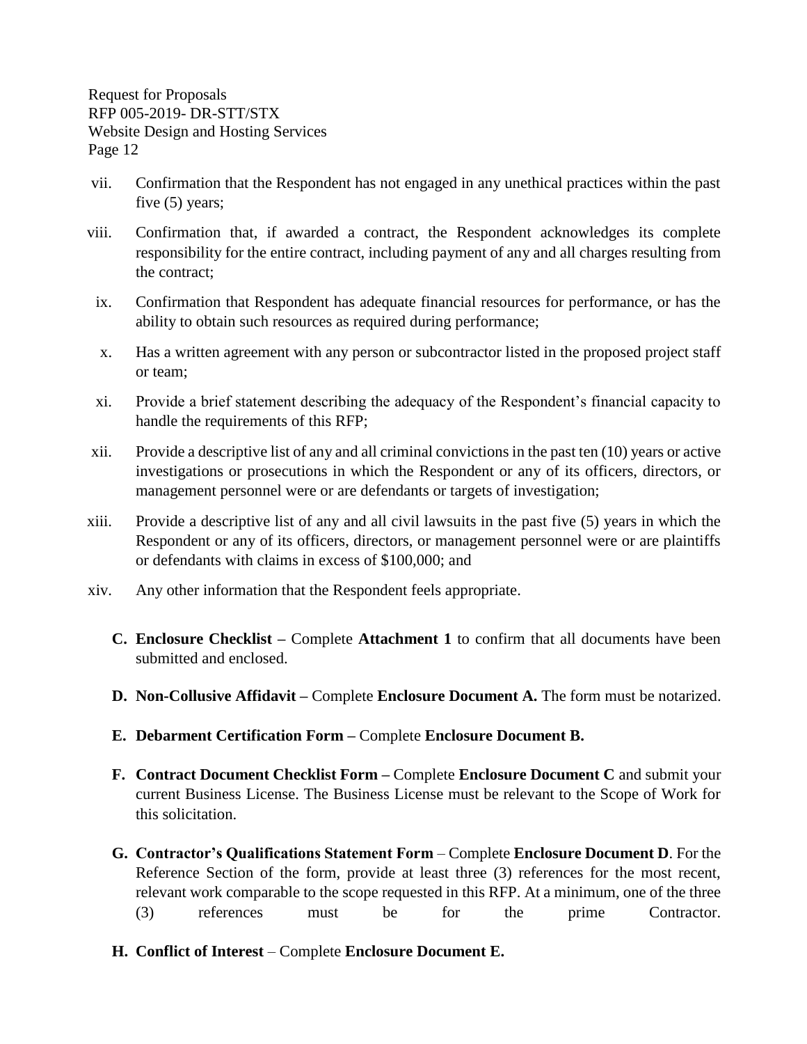vii. Confirmation that the Respondent has not engaged in any unethical practices within the past five (5) years;

viii. Confirmation that, if awarded a contract, the Respondent acknowledges its complete responsibility for the entire contract, including payment of any and all charges resulting from the contract;

ix. Confirmation that Respondent has adequate financial resources for performance, or has the ability to obtain such resources as required during performance;

x. Has a written agreement with any person or subcontractor listed in the proposed project staff or team;

xi. Provide a brief statement describing the adequacy of the Respondent's financial capacity to handle the requirements of this RFP;

xii. Provide a descriptive list of any and all criminal convictions in the past ten (10) years or active investigations or prosecutions in which the Respondent or any of its officers, directors, or management personnel were or are defendants or targets of investigation;

xiii. Provide a descriptive list of any and all civil lawsuits in the past five (5) years in which the Respondent or any of its officers, directors, or management personnel were or are plaintiffs or defendants with claims in excess of $100,000; and

xiv. Any other information that the Respondent feels appropriate.

**C. Enclosure Checklist –** Complete **Attachment 1** to confirm that all documents have been submitted and enclosed.

**D. Non-Collusive Affidavit –** Complete **Enclosure Document A.** The form must be notarized.

**E. Debarment Certification Form –** Complete **Enclosure Document B.**

**F. Contract Document Checklist Form –** Complete **Enclosure Document C** and submit your current Business License. The Business License must be relevant to the Scope of Work for this solicitation.

**G. Contractor's Qualifications Statement Form** – Complete **Enclosure Document D**. For the Reference Section of the form, provide at least three (3) references for the most recent, relevant work comparable to the scope requested in this RFP. At a minimum, one of the three (3) references must be for the prime Contractor.

**H. Conflict of Interest** – Complete **Enclosure Document E.**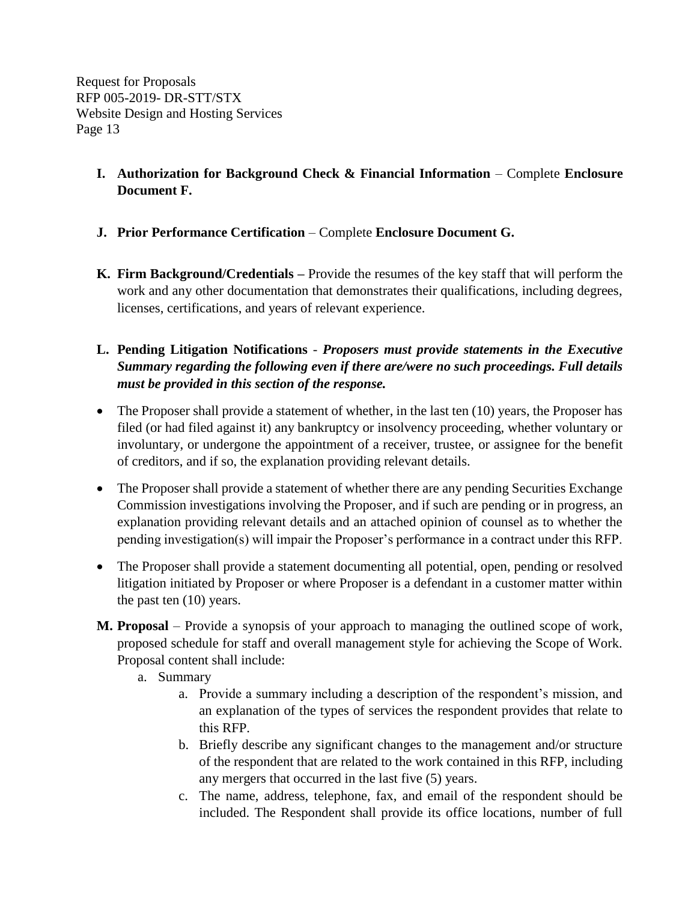**I. Authorization for Background Check & Financial Information** – Complete **Enclosure Document F.**

**J. Prior Performance Certification** – Complete **Enclosure Document G.**

**K. Firm Background/Credentials –** Provide the resumes of the key staff that will perform the work and any other documentation that demonstrates their qualifications, including degrees, licenses, certifications, and years of relevant experience.

**L. Pending Litigation Notifications** - ***Proposers must provide statements in the Executive Summary regarding the following even if there are/were no such proceedings. Full details must be provided in this section of the response.***

- The Proposer shall provide a statement of whether, in the last ten (10) years, the Proposer has filed (or had filed against it) any bankruptcy or insolvency proceeding, whether voluntary or involuntary, or undergone the appointment of a receiver, trustee, or assignee for the benefit of creditors, and if so, the explanation providing relevant details.
- The Proposer shall provide a statement of whether there are any pending Securities Exchange Commission investigations involving the Proposer, and if such are pending or in progress, an explanation providing relevant details and an attached opinion of counsel as to whether the pending investigation(s) will impair the Proposer's performance in a contract under this RFP.
- The Proposer shall provide a statement documenting all potential, open, pending or resolved litigation initiated by Proposer or where Proposer is a defendant in a customer matter within the past ten (10) years.

**M. Proposal** – Provide a synopsis of your approach to managing the outlined scope of work, proposed schedule for staff and overall management style for achieving the Scope of Work. Proposal content shall include:

a. Summary
   a. Provide a summary including a description of the respondent's mission, and an explanation of the types of services the respondent provides that relate to this RFP.
   b. Briefly describe any significant changes to the management and/or structure of the respondent that are related to the work contained in this RFP, including any mergers that occurred in the last five (5) years.
   c. The name, address, telephone, fax, and email of the respondent should be included. The Respondent shall provide its office locations, number of full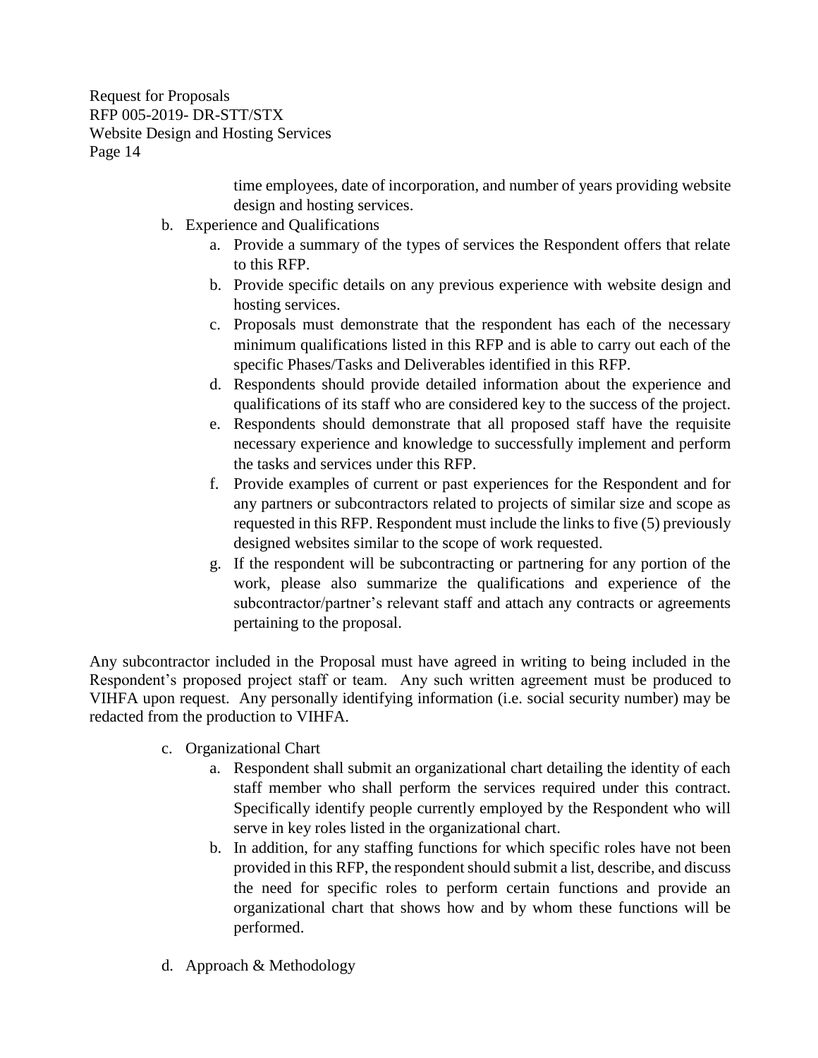time employees, date of incorporation, and number of years providing website design and hosting services.

b. Experience and Qualifications
    a. Provide a summary of the types of services the Respondent offers that relate to this RFP.
    b. Provide specific details on any previous experience with website design and hosting services.
    c. Proposals must demonstrate that the respondent has each of the necessary minimum qualifications listed in this RFP and is able to carry out each of the specific Phases/Tasks and Deliverables identified in this RFP.
    d. Respondents should provide detailed information about the experience and qualifications of its staff who are considered key to the success of the project.
    e. Respondents should demonstrate that all proposed staff have the requisite necessary experience and knowledge to successfully implement and perform the tasks and services under this RFP.
    f. Provide examples of current or past experiences for the Respondent and for any partners or subcontractors related to projects of similar size and scope as requested in this RFP. Respondent must include the links to five (5) previously designed websites similar to the scope of work requested.
    g. If the respondent will be subcontracting or partnering for any portion of the work, please also summarize the qualifications and experience of the subcontractor/partner's relevant staff and attach any contracts or agreements pertaining to the proposal.

Any subcontractor included in the Proposal must have agreed in writing to being included in the Respondent's proposed project staff or team. Any such written agreement must be produced to VIHFA upon request. Any personally identifying information (i.e. social security number) may be redacted from the production to VIHFA.

c. Organizational Chart
    a. Respondent shall submit an organizational chart detailing the identity of each staff member who shall perform the services required under this contract. Specifically identify people currently employed by the Respondent who will serve in key roles listed in the organizational chart.
    b. In addition, for any staffing functions for which specific roles have not been provided in this RFP, the respondent should submit a list, describe, and discuss the need for specific roles to perform certain functions and provide an organizational chart that shows how and by whom these functions will be performed.

d. Approach & Methodology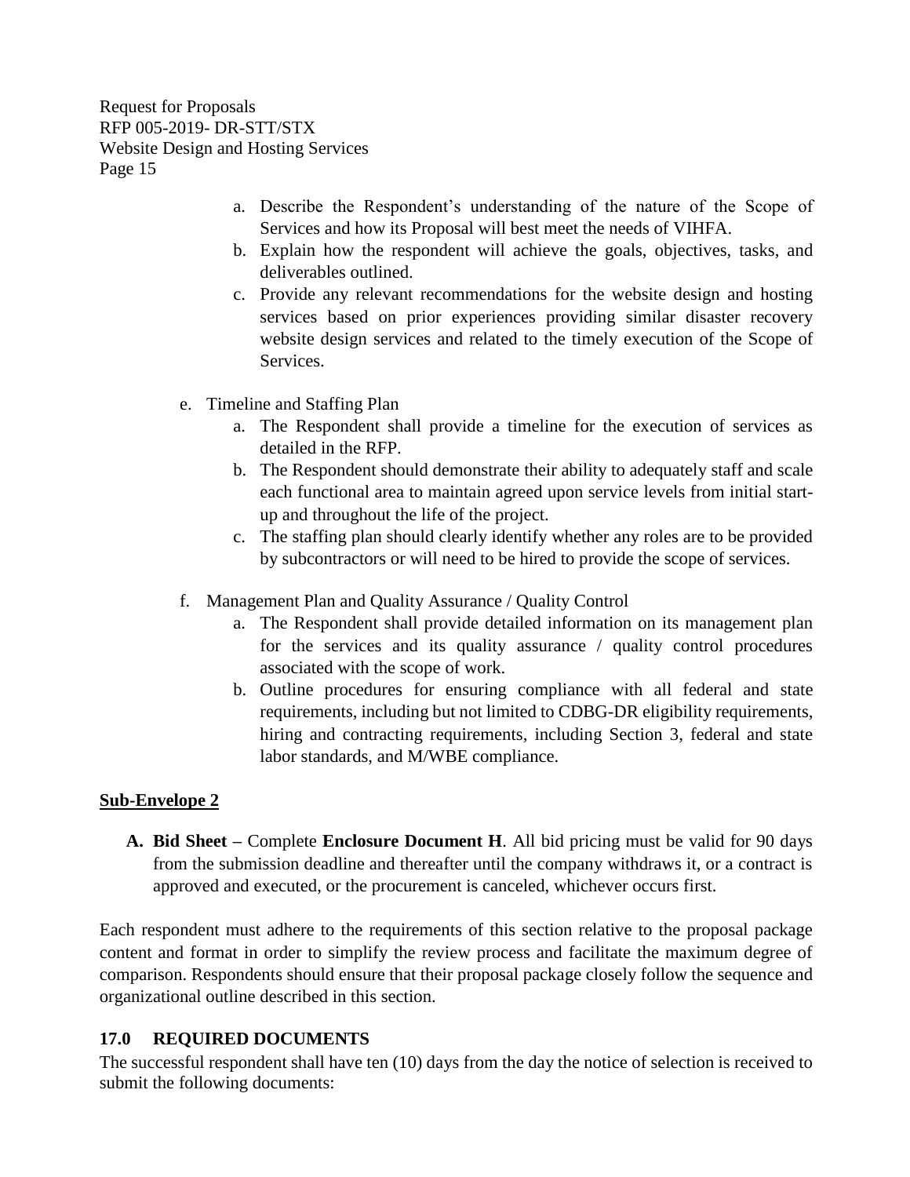a. Describe the Respondent's understanding of the nature of the Scope of Services and how its Proposal will best meet the needs of VIHFA.
   b. Explain how the respondent will achieve the goals, objectives, tasks, and deliverables outlined.
   c. Provide any relevant recommendations for the website design and hosting services based on prior experiences providing similar disaster recovery website design services and related to the timely execution of the Scope of Services.

e. Timeline and Staffing Plan
   a. The Respondent shall provide a timeline for the execution of services as detailed in the RFP.
   b. The Respondent should demonstrate their ability to adequately staff and scale each functional area to maintain agreed upon service levels from initial start-up and throughout the life of the project.
   c. The staffing plan should clearly identify whether any roles are to be provided by subcontractors or will need to be hired to provide the scope of services.

f. Management Plan and Quality Assurance / Quality Control
   a. The Respondent shall provide detailed information on its management plan for the services and its quality assurance / quality control procedures associated with the scope of work.
   b. Outline procedures for ensuring compliance with all federal and state requirements, including but not limited to CDBG-DR eligibility requirements, hiring and contracting requirements, including Section 3, federal and state labor standards, and M/WBE compliance.

**Sub-Envelope 2**

**A. Bid Sheet –** Complete **Enclosure Document H**. All bid pricing must be valid for 90 days from the submission deadline and thereafter until the company withdraws it, or a contract is approved and executed, or the procurement is canceled, whichever occurs first.

Each respondent must adhere to the requirements of this section relative to the proposal package content and format in order to simplify the review process and facilitate the maximum degree of comparison. Respondents should ensure that their proposal package closely follow the sequence and organizational outline described in this section.

## 17.0 REQUIRED DOCUMENTS

The successful respondent shall have ten (10) days from the day the notice of selection is received to submit the following documents: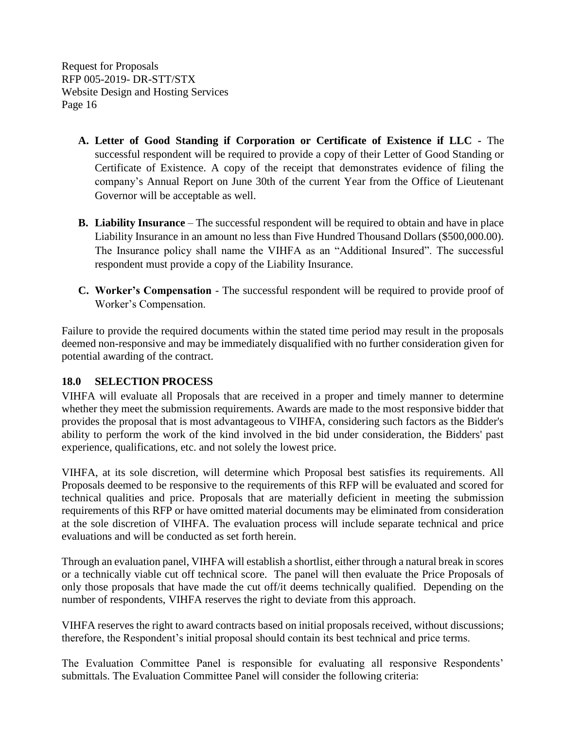- **A. Letter of Good Standing if Corporation or Certificate of Existence if LLC -** The successful respondent will be required to provide a copy of their Letter of Good Standing or Certificate of Existence. A copy of the receipt that demonstrates evidence of filing the company's Annual Report on June 30th of the current Year from the Office of Lieutenant Governor will be acceptable as well.

- **B. Liability Insurance** – The successful respondent will be required to obtain and have in place Liability Insurance in an amount no less than Five Hundred Thousand Dollars ($500,000.00). The Insurance policy shall name the VIHFA as an "Additional Insured". The successful respondent must provide a copy of the Liability Insurance.

- **C. Worker's Compensation** - The successful respondent will be required to provide proof of Worker's Compensation.

Failure to provide the required documents within the stated time period may result in the proposals deemed non-responsive and may be immediately disqualified with no further consideration given for potential awarding of the contract.

## 18.0 SELECTION PROCESS

VIHFA will evaluate all Proposals that are received in a proper and timely manner to determine whether they meet the submission requirements. Awards are made to the most responsive bidder that provides the proposal that is most advantageous to VIHFA, considering such factors as the Bidder's ability to perform the work of the kind involved in the bid under consideration, the Bidders' past experience, qualifications, etc. and not solely the lowest price.

VIHFA, at its sole discretion, will determine which Proposal best satisfies its requirements. All Proposals deemed to be responsive to the requirements of this RFP will be evaluated and scored for technical qualities and price. Proposals that are materially deficient in meeting the submission requirements of this RFP or have omitted material documents may be eliminated from consideration at the sole discretion of VIHFA. The evaluation process will include separate technical and price evaluations and will be conducted as set forth herein.

Through an evaluation panel, VIHFA will establish a shortlist, either through a natural break in scores or a technically viable cut off technical score. The panel will then evaluate the Price Proposals of only those proposals that have made the cut off/it deems technically qualified. Depending on the number of respondents, VIHFA reserves the right to deviate from this approach.

VIHFA reserves the right to award contracts based on initial proposals received, without discussions; therefore, the Respondent's initial proposal should contain its best technical and price terms.

The Evaluation Committee Panel is responsible for evaluating all responsive Respondents' submittals. The Evaluation Committee Panel will consider the following criteria: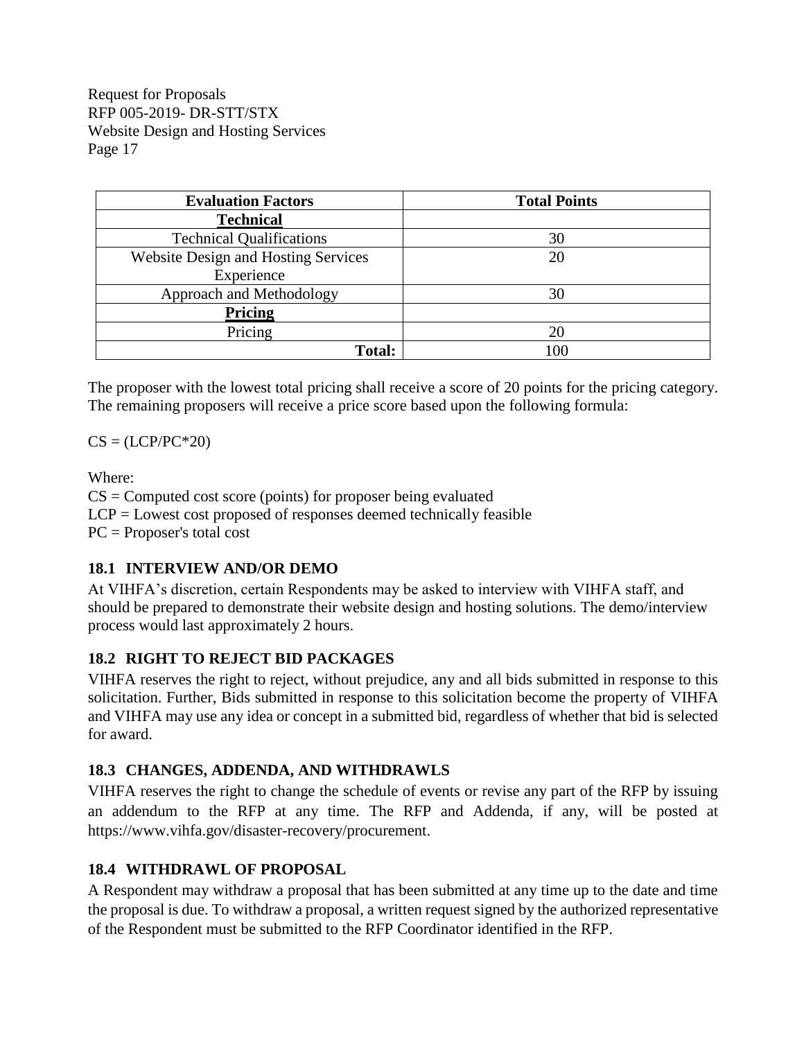| Evaluation Factors | Total Points |
| --- | --- |
| **Technical** | |
| Technical Qualifications | 30 |
| Website Design and Hosting Services Experience | 20 |
| Approach and Methodology | 30 |
| **Pricing** | |
| Pricing | 20 |
| **Total:** | 100 |

The proposer with the lowest total pricing shall receive a score of 20 points for the pricing category. The remaining proposers will receive a price score based upon the following formula:

$CS = (LCP/PC*20)$

Where:

$CS$ = Computed cost score (points) for proposer being evaluated
$LCP$ = Lowest cost proposed of responses deemed technically feasible
$PC$ = Proposer's total cost

### 18.1 INTERVIEW AND/OR DEMO

At VIHFA's discretion, certain Respondents may be asked to interview with VIHFA staff, and should be prepared to demonstrate their website design and hosting solutions. The demo/interview process would last approximately 2 hours.

### 18.2 RIGHT TO REJECT BID PACKAGES

VIHFA reserves the right to reject, without prejudice, any and all bids submitted in response to this solicitation. Further, Bids submitted in response to this solicitation become the property of VIHFA and VIHFA may use any idea or concept in a submitted bid, regardless of whether that bid is selected for award.

### 18.3 CHANGES, ADDENDA, AND WITHDRAWLS

VIHFA reserves the right to change the schedule of events or revise any part of the RFP by issuing an addendum to the RFP at any time. The RFP and Addenda, if any, will be posted at https://www.vihfa.gov/disaster-recovery/procurement.

### 18.4 WITHDRAWL OF PROPOSAL

A Respondent may withdraw a proposal that has been submitted at any time up to the date and time the proposal is due. To withdraw a proposal, a written request signed by the authorized representative of the Respondent must be submitted to the RFP Coordinator identified in the RFP.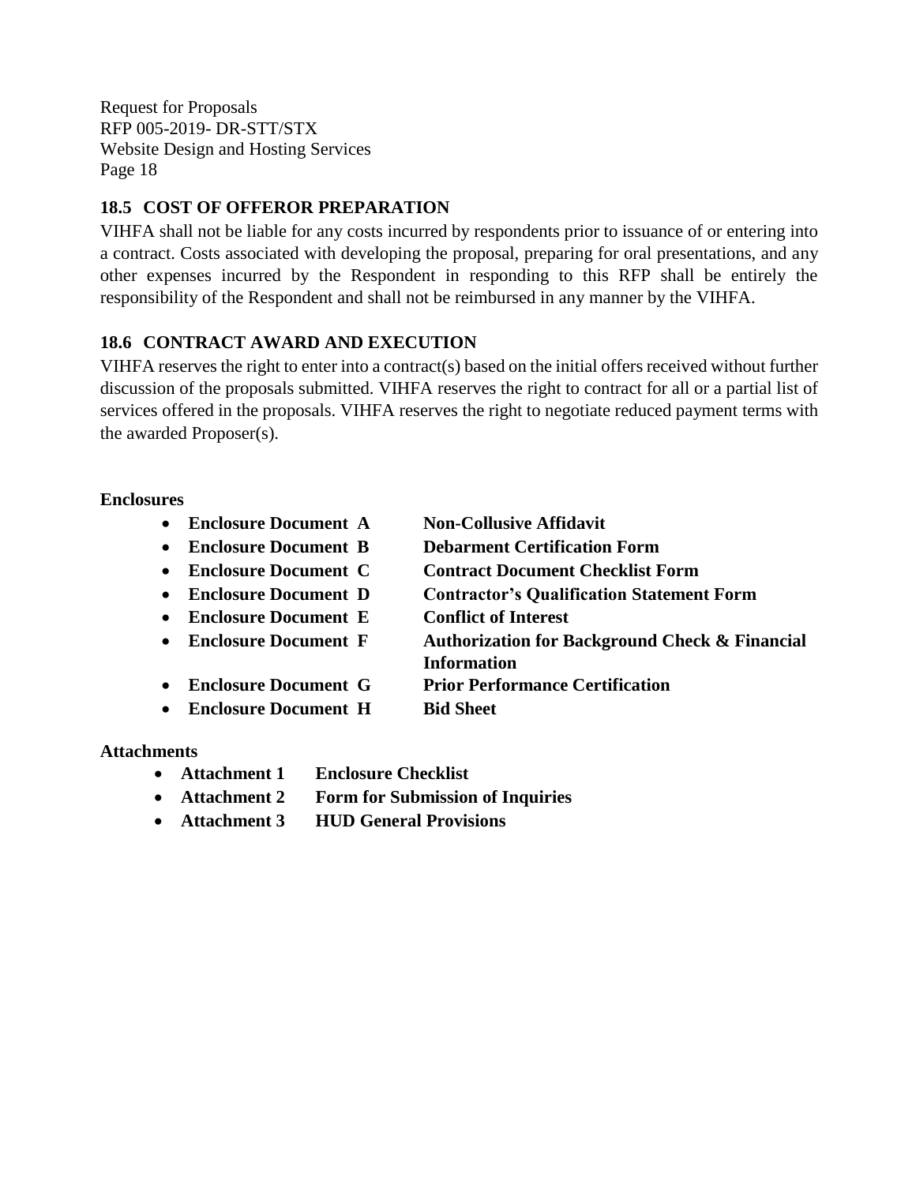### 18.5 COST OF OFFEROR PREPARATION

VIHFA shall not be liable for any costs incurred by respondents prior to issuance of or entering into a contract. Costs associated with developing the proposal, preparing for oral presentations, and any other expenses incurred by the Respondent in responding to this RFP shall be entirely the responsibility of the Respondent and shall not be reimbursed in any manner by the VIHFA.

### 18.6 CONTRACT AWARD AND EXECUTION

VIHFA reserves the right to enter into a contract(s) based on the initial offers received without further discussion of the proposals submitted. VIHFA reserves the right to contract for all or a partial list of services offered in the proposals. VIHFA reserves the right to negotiate reduced payment terms with the awarded Proposer(s).

**Enclosures**

- **Enclosure Document A** **Non-Collusive Affidavit**
- **Enclosure Document B** **Debarment Certification Form**
- **Enclosure Document C** **Contract Document Checklist Form**
- **Enclosure Document D** **Contractor's Qualification Statement Form**
- **Enclosure Document E** **Conflict of Interest**
- **Enclosure Document F** **Authorization for Background Check & Financial Information**
- **Enclosure Document G** **Prior Performance Certification**
- **Enclosure Document H** **Bid Sheet**

**Attachments**

- **Attachment 1** **Enclosure Checklist**
- **Attachment 2** **Form for Submission of Inquiries**
- **Attachment 3** **HUD General Provisions**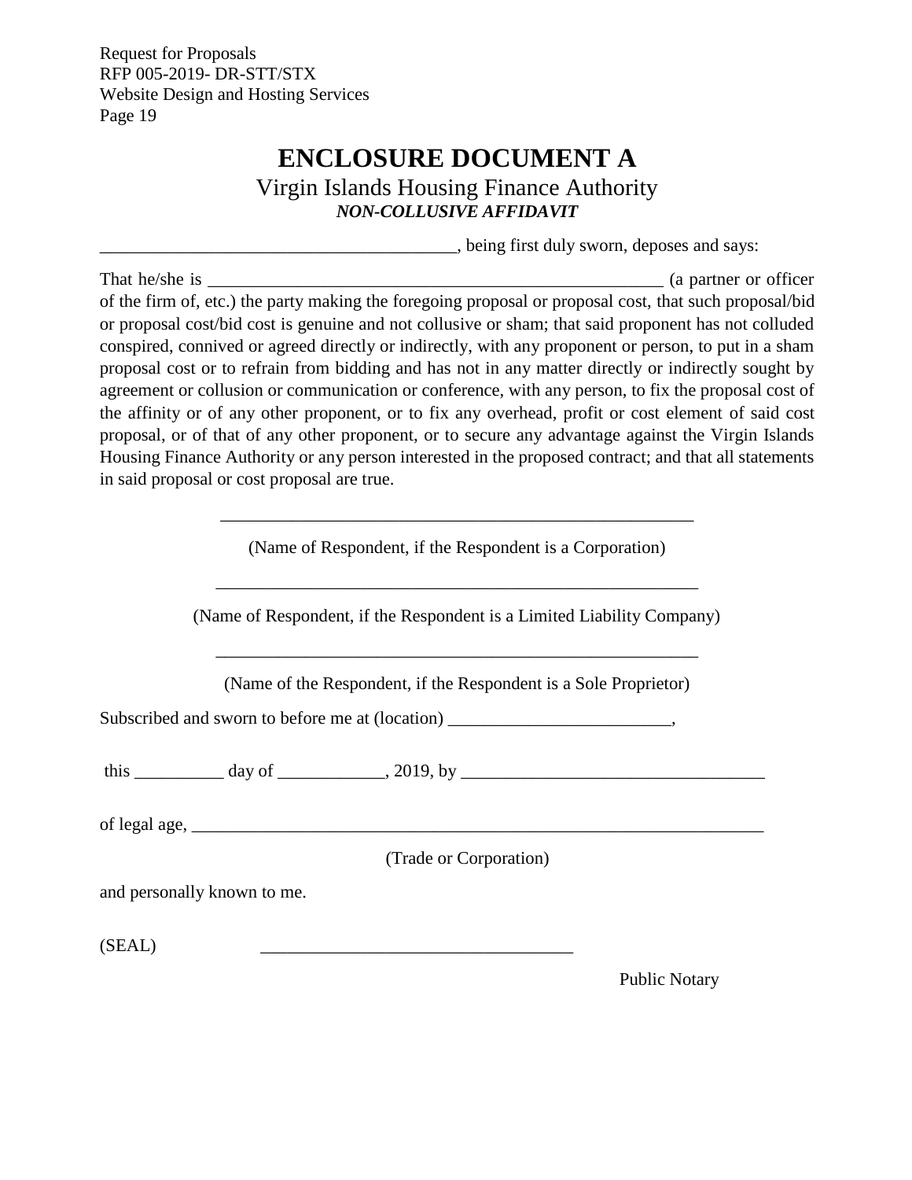# ENCLOSURE DOCUMENT A

Virgin Islands Housing Finance Authority

***NON-COLLUSIVE AFFIDAVIT***

________________________________________, being first duly sworn, deposes and says:

That he/she is ____________________________________________________ (a partner or officer of the firm of, etc.) the party making the foregoing proposal or proposal cost, that such proposal/bid or proposal cost/bid cost is genuine and not collusive or sham; that said proponent has not colluded conspired, connived or agreed directly or indirectly, with any proponent or person, to put in a sham proposal cost or to refrain from bidding and has not in any matter directly or indirectly sought by agreement or collusion or communication or conference, with any person, to fix the proposal cost of the affinity or of any other proponent, or to fix any overhead, profit or cost element of said cost proposal, or of that of any other proponent, or to secure any advantage against the Virgin Islands Housing Finance Authority or any person interested in the proposed contract; and that all statements in said proposal or cost proposal are true.

______________________________________________________

(Name of Respondent, if the Respondent is a Corporation)

_______________________________________________________

(Name of Respondent, if the Respondent is a Limited Liability Company)

_______________________________________________________

(Name of the Respondent, if the Respondent is a Sole Proprietor)

Subscribed and sworn to before me at (location) _________________________,

this __________ day of ____________, 2019, by __________________________________

of legal age, ____________________________________________________________________

(Trade or Corporation)

and personally known to me.

(SEAL) ___________________________________

Public Notary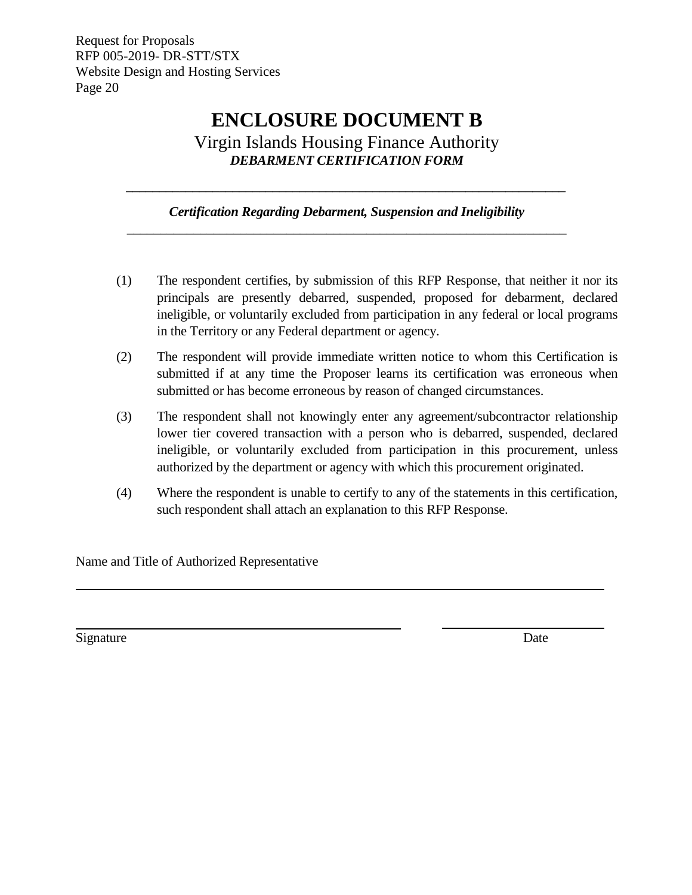# ENCLOSURE DOCUMENT B

Virgin Islands Housing Finance Authority

***DEBARMENT CERTIFICATION FORM***

---

***Certification Regarding Debarment, Suspension and Ineligibility***

---

(1) The respondent certifies, by submission of this RFP Response, that neither it nor its principals are presently debarred, suspended, proposed for debarment, declared ineligible, or voluntarily excluded from participation in any federal or local programs in the Territory or any Federal department or agency.

(2) The respondent will provide immediate written notice to whom this Certification is submitted if at any time the Proposer learns its certification was erroneous when submitted or has become erroneous by reason of changed circumstances.

(3) The respondent shall not knowingly enter any agreement/subcontractor relationship lower tier covered transaction with a person who is debarred, suspended, declared ineligible, or voluntarily excluded from participation in this procurement, unless authorized by the department or agency with which this procurement originated.

(4) Where the respondent is unable to certify to any of the statements in this certification, such respondent shall attach an explanation to this RFP Response.

Name and Title of Authorized Representative

\_\_\_\_\_\_\_\_\_\_\_\_\_\_\_\_\_\_\_\_\_\_\_\_\_\_\_\_\_\_\_\_\_\_\_\_\_\_\_\_\_\_\_\_\_\_\_\_\_\_\_\_\_\_\_\_\_\_\_\_

\_\_\_\_\_\_\_\_\_\_\_\_\_\_\_\_\_\_\_\_\_\_\_\_\_\_\_\_\_\_\_\_\_\_\_\_\_\_\_\_ \_\_\_\_\_\_\_\_\_\_\_\_\_\_\_\_\_\_\_\_

Signature Date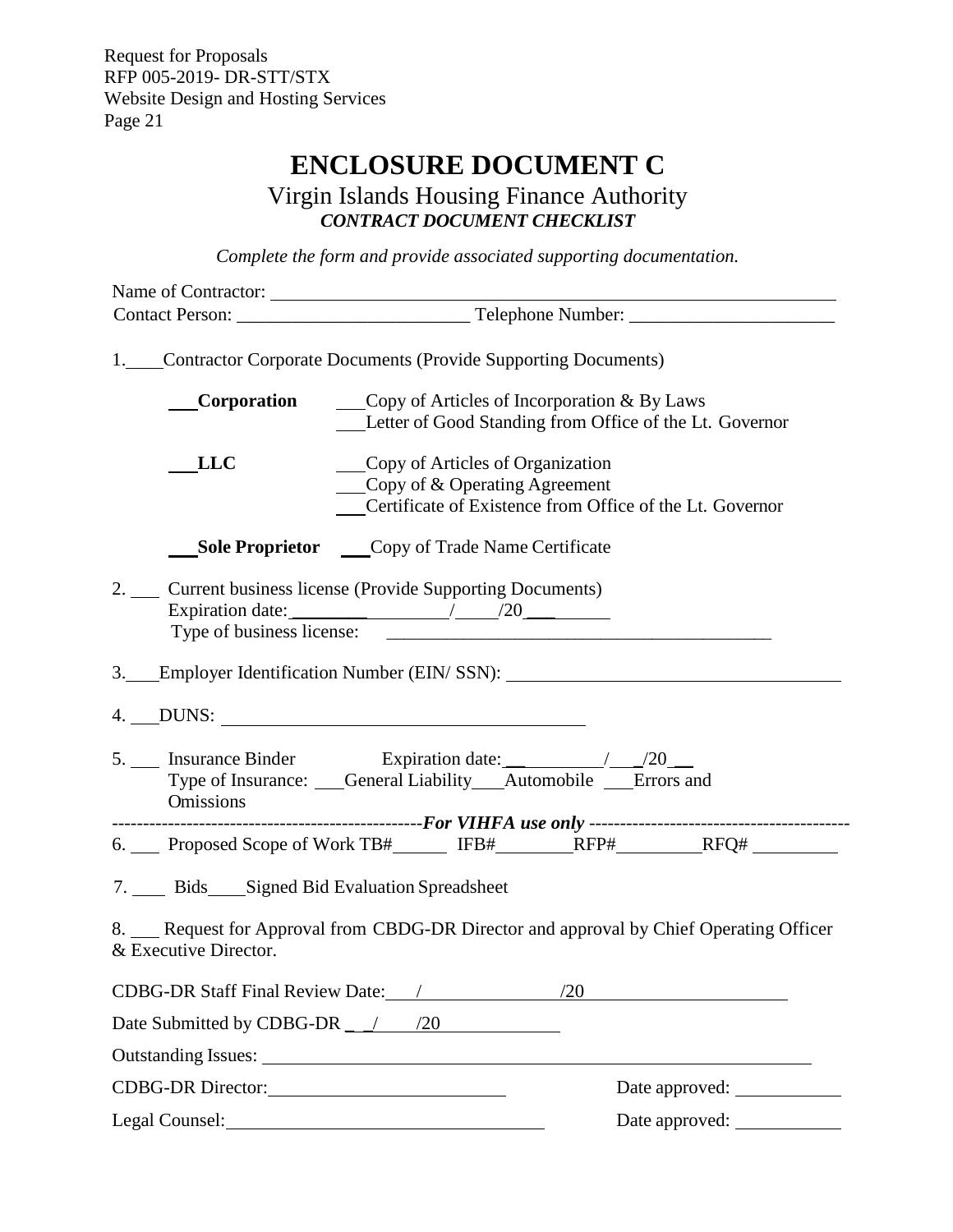# ENCLOSURE DOCUMENT C

## Virgin Islands Housing Finance Authority

***CONTRACT DOCUMENT CHECKLIST***

*Complete the form and provide associated supporting documentation.*

Name of Contractor: ______________________________________________________________

Contact Person: _________________________ Telephone Number: ______________________

1.____Contractor Corporate Documents (Provide Supporting Documents)

___**Corporation** ___Copy of Articles of Incorporation & By Laws
___Letter of Good Standing from Office of the Lt. Governor

___**LLC** ___Copy of Articles of Organization
___Copy of & Operating Agreement
___Certificate of Existence from Office of the Lt. Governor

___**Sole Proprietor** ___Copy of Trade Name Certificate

2. ___ Current business license (Provide Supporting Documents)
Expiration date:________________/____/20___
Type of business license: __________________________________________

3.___Employer Identification Number (EIN/ SSN): ____________________________________

4. ___DUNS: ________________________________________

5. ___ Insurance Binder Expiration date:___________/___/20 __
Type of Insurance: ___General Liability___Automobile ___Errors and Omissions

--------------------------------------------------*For VIHFA use only* ------------------------------------------

6. ___ Proposed Scope of Work TB#______ IFB#________RFP#_________RFQ# _________

7. ____ Bids____Signed Bid Evaluation Spreadsheet

8. ___ Request for Approval from CBDG-DR Director and approval by Chief Operating Officer & Executive Director.

CDBG-DR Staff Final Review Date:___/_______________/20______________________

Date Submitted by CDBG-DR __/____/20_____________

Outstanding Issues: ______________________________________________________________

CDBG-DR Director:__________________________ Date approved: ___________

Legal Counsel:__________________________________ Date approved: ___________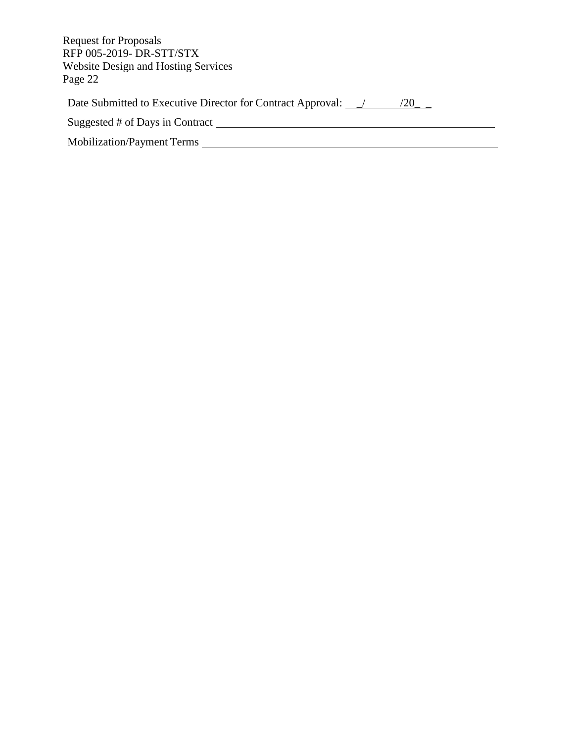Date Submitted to Executive Director for Contract Approval: \_\_/\_\_\_\_\_\_/20\_\_

Suggested # of Days in Contract \_\_\_\_\_\_\_\_\_\_\_\_\_\_\_\_\_\_\_\_\_\_\_\_\_\_\_\_\_\_\_\_\_\_\_\_\_\_\_\_\_\_\_\_\_\_\_\_\_\_

Mobilization/Payment Terms \_\_\_\_\_\_\_\_\_\_\_\_\_\_\_\_\_\_\_\_\_\_\_\_\_\_\_\_\_\_\_\_\_\_\_\_\_\_\_\_\_\_\_\_\_\_\_\_\_\_\_\_\_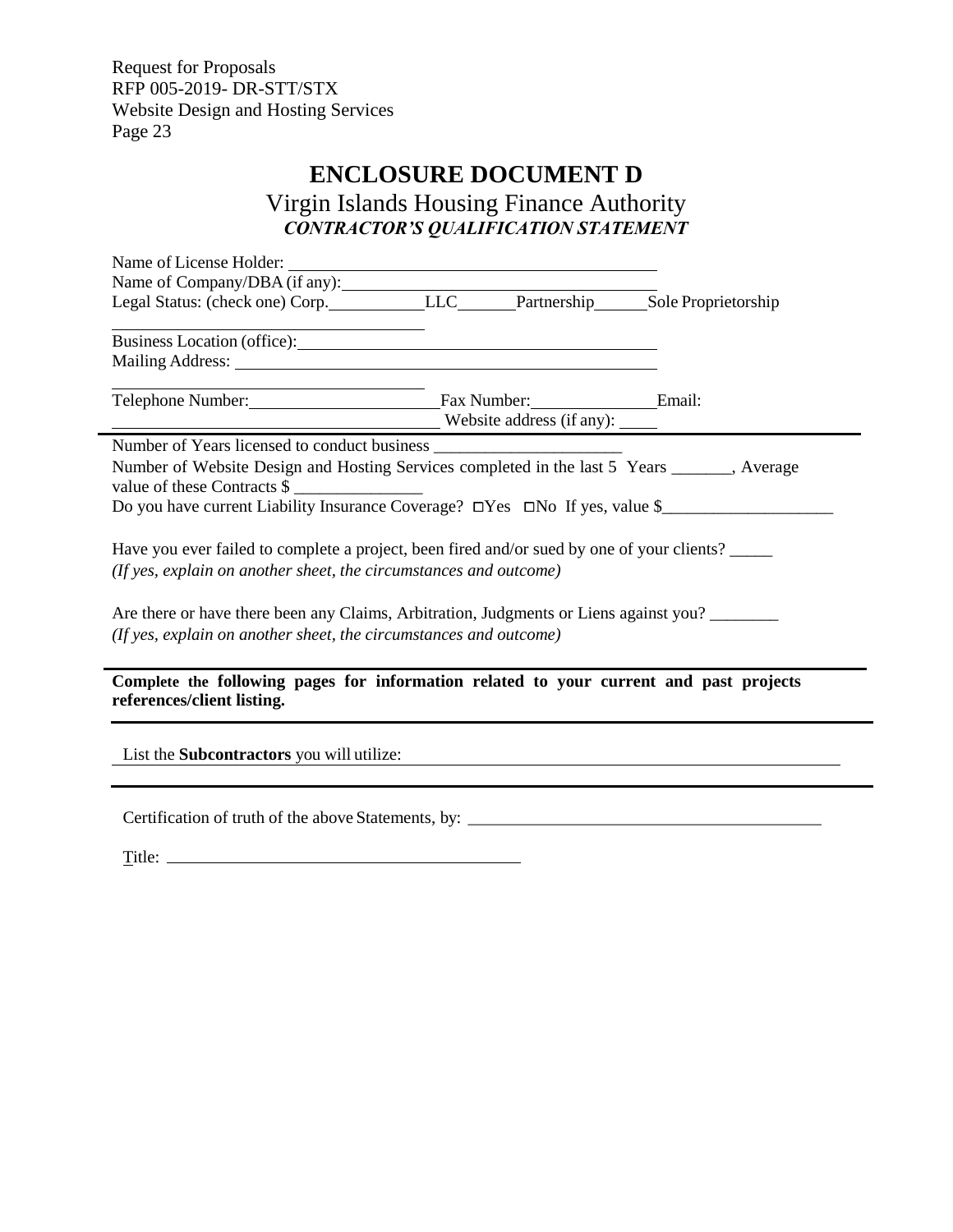# ENCLOSURE DOCUMENT D

## Virgin Islands Housing Finance Authority

### *CONTRACTOR'S QUALIFICATION STATEMENT*

Name of License Holder: ______________________________

Name of Company/DBA (if any): ______________________________

Legal Status: (check one) Corp.__________ LLC______ Partnership______ Sole Proprietorship

______________________________

Business Location (office): ______________________________

Mailing Address: ______________________________

______________________________

Telephone Number: __________________ Fax Number: ______________ Email: ______________________________ Website address (if any): ____

Number of Years licensed to conduct business ______________________

Number of Website Design and Hosting Services completed in the last 5 Years _______, Average value of these Contracts $ _______________

Do you have current Liability Insurance Coverage? ☐Yes ☐No If yes, value $____________________

Have you ever failed to complete a project, been fired and/or sued by one of your clients? _____
*(If yes, explain on another sheet, the circumstances and outcome)*

Are there or have there been any Claims, Arbitration, Judgments or Liens against you? ________
*(If yes, explain on another sheet, the circumstances and outcome)*

**Complete the following pages for information related to your current and past projects references/client listing.**

List the **Subcontractors** you will utilize: ______________________________

Certification of truth of the above Statements, by: ______________________________

Title: ______________________________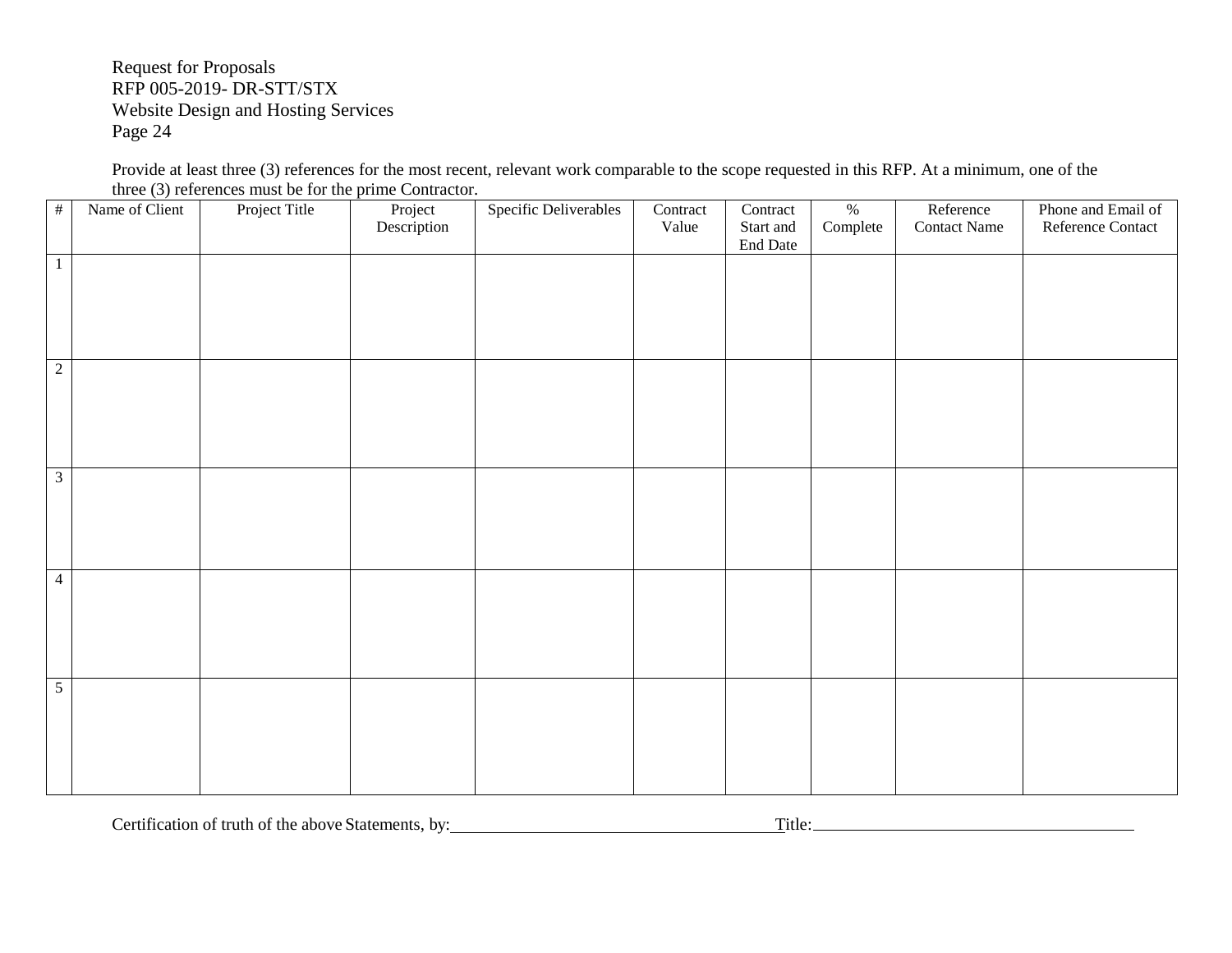Provide at least three (3) references for the most recent, relevant work comparable to the scope requested in this RFP. At a minimum, one of the three (3) references must be for the prime Contractor.

| # | Name of Client | Project Title | Project Description | Specific Deliverables | Contract Value | Contract Start and End Date | % Complete | Reference Contact Name | Phone and Email of Reference Contact |
|---|---|---|---|---|---|---|---|---|---|
| 1 | | | | | | | | | |
| 2 | | | | | | | | | |
| 3 | | | | | | | | | |
| 4 | | | | | | | | | |
| 5 | | | | | | | | | |

Certification of truth of the above Statements, by:______________________________________Title:______________________________________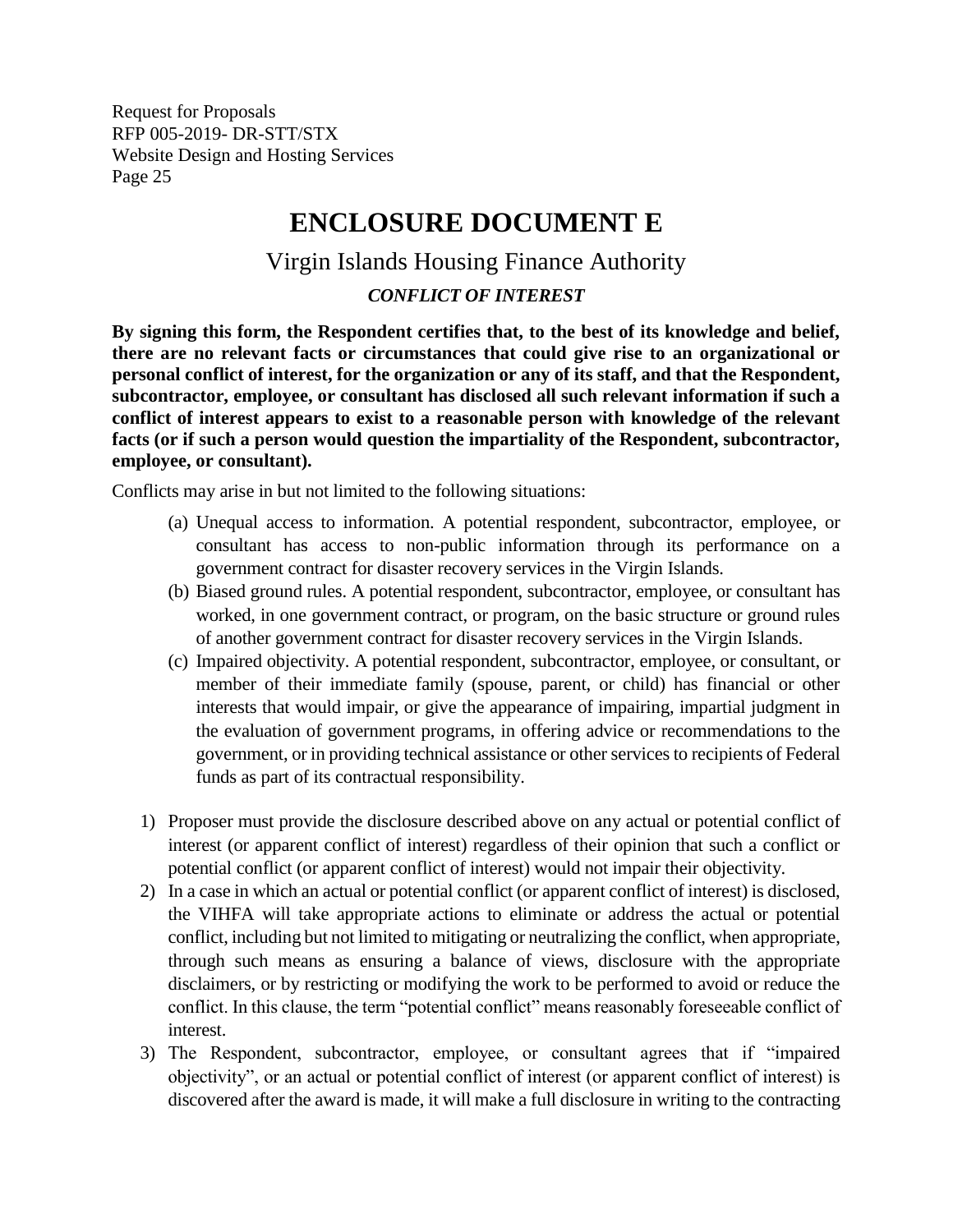# ENCLOSURE DOCUMENT E

## Virgin Islands Housing Finance Authority

### *CONFLICT OF INTEREST*

**By signing this form, the Respondent certifies that, to the best of its knowledge and belief, there are no relevant facts or circumstances that could give rise to an organizational or personal conflict of interest, for the organization or any of its staff, and that the Respondent, subcontractor, employee, or consultant has disclosed all such relevant information if such a conflict of interest appears to exist to a reasonable person with knowledge of the relevant facts (or if such a person would question the impartiality of the Respondent, subcontractor, employee, or consultant).**

Conflicts may arise in but not limited to the following situations:

(a) Unequal access to information. A potential respondent, subcontractor, employee, or consultant has access to non-public information through its performance on a government contract for disaster recovery services in the Virgin Islands.

(b) Biased ground rules. A potential respondent, subcontractor, employee, or consultant has worked, in one government contract, or program, on the basic structure or ground rules of another government contract for disaster recovery services in the Virgin Islands.

(c) Impaired objectivity. A potential respondent, subcontractor, employee, or consultant, or member of their immediate family (spouse, parent, or child) has financial or other interests that would impair, or give the appearance of impairing, impartial judgment in the evaluation of government programs, in offering advice or recommendations to the government, or in providing technical assistance or other services to recipients of Federal funds as part of its contractual responsibility.

1) Proposer must provide the disclosure described above on any actual or potential conflict of interest (or apparent conflict of interest) regardless of their opinion that such a conflict or potential conflict (or apparent conflict of interest) would not impair their objectivity.
2) In a case in which an actual or potential conflict (or apparent conflict of interest) is disclosed, the VIHFA will take appropriate actions to eliminate or address the actual or potential conflict, including but not limited to mitigating or neutralizing the conflict, when appropriate, through such means as ensuring a balance of views, disclosure with the appropriate disclaimers, or by restricting or modifying the work to be performed to avoid or reduce the conflict. In this clause, the term "potential conflict" means reasonably foreseeable conflict of interest.
3) The Respondent, subcontractor, employee, or consultant agrees that if "impaired objectivity", or an actual or potential conflict of interest (or apparent conflict of interest) is discovered after the award is made, it will make a full disclosure in writing to the contracting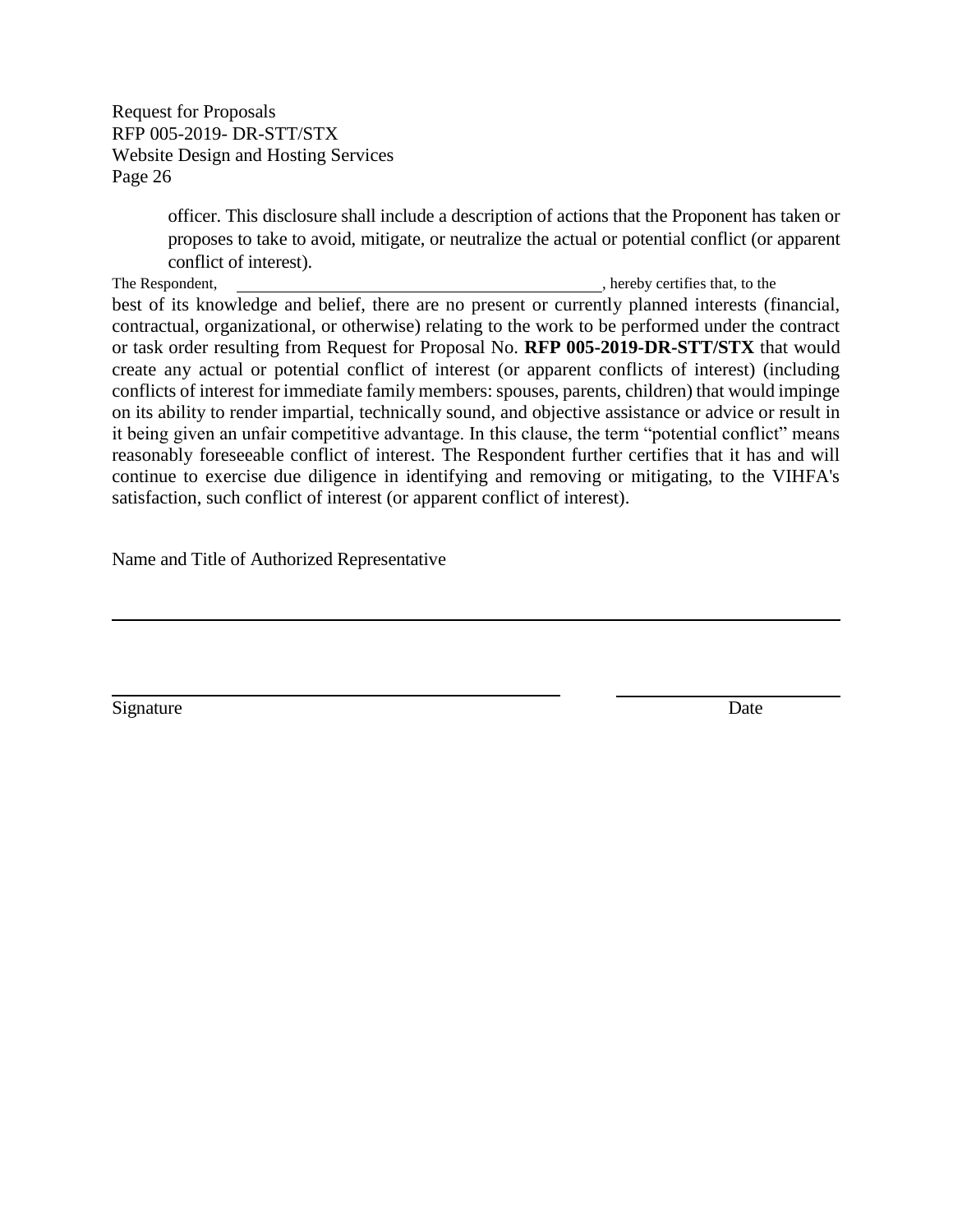officer. This disclosure shall include a description of actions that the Proponent has taken or proposes to take to avoid, mitigate, or neutralize the actual or potential conflict (or apparent conflict of interest).

The Respondent, \_\_\_\_\_\_\_\_\_\_\_\_\_\_\_\_\_\_\_\_\_\_\_\_\_\_\_\_\_\_\_\_\_\_\_\_\_\_\_\_\_\_, hereby certifies that, to the best of its knowledge and belief, there are no present or currently planned interests (financial, contractual, organizational, or otherwise) relating to the work to be performed under the contract or task order resulting from Request for Proposal No. **RFP 005-2019-DR-STT/STX** that would create any actual or potential conflict of interest (or apparent conflicts of interest) (including conflicts of interest for immediate family members: spouses, parents, children) that would impinge on its ability to render impartial, technically sound, and objective assistance or advice or result in it being given an unfair competitive advantage. In this clause, the term "potential conflict" means reasonably foreseeable conflict of interest. The Respondent further certifies that it has and will continue to exercise due diligence in identifying and removing or mitigating, to the VIHFA's satisfaction, such conflict of interest (or apparent conflict of interest).

Name and Title of Authorized Representative

\_\_\_\_\_\_\_\_\_\_\_\_\_\_\_\_\_\_\_\_\_\_\_\_\_\_\_\_\_\_\_\_\_\_\_\_\_\_\_\_\_\_\_\_\_\_\_\_\_\_\_\_\_\_\_\_\_\_\_\_\_\_\_\_\_\_\_\_\_\_

\_\_\_\_\_\_\_\_\_\_\_\_\_\_\_\_\_\_\_\_\_\_\_\_\_\_\_\_\_\_\_\_\_\_\_\_\_\_\_\_\_\_\_ \_\_\_\_\_\_\_\_\_\_\_\_\_\_\_\_\_\_\_\_\_\_

Signature Date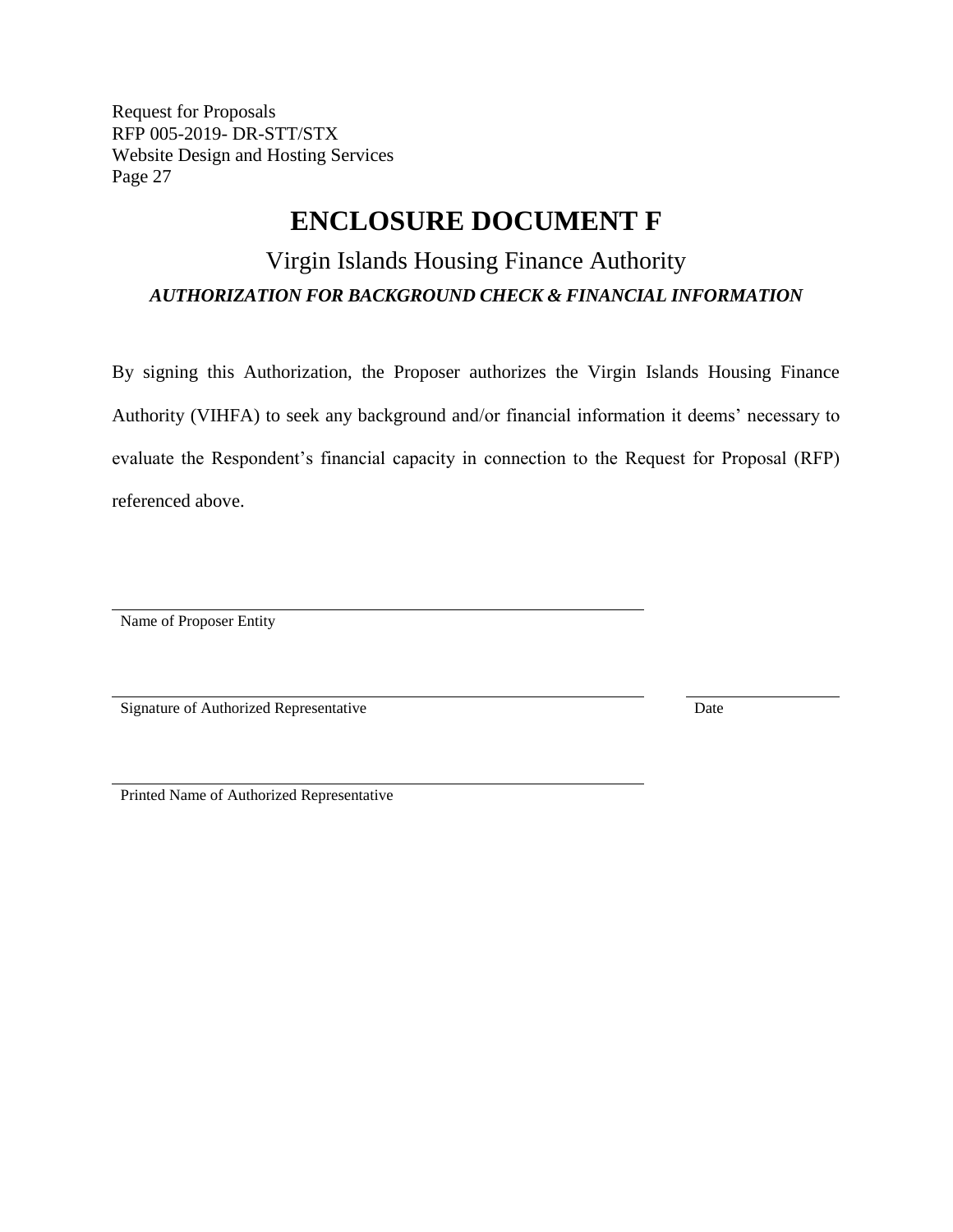# ENCLOSURE DOCUMENT F

## Virgin Islands Housing Finance Authority

***AUTHORIZATION FOR BACKGROUND CHECK & FINANCIAL INFORMATION***

By signing this Authorization, the Proposer authorizes the Virgin Islands Housing Finance Authority (VIHFA) to seek any background and/or financial information it deems' necessary to evaluate the Respondent's financial capacity in connection to the Request for Proposal (RFP) referenced above.

_______________________________________________
Name of Proposer Entity

_______________________________________________ ____________________
Signature of Authorized Representative Date

_______________________________________________
Printed Name of Authorized Representative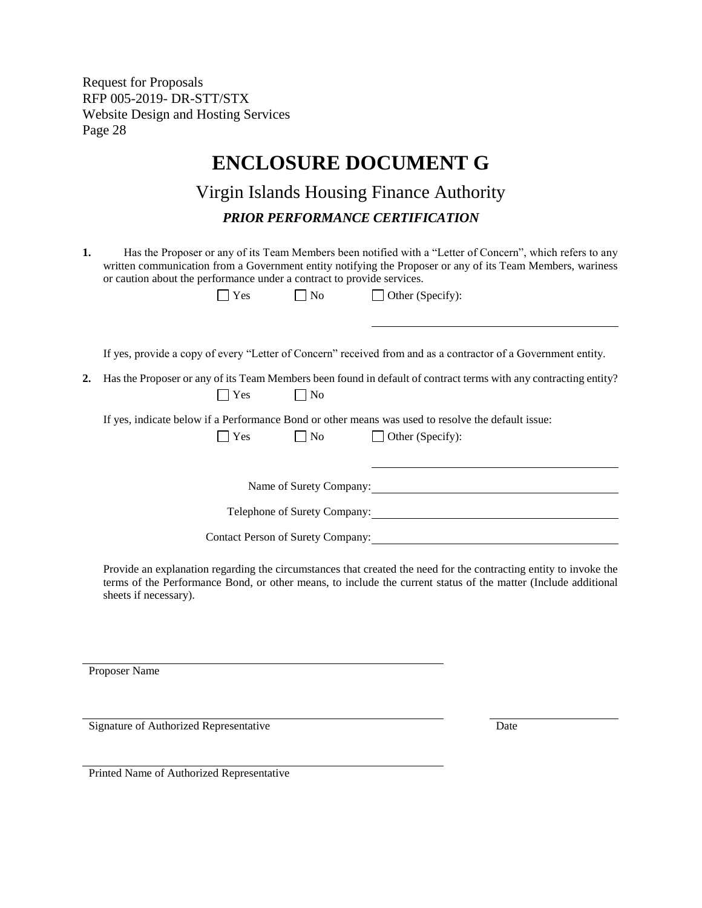# ENCLOSURE DOCUMENT G

## Virgin Islands Housing Finance Authority

### *PRIOR PERFORMANCE CERTIFICATION*

**1.** Has the Proposer or any of its Team Members been notified with a "Letter of Concern", which refers to any written communication from a Government entity notifying the Proposer or any of its Team Members, wariness or caution about the performance under a contract to provide services.

☐ Yes ☐ No ☐ Other (Specify): ____________________

If yes, provide a copy of every "Letter of Concern" received from and as a contractor of a Government entity.

**2.** Has the Proposer or any of its Team Members been found in default of contract terms with any contracting entity?

☐ Yes ☐ No

If yes, indicate below if a Performance Bond or other means was used to resolve the default issue:

☐ Yes ☐ No ☐ Other (Specify): ____________________

Name of Surety Company: ____________________

Telephone of Surety Company: ____________________

Contact Person of Surety Company: ____________________

Provide an explanation regarding the circumstances that created the need for the contracting entity to invoke the terms of the Performance Bond, or other means, to include the current status of the matter (Include additional sheets if necessary).

____________________
Proposer Name

____________________ ____________________
Signature of Authorized Representative Date

____________________
Printed Name of Authorized Representative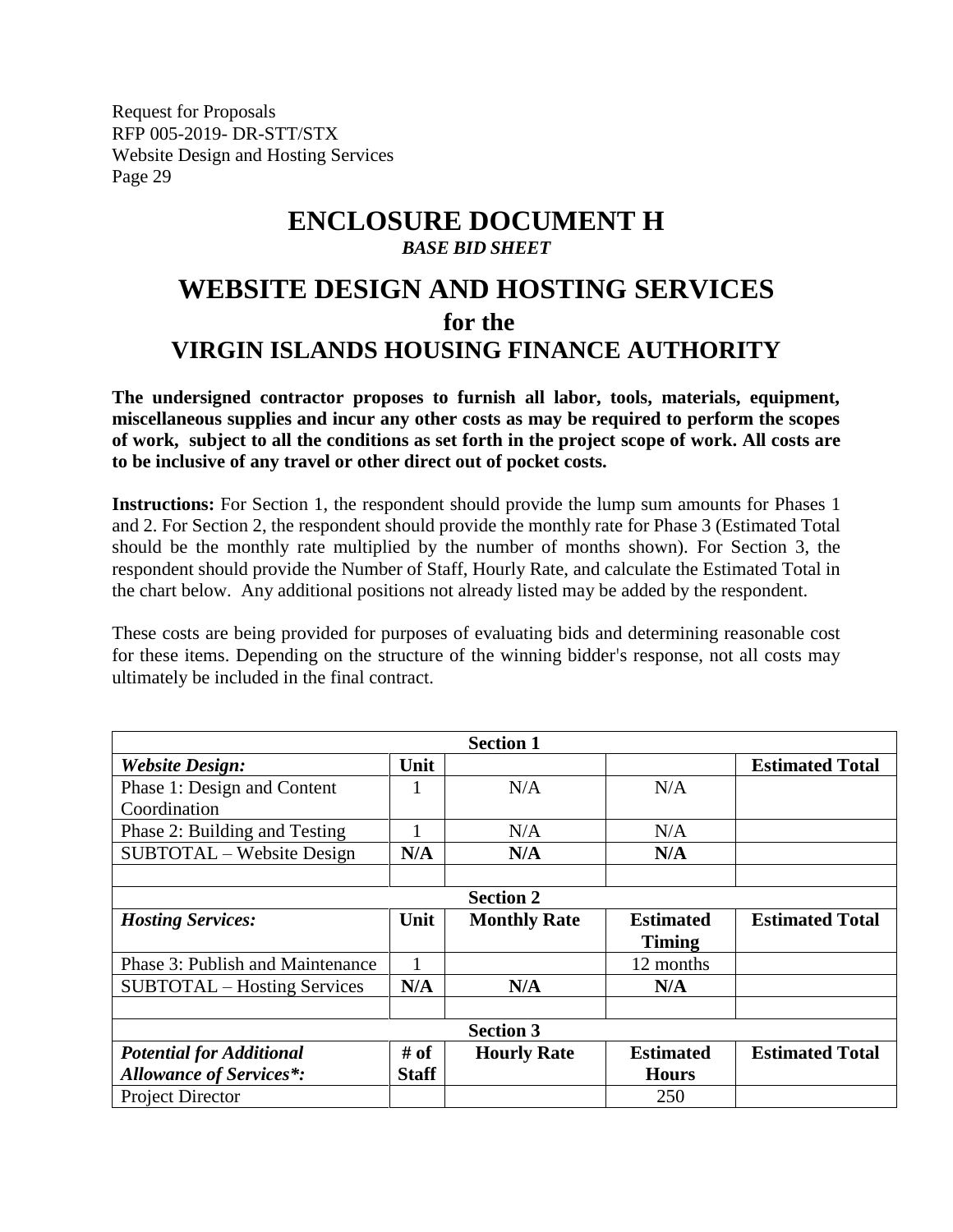# ENCLOSURE DOCUMENT H

***BASE BID SHEET***

# WEBSITE DESIGN AND HOSTING SERVICES

## for the

## VIRGIN ISLANDS HOUSING FINANCE AUTHORITY

**The undersigned contractor proposes to furnish all labor, tools, materials, equipment, miscellaneous supplies and incur any other costs as may be required to perform the scopes of work, subject to all the conditions as set forth in the project scope of work. All costs are to be inclusive of any travel or other direct out of pocket costs.**

**Instructions:** For Section 1, the respondent should provide the lump sum amounts for Phases 1 and 2. For Section 2, the respondent should provide the monthly rate for Phase 3 (Estimated Total should be the monthly rate multiplied by the number of months shown). For Section 3, the respondent should provide the Number of Staff, Hourly Rate, and calculate the Estimated Total in the chart below. Any additional positions not already listed may be added by the respondent.

These costs are being provided for purposes of evaluating bids and determining reasonable cost for these items. Depending on the structure of the winning bidder's response, not all costs may ultimately be included in the final contract.

| Section 1 | | | | |
|---|---|---|---|---|
| ***Website Design:*** | **Unit** | | | **Estimated Total** |
| Phase 1: Design and Content Coordination | 1 | N/A | N/A | |
| Phase 2: Building and Testing | 1 | N/A | N/A | |
| SUBTOTAL – Website Design | **N/A** | **N/A** | **N/A** | |
| | | | | |
| **Section 2** | | | | |
| ***Hosting Services:*** | **Unit** | **Monthly Rate** | **Estimated Timing** | **Estimated Total** |
| Phase 3: Publish and Maintenance | 1 | | 12 months | |
| SUBTOTAL – Hosting Services | **N/A** | **N/A** | **N/A** | |
| | | | | |
| **Section 3** | | | | |
| ***Potential for Additional Allowance of Services*:*** | **# of Staff** | **Hourly Rate** | **Estimated Hours** | **Estimated Total** |
| Project Director | | | 250 | |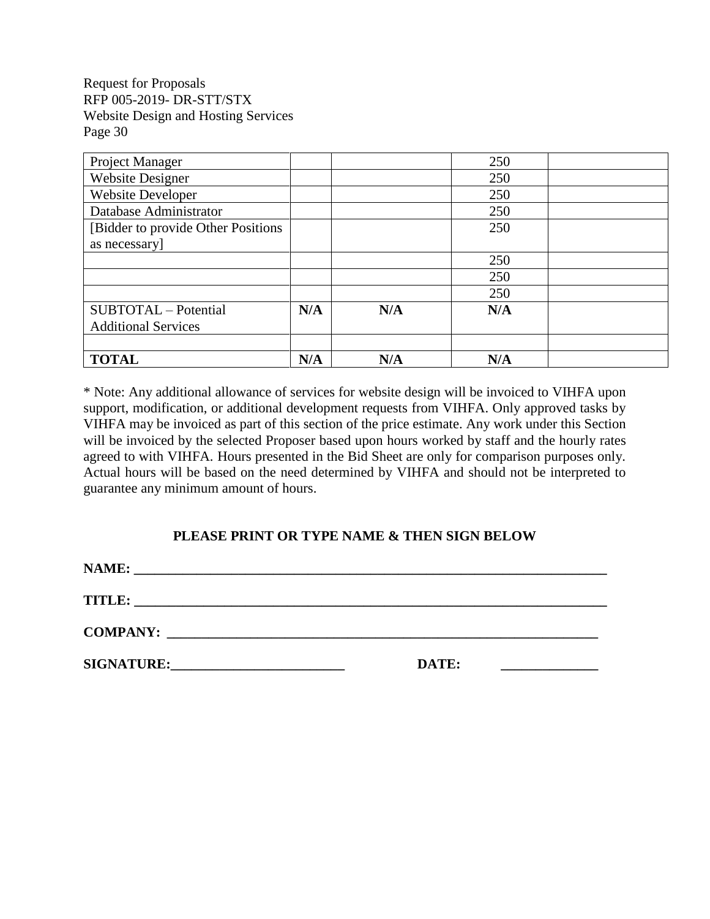| Project Manager | | | 250 | |
|---|---|---|---|---|
| Website Designer | | | 250 | |
| Website Developer | | | 250 | |
| Database Administrator | | | 250 | |
| [Bidder to provide Other Positions as necessary] | | | 250 | |
| | | | 250 | |
| | | | 250 | |
| | | | 250 | |
| SUBTOTAL – Potential Additional Services | **N/A** | **N/A** | **N/A** | |
| | | | | |
| **TOTAL** | **N/A** | **N/A** | **N/A** | |

* Note: Any additional allowance of services for website design will be invoiced to VIHFA upon support, modification, or additional development requests from VIHFA. Only approved tasks by VIHFA may be invoiced as part of this section of the price estimate. Any work under this Section will be invoiced by the selected Proposer based upon hours worked by staff and the hourly rates agreed to with VIHFA. Hours presented in the Bid Sheet are only for comparison purposes only. Actual hours will be based on the need determined by VIHFA and should not be interpreted to guarantee any minimum amount of hours.

**PLEASE PRINT OR TYPE NAME & THEN SIGN BELOW**

**NAME: \_\_\_\_\_\_\_\_\_\_\_\_\_\_\_\_\_\_\_\_\_\_\_\_\_\_\_\_\_\_\_\_\_\_\_\_\_\_\_\_\_\_\_\_\_\_\_\_\_\_\_\_\_\_\_\_\_\_\_\_\_\_\_\_\_\_**

**TITLE: \_\_\_\_\_\_\_\_\_\_\_\_\_\_\_\_\_\_\_\_\_\_\_\_\_\_\_\_\_\_\_\_\_\_\_\_\_\_\_\_\_\_\_\_\_\_\_\_\_\_\_\_\_\_\_\_\_\_\_\_\_\_\_\_\_\_**

**COMPANY: \_\_\_\_\_\_\_\_\_\_\_\_\_\_\_\_\_\_\_\_\_\_\_\_\_\_\_\_\_\_\_\_\_\_\_\_\_\_\_\_\_\_\_\_\_\_\_\_\_\_\_\_\_\_\_\_\_\_\_\_\_**

**SIGNATURE:\_\_\_\_\_\_\_\_\_\_\_\_\_\_\_\_\_\_\_\_\_\_\_\_\_\_ DATE: \_\_\_\_\_\_\_\_\_\_\_\_\_\_**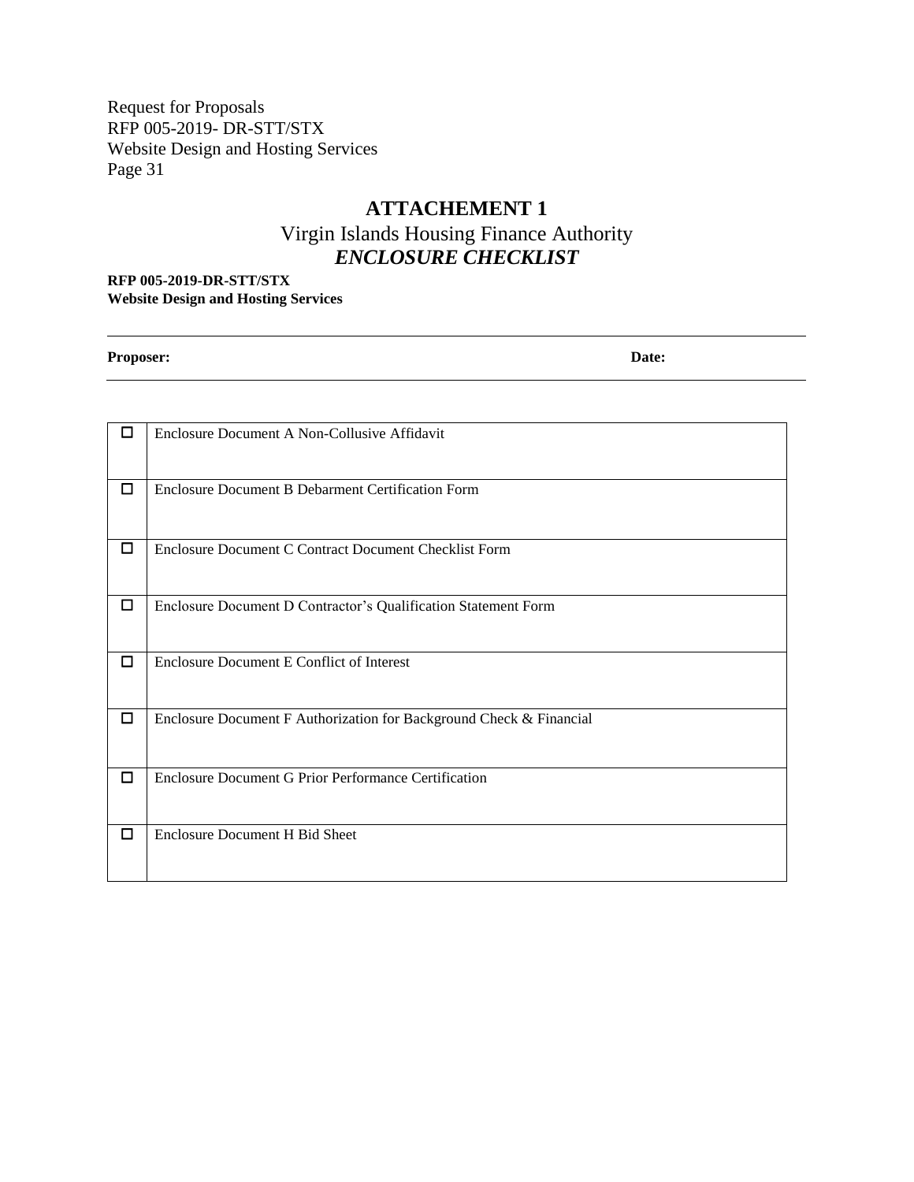# ATTACHEMENT 1

## Virgin Islands Housing Finance Authority

## *ENCLOSURE CHECKLIST*

**RFP 005-2019-DR-STT/STX**
**Website Design and Hosting Services**

**Proposer:** **Date:**

| | |
|---|---|
| ☐ | Enclosure Document A Non-Collusive Affidavit |
| ☐ | Enclosure Document B Debarment Certification Form |
| ☐ | Enclosure Document C Contract Document Checklist Form |
| ☐ | Enclosure Document D Contractor's Qualification Statement Form |
| ☐ | Enclosure Document E Conflict of Interest |
| ☐ | Enclosure Document F Authorization for Background Check & Financial |
| ☐ | Enclosure Document G Prior Performance Certification |
| ☐ | Enclosure Document H Bid Sheet |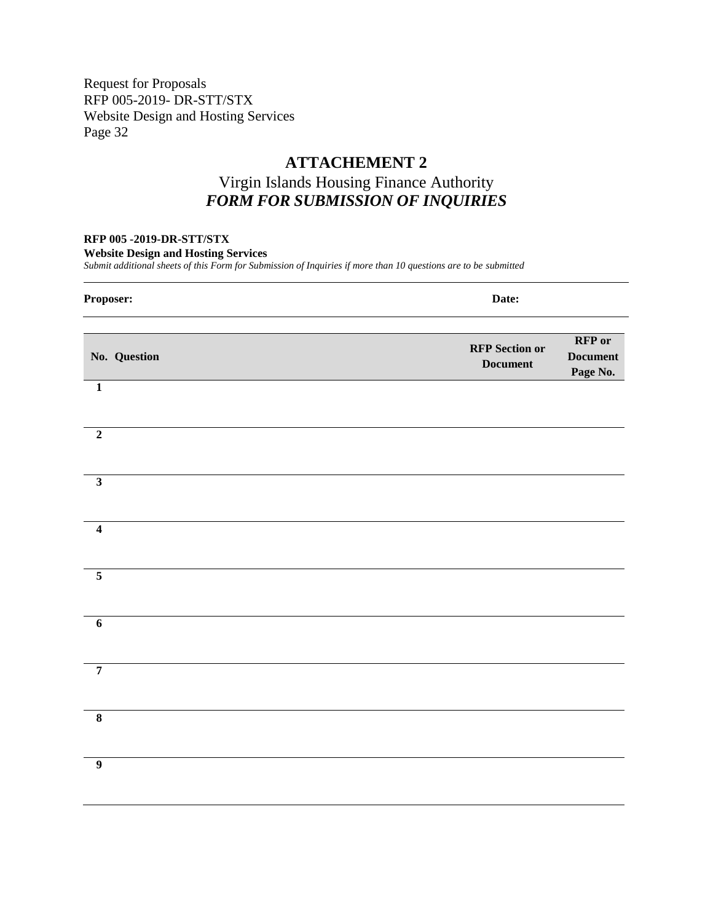Request for Proposals
RFP 005-2019- DR-STT/STX
Website Design and Hosting Services

# ATTACHEMENT 2

## Virgin Islands Housing Finance Authority
## *FORM FOR SUBMISSION OF INQUIRIES*

**RFP 005 -2019-DR-STT/STX**
**Website Design and Hosting Services**
*Submit additional sheets of this Form for Submission of Inquiries if more than 10 questions are to be submitted*

**Proposer:** **Date:**

| No. | Question | RFP Section or Document | RFP or Document Page No. |
|---|---|---|---|
| 1 | | | |
| 2 | | | |
| 3 | | | |
| 4 | | | |
| 5 | | | |
| 6 | | | |
| 7 | | | |
| 8 | | | |
| 9 | | | |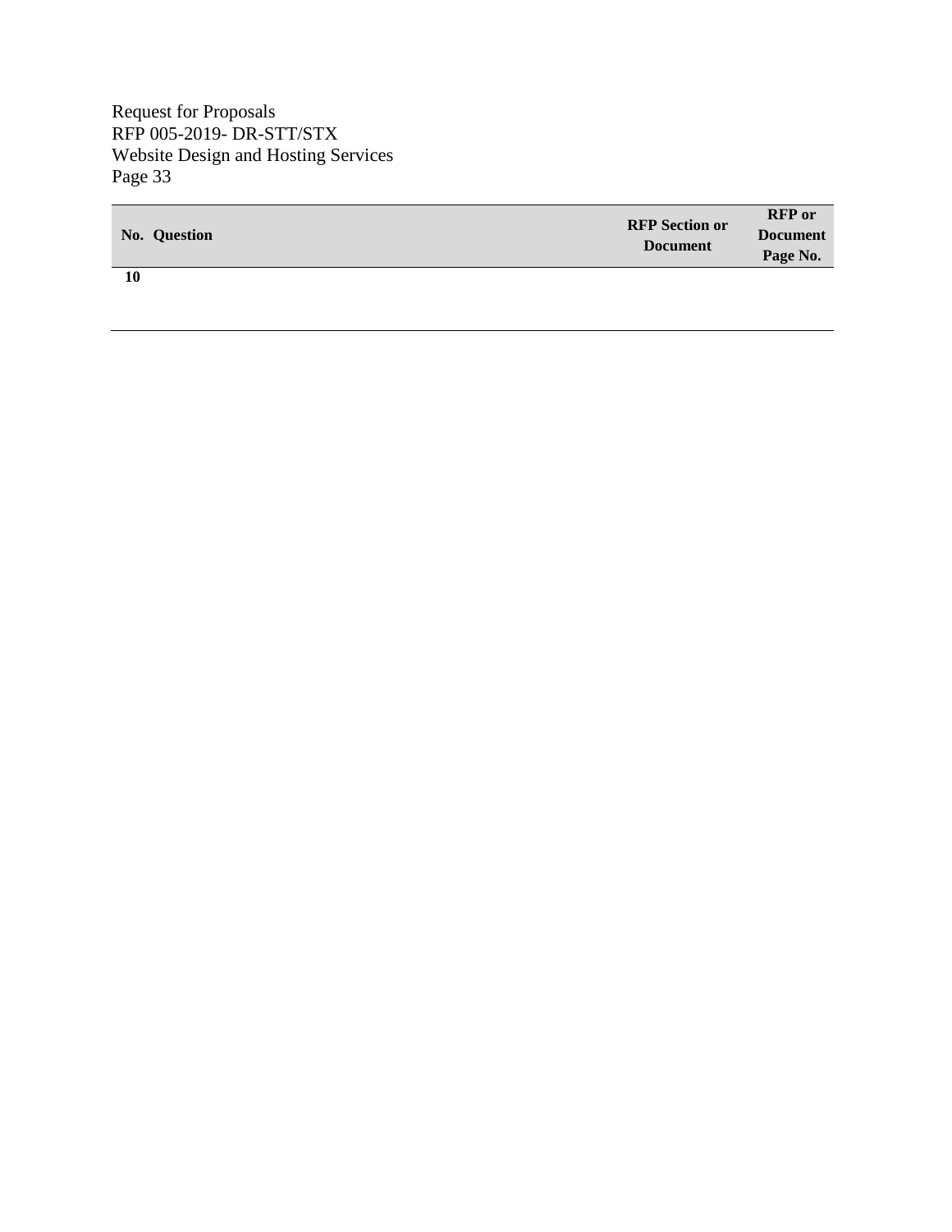| No. | Question | RFP Section or Document | RFP or Document Page No. |
|---|---|---|---|
| 10 | | | |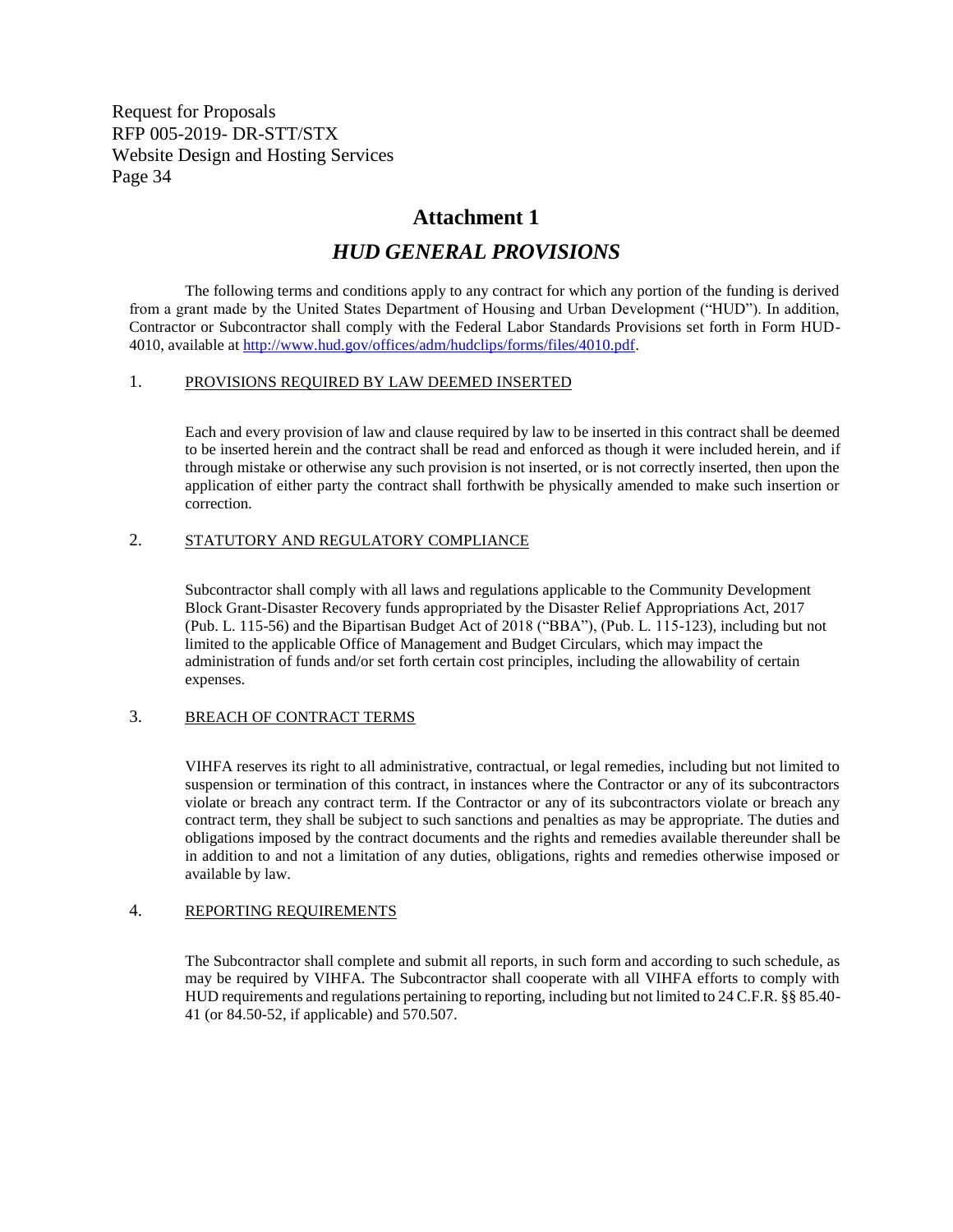# Attachment 1

## *HUD GENERAL PROVISIONS*

The following terms and conditions apply to any contract for which any portion of the funding is derived from a grant made by the United States Department of Housing and Urban Development ("HUD"). In addition, Contractor or Subcontractor shall comply with the Federal Labor Standards Provisions set forth in Form HUD-4010, available at http://www.hud.gov/offices/adm/hudclips/forms/files/4010.pdf.

### 1. PROVISIONS REQUIRED BY LAW DEEMED INSERTED

Each and every provision of law and clause required by law to be inserted in this contract shall be deemed to be inserted herein and the contract shall be read and enforced as though it were included herein, and if through mistake or otherwise any such provision is not inserted, or is not correctly inserted, then upon the application of either party the contract shall forthwith be physically amended to make such insertion or correction.

### 2. STATUTORY AND REGULATORY COMPLIANCE

Subcontractor shall comply with all laws and regulations applicable to the Community Development Block Grant-Disaster Recovery funds appropriated by the Disaster Relief Appropriations Act, 2017 (Pub. L. 115-56) and the Bipartisan Budget Act of 2018 ("BBA"), (Pub. L. 115-123), including but not limited to the applicable Office of Management and Budget Circulars, which may impact the administration of funds and/or set forth certain cost principles, including the allowability of certain expenses.

### 3. BREACH OF CONTRACT TERMS

VIHFA reserves its right to all administrative, contractual, or legal remedies, including but not limited to suspension or termination of this contract, in instances where the Contractor or any of its subcontractors violate or breach any contract term. If the Contractor or any of its subcontractors violate or breach any contract term, they shall be subject to such sanctions and penalties as may be appropriate. The duties and obligations imposed by the contract documents and the rights and remedies available thereunder shall be in addition to and not a limitation of any duties, obligations, rights and remedies otherwise imposed or available by law.

### 4. REPORTING REQUIREMENTS

The Subcontractor shall complete and submit all reports, in such form and according to such schedule, as may be required by VIHFA. The Subcontractor shall cooperate with all VIHFA efforts to comply with HUD requirements and regulations pertaining to reporting, including but not limited to 24 C.F.R. §§ 85.40-41 (or 84.50-52, if applicable) and 570.507.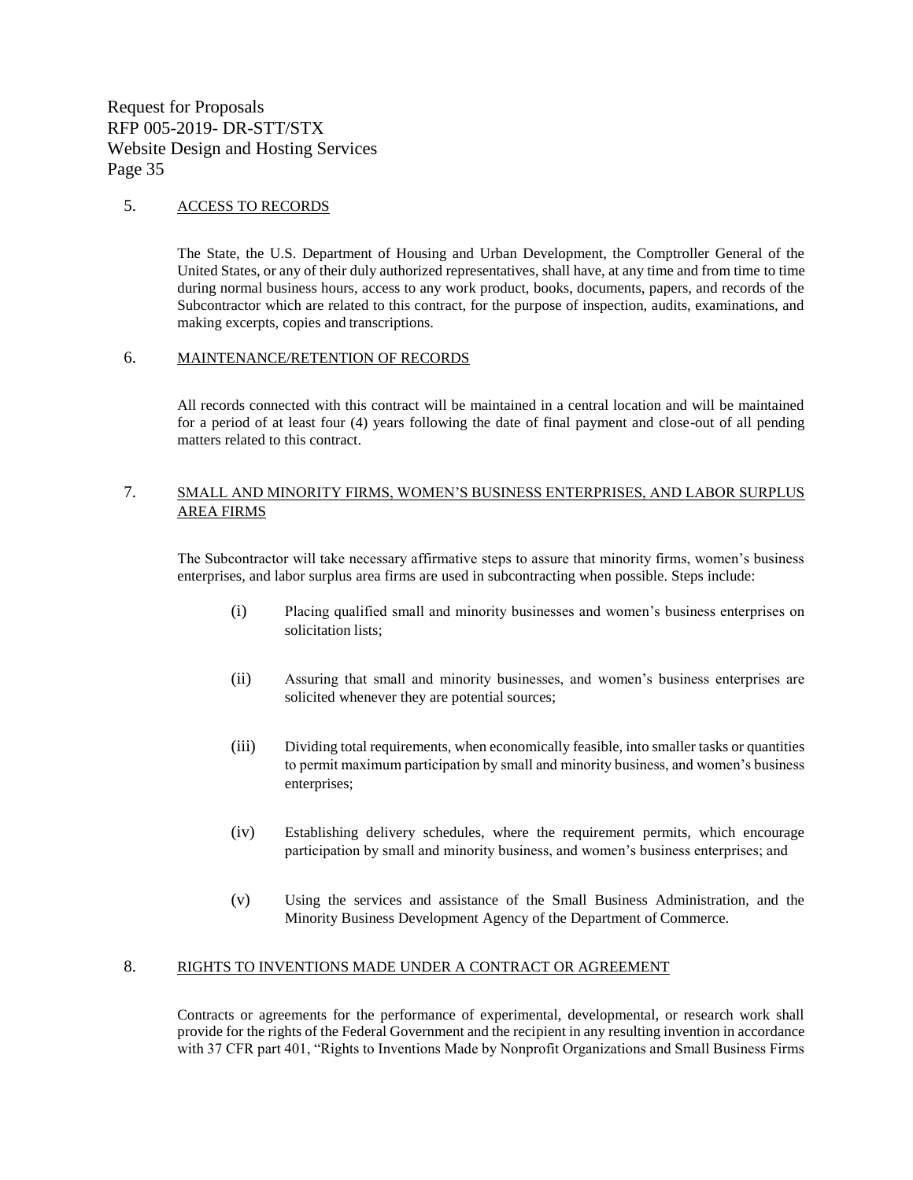5. ACCESS TO RECORDS

The State, the U.S. Department of Housing and Urban Development, the Comptroller General of the United States, or any of their duly authorized representatives, shall have, at any time and from time to time during normal business hours, access to any work product, books, documents, papers, and records of the Subcontractor which are related to this contract, for the purpose of inspection, audits, examinations, and making excerpts, copies and transcriptions.

6. MAINTENANCE/RETENTION OF RECORDS

All records connected with this contract will be maintained in a central location and will be maintained for a period of at least four (4) years following the date of final payment and close-out of all pending matters related to this contract.

7. SMALL AND MINORITY FIRMS, WOMEN'S BUSINESS ENTERPRISES, AND LABOR SURPLUS AREA FIRMS

The Subcontractor will take necessary affirmative steps to assure that minority firms, women's business enterprises, and labor surplus area firms are used in subcontracting when possible. Steps include:

(i) Placing qualified small and minority businesses and women's business enterprises on solicitation lists;

(ii) Assuring that small and minority businesses, and women's business enterprises are solicited whenever they are potential sources;

(iii) Dividing total requirements, when economically feasible, into smaller tasks or quantities to permit maximum participation by small and minority business, and women's business enterprises;

(iv) Establishing delivery schedules, where the requirement permits, which encourage participation by small and minority business, and women's business enterprises; and

(v) Using the services and assistance of the Small Business Administration, and the Minority Business Development Agency of the Department of Commerce.

8. RIGHTS TO INVENTIONS MADE UNDER A CONTRACT OR AGREEMENT

Contracts or agreements for the performance of experimental, developmental, or research work shall provide for the rights of the Federal Government and the recipient in any resulting invention in accordance with 37 CFR part 401, "Rights to Inventions Made by Nonprofit Organizations and Small Business Firms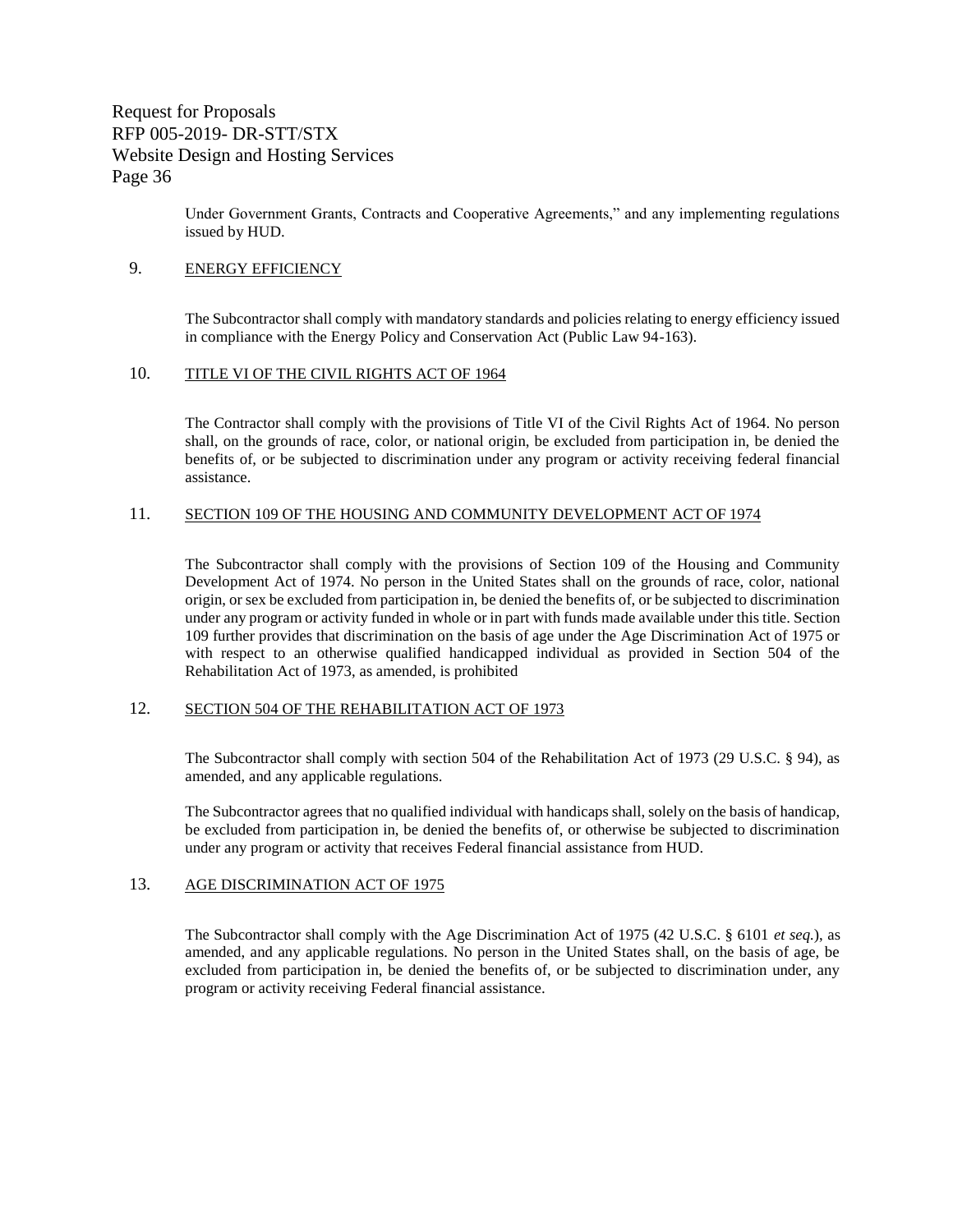Under Government Grants, Contracts and Cooperative Agreements," and any implementing regulations issued by HUD.

9. ENERGY EFFICIENCY

The Subcontractor shall comply with mandatory standards and policies relating to energy efficiency issued in compliance with the Energy Policy and Conservation Act (Public Law 94-163).

10. TITLE VI OF THE CIVIL RIGHTS ACT OF 1964

The Contractor shall comply with the provisions of Title VI of the Civil Rights Act of 1964. No person shall, on the grounds of race, color, or national origin, be excluded from participation in, be denied the benefits of, or be subjected to discrimination under any program or activity receiving federal financial assistance.

11. SECTION 109 OF THE HOUSING AND COMMUNITY DEVELOPMENT ACT OF 1974

The Subcontractor shall comply with the provisions of Section 109 of the Housing and Community Development Act of 1974. No person in the United States shall on the grounds of race, color, national origin, or sex be excluded from participation in, be denied the benefits of, or be subjected to discrimination under any program or activity funded in whole or in part with funds made available under this title. Section 109 further provides that discrimination on the basis of age under the Age Discrimination Act of 1975 or with respect to an otherwise qualified handicapped individual as provided in Section 504 of the Rehabilitation Act of 1973, as amended, is prohibited

12. SECTION 504 OF THE REHABILITATION ACT OF 1973

The Subcontractor shall comply with section 504 of the Rehabilitation Act of 1973 (29 U.S.C. § 94), as amended, and any applicable regulations.

The Subcontractor agrees that no qualified individual with handicaps shall, solely on the basis of handicap, be excluded from participation in, be denied the benefits of, or otherwise be subjected to discrimination under any program or activity that receives Federal financial assistance from HUD.

13. AGE DISCRIMINATION ACT OF 1975

The Subcontractor shall comply with the Age Discrimination Act of 1975 (42 U.S.C. § 6101 *et seq.*), as amended, and any applicable regulations. No person in the United States shall, on the basis of age, be excluded from participation in, be denied the benefits of, or be subjected to discrimination under, any program or activity receiving Federal financial assistance.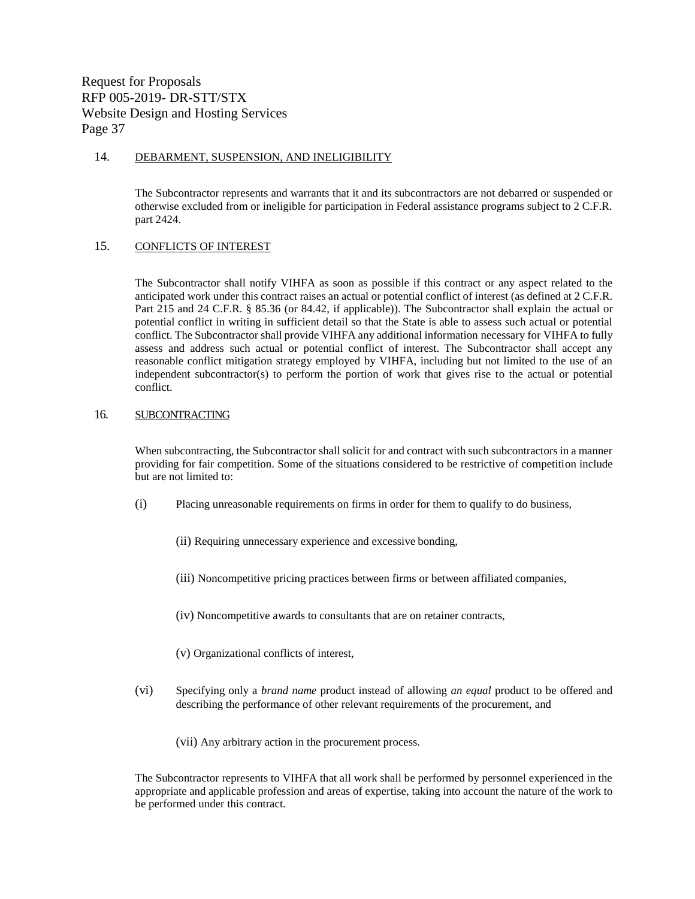14. DEBARMENT, SUSPENSION, AND INELIGIBILITY

The Subcontractor represents and warrants that it and its subcontractors are not debarred or suspended or otherwise excluded from or ineligible for participation in Federal assistance programs subject to 2 C.F.R. part 2424.

15. CONFLICTS OF INTEREST

The Subcontractor shall notify VIHFA as soon as possible if this contract or any aspect related to the anticipated work under this contract raises an actual or potential conflict of interest (as defined at 2 C.F.R. Part 215 and 24 C.F.R. § 85.36 (or 84.42, if applicable)). The Subcontractor shall explain the actual or potential conflict in writing in sufficient detail so that the State is able to assess such actual or potential conflict. The Subcontractor shall provide VIHFA any additional information necessary for VIHFA to fully assess and address such actual or potential conflict of interest. The Subcontractor shall accept any reasonable conflict mitigation strategy employed by VIHFA, including but not limited to the use of an independent subcontractor(s) to perform the portion of work that gives rise to the actual or potential conflict.

16. SUBCONTRACTING

When subcontracting, the Subcontractor shall solicit for and contract with such subcontractors in a manner providing for fair competition. Some of the situations considered to be restrictive of competition include but are not limited to:

(i) Placing unreasonable requirements on firms in order for them to qualify to do business,

(ii) Requiring unnecessary experience and excessive bonding,

(iii) Noncompetitive pricing practices between firms or between affiliated companies,

(iv) Noncompetitive awards to consultants that are on retainer contracts,

(v) Organizational conflicts of interest,

(vi) Specifying only a *brand name* product instead of allowing *an equal* product to be offered and describing the performance of other relevant requirements of the procurement, and

(vii) Any arbitrary action in the procurement process.

The Subcontractor represents to VIHFA that all work shall be performed by personnel experienced in the appropriate and applicable profession and areas of expertise, taking into account the nature of the work to be performed under this contract.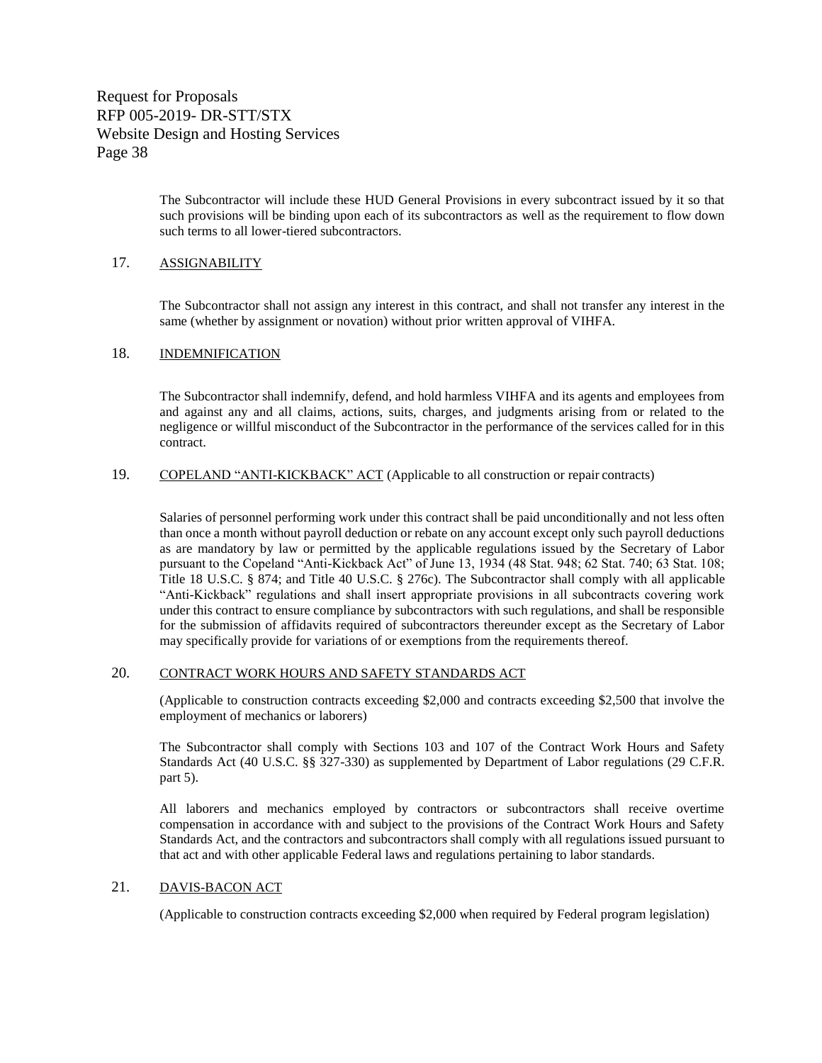The Subcontractor will include these HUD General Provisions in every subcontract issued by it so that such provisions will be binding upon each of its subcontractors as well as the requirement to flow down such terms to all lower-tiered subcontractors.

17. ASSIGNABILITY

The Subcontractor shall not assign any interest in this contract, and shall not transfer any interest in the same (whether by assignment or novation) without prior written approval of VIHFA.

18. INDEMNIFICATION

The Subcontractor shall indemnify, defend, and hold harmless VIHFA and its agents and employees from and against any and all claims, actions, suits, charges, and judgments arising from or related to the negligence or willful misconduct of the Subcontractor in the performance of the services called for in this contract.

19. COPELAND "ANTI-KICKBACK" ACT (Applicable to all construction or repair contracts)

Salaries of personnel performing work under this contract shall be paid unconditionally and not less often than once a month without payroll deduction or rebate on any account except only such payroll deductions as are mandatory by law or permitted by the applicable regulations issued by the Secretary of Labor pursuant to the Copeland "Anti-Kickback Act" of June 13, 1934 (48 Stat. 948; 62 Stat. 740; 63 Stat. 108; Title 18 U.S.C. § 874; and Title 40 U.S.C. § 276c). The Subcontractor shall comply with all applicable "Anti-Kickback" regulations and shall insert appropriate provisions in all subcontracts covering work under this contract to ensure compliance by subcontractors with such regulations, and shall be responsible for the submission of affidavits required of subcontractors thereunder except as the Secretary of Labor may specifically provide for variations of or exemptions from the requirements thereof.

20. CONTRACT WORK HOURS AND SAFETY STANDARDS ACT

(Applicable to construction contracts exceeding $2,000 and contracts exceeding $2,500 that involve the employment of mechanics or laborers)

The Subcontractor shall comply with Sections 103 and 107 of the Contract Work Hours and Safety Standards Act (40 U.S.C. §§ 327-330) as supplemented by Department of Labor regulations (29 C.F.R. part 5).

All laborers and mechanics employed by contractors or subcontractors shall receive overtime compensation in accordance with and subject to the provisions of the Contract Work Hours and Safety Standards Act, and the contractors and subcontractors shall comply with all regulations issued pursuant to that act and with other applicable Federal laws and regulations pertaining to labor standards.

21. DAVIS-BACON ACT

(Applicable to construction contracts exceeding $2,000 when required by Federal program legislation)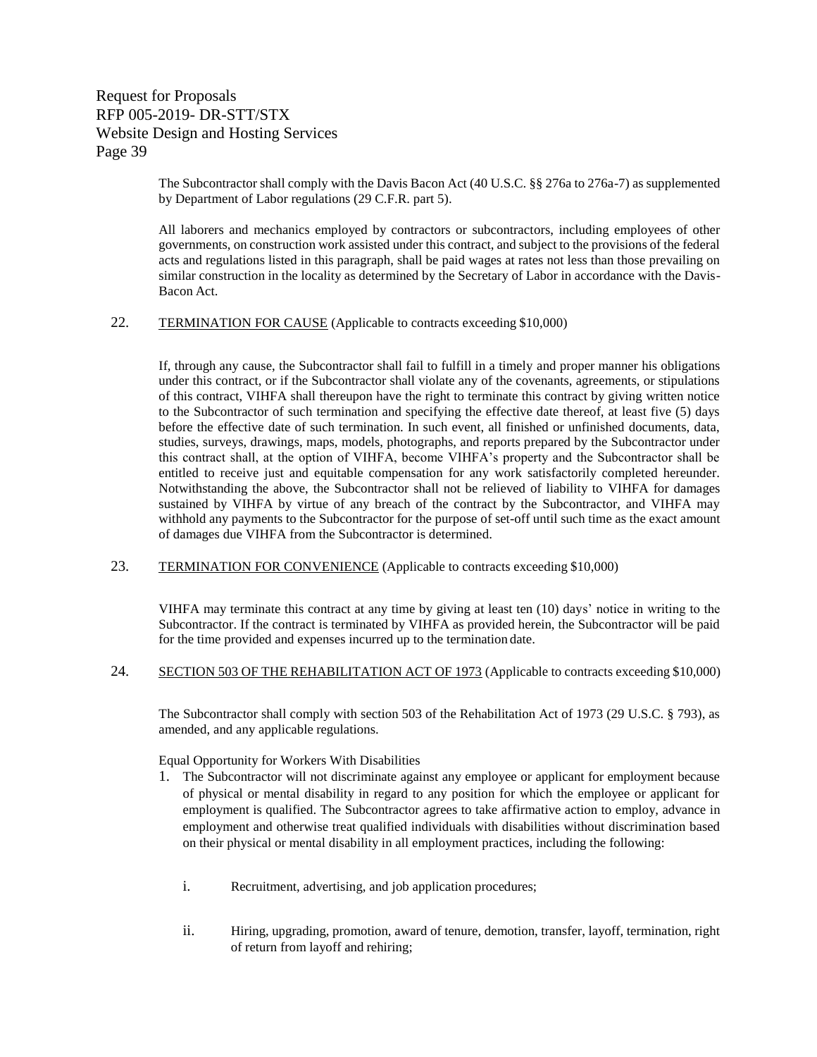The Subcontractor shall comply with the Davis Bacon Act (40 U.S.C. §§ 276a to 276a-7) as supplemented by Department of Labor regulations (29 C.F.R. part 5).

All laborers and mechanics employed by contractors or subcontractors, including employees of other governments, on construction work assisted under this contract, and subject to the provisions of the federal acts and regulations listed in this paragraph, shall be paid wages at rates not less than those prevailing on similar construction in the locality as determined by the Secretary of Labor in accordance with the Davis-Bacon Act.

22. <u>TERMINATION FOR CAUSE</u> (Applicable to contracts exceeding $10,000)

If, through any cause, the Subcontractor shall fail to fulfill in a timely and proper manner his obligations under this contract, or if the Subcontractor shall violate any of the covenants, agreements, or stipulations of this contract, VIHFA shall thereupon have the right to terminate this contract by giving written notice to the Subcontractor of such termination and specifying the effective date thereof, at least five (5) days before the effective date of such termination. In such event, all finished or unfinished documents, data, studies, surveys, drawings, maps, models, photographs, and reports prepared by the Subcontractor under this contract shall, at the option of VIHFA, become VIHFA's property and the Subcontractor shall be entitled to receive just and equitable compensation for any work satisfactorily completed hereunder. Notwithstanding the above, the Subcontractor shall not be relieved of liability to VIHFA for damages sustained by VIHFA by virtue of any breach of the contract by the Subcontractor, and VIHFA may withhold any payments to the Subcontractor for the purpose of set-off until such time as the exact amount of damages due VIHFA from the Subcontractor is determined.

23. <u>TERMINATION FOR CONVENIENCE</u> (Applicable to contracts exceeding $10,000)

VIHFA may terminate this contract at any time by giving at least ten (10) days' notice in writing to the Subcontractor. If the contract is terminated by VIHFA as provided herein, the Subcontractor will be paid for the time provided and expenses incurred up to the termination date.

24. <u>SECTION 503 OF THE REHABILITATION ACT OF 1973</u> (Applicable to contracts exceeding $10,000)

The Subcontractor shall comply with section 503 of the Rehabilitation Act of 1973 (29 U.S.C. § 793), as amended, and any applicable regulations.

Equal Opportunity for Workers With Disabilities

1. The Subcontractor will not discriminate against any employee or applicant for employment because of physical or mental disability in regard to any position for which the employee or applicant for employment is qualified. The Subcontractor agrees to take affirmative action to employ, advance in employment and otherwise treat qualified individuals with disabilities without discrimination based on their physical or mental disability in all employment practices, including the following:

   i. Recruitment, advertising, and job application procedures;

   ii. Hiring, upgrading, promotion, award of tenure, demotion, transfer, layoff, termination, right of return from layoff and rehiring;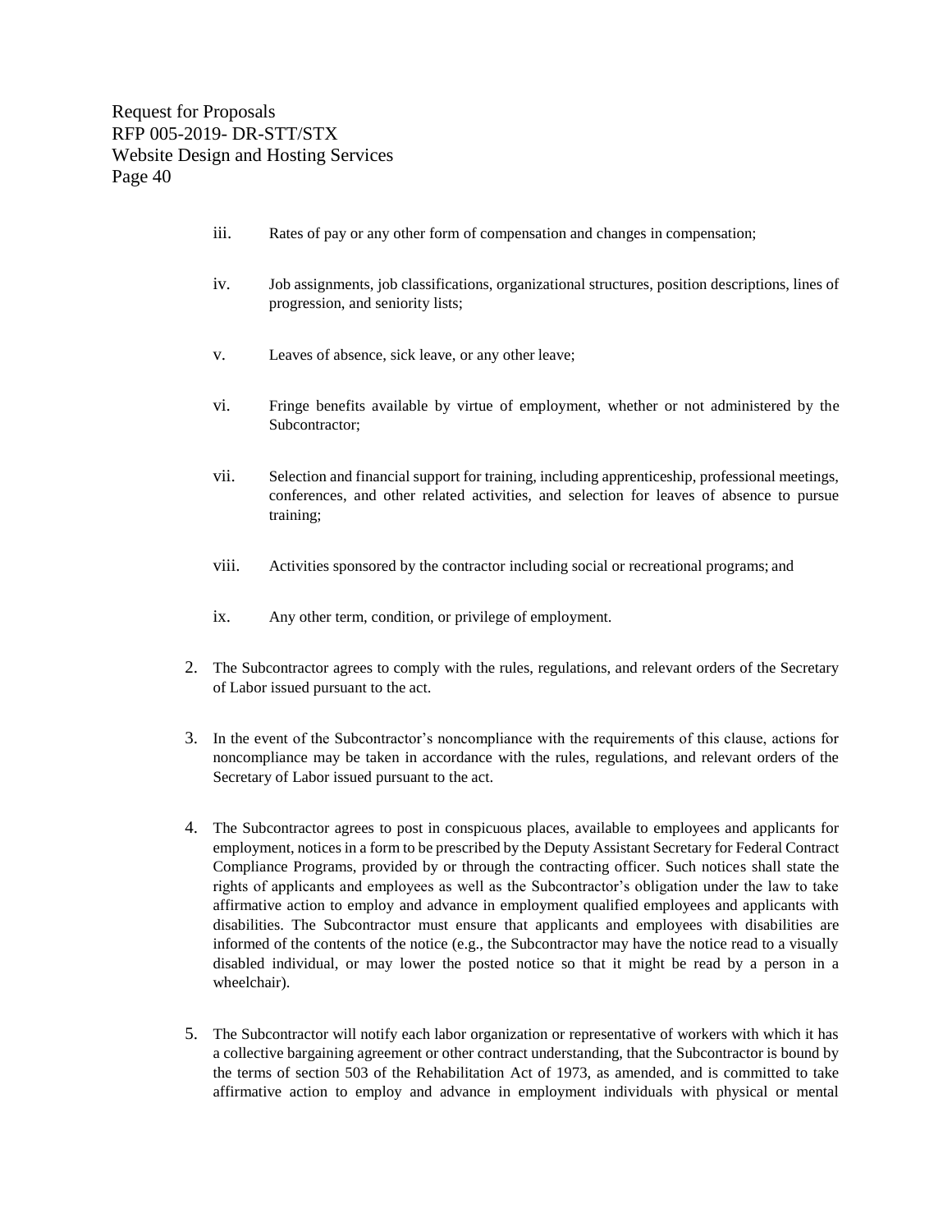iii. Rates of pay or any other form of compensation and changes in compensation;

iv. Job assignments, job classifications, organizational structures, position descriptions, lines of progression, and seniority lists;

v. Leaves of absence, sick leave, or any other leave;

vi. Fringe benefits available by virtue of employment, whether or not administered by the Subcontractor;

vii. Selection and financial support for training, including apprenticeship, professional meetings, conferences, and other related activities, and selection for leaves of absence to pursue training;

viii. Activities sponsored by the contractor including social or recreational programs; and

ix. Any other term, condition, or privilege of employment.

2. The Subcontractor agrees to comply with the rules, regulations, and relevant orders of the Secretary of Labor issued pursuant to the act.

3. In the event of the Subcontractor's noncompliance with the requirements of this clause, actions for noncompliance may be taken in accordance with the rules, regulations, and relevant orders of the Secretary of Labor issued pursuant to the act.

4. The Subcontractor agrees to post in conspicuous places, available to employees and applicants for employment, notices in a form to be prescribed by the Deputy Assistant Secretary for Federal Contract Compliance Programs, provided by or through the contracting officer. Such notices shall state the rights of applicants and employees as well as the Subcontractor's obligation under the law to take affirmative action to employ and advance in employment qualified employees and applicants with disabilities. The Subcontractor must ensure that applicants and employees with disabilities are informed of the contents of the notice (e.g., the Subcontractor may have the notice read to a visually disabled individual, or may lower the posted notice so that it might be read by a person in a wheelchair).

5. The Subcontractor will notify each labor organization or representative of workers with which it has a collective bargaining agreement or other contract understanding, that the Subcontractor is bound by the terms of section 503 of the Rehabilitation Act of 1973, as amended, and is committed to take affirmative action to employ and advance in employment individuals with physical or mental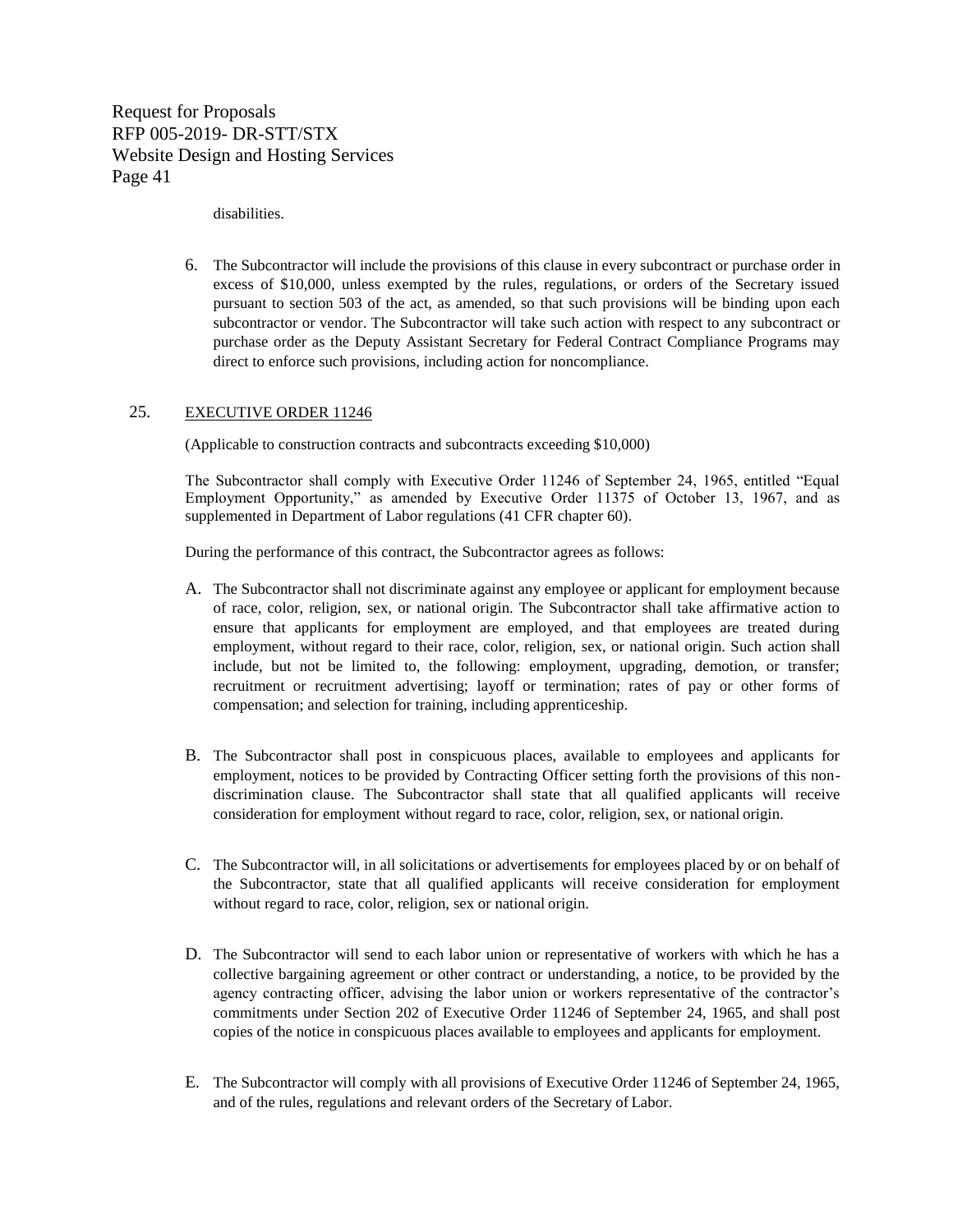disabilities.

6. The Subcontractor will include the provisions of this clause in every subcontract or purchase order in excess of $10,000, unless exempted by the rules, regulations, or orders of the Secretary issued pursuant to section 503 of the act, as amended, so that such provisions will be binding upon each subcontractor or vendor. The Subcontractor will take such action with respect to any subcontract or purchase order as the Deputy Assistant Secretary for Federal Contract Compliance Programs may direct to enforce such provisions, including action for noncompliance.

## 25. EXECUTIVE ORDER 11246

(Applicable to construction contracts and subcontracts exceeding $10,000)

The Subcontractor shall comply with Executive Order 11246 of September 24, 1965, entitled "Equal Employment Opportunity," as amended by Executive Order 11375 of October 13, 1967, and as supplemented in Department of Labor regulations (41 CFR chapter 60).

During the performance of this contract, the Subcontractor agrees as follows:

A. The Subcontractor shall not discriminate against any employee or applicant for employment because of race, color, religion, sex, or national origin. The Subcontractor shall take affirmative action to ensure that applicants for employment are employed, and that employees are treated during employment, without regard to their race, color, religion, sex, or national origin. Such action shall include, but not be limited to, the following: employment, upgrading, demotion, or transfer; recruitment or recruitment advertising; layoff or termination; rates of pay or other forms of compensation; and selection for training, including apprenticeship.

B. The Subcontractor shall post in conspicuous places, available to employees and applicants for employment, notices to be provided by Contracting Officer setting forth the provisions of this non-discrimination clause. The Subcontractor shall state that all qualified applicants will receive consideration for employment without regard to race, color, religion, sex, or national origin.

C. The Subcontractor will, in all solicitations or advertisements for employees placed by or on behalf of the Subcontractor, state that all qualified applicants will receive consideration for employment without regard to race, color, religion, sex or national origin.

D. The Subcontractor will send to each labor union or representative of workers with which he has a collective bargaining agreement or other contract or understanding, a notice, to be provided by the agency contracting officer, advising the labor union or workers representative of the contractor's commitments under Section 202 of Executive Order 11246 of September 24, 1965, and shall post copies of the notice in conspicuous places available to employees and applicants for employment.

E. The Subcontractor will comply with all provisions of Executive Order 11246 of September 24, 1965, and of the rules, regulations and relevant orders of the Secretary of Labor.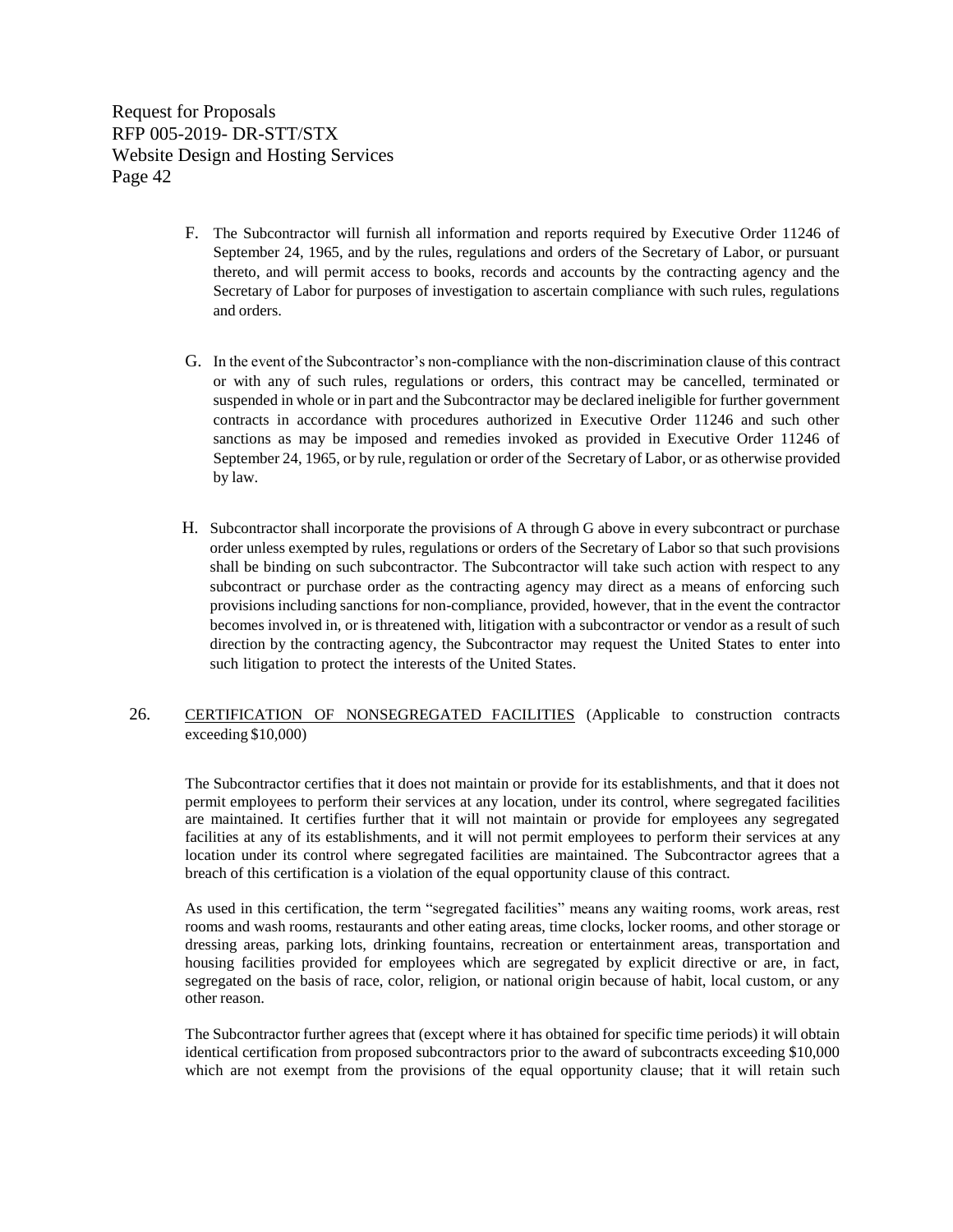F. The Subcontractor will furnish all information and reports required by Executive Order 11246 of September 24, 1965, and by the rules, regulations and orders of the Secretary of Labor, or pursuant thereto, and will permit access to books, records and accounts by the contracting agency and the Secretary of Labor for purposes of investigation to ascertain compliance with such rules, regulations and orders.

G. In the event of the Subcontractor's non-compliance with the non-discrimination clause of this contract or with any of such rules, regulations or orders, this contract may be cancelled, terminated or suspended in whole or in part and the Subcontractor may be declared ineligible for further government contracts in accordance with procedures authorized in Executive Order 11246 and such other sanctions as may be imposed and remedies invoked as provided in Executive Order 11246 of September 24, 1965, or by rule, regulation or order of the Secretary of Labor, or as otherwise provided by law.

H. Subcontractor shall incorporate the provisions of A through G above in every subcontract or purchase order unless exempted by rules, regulations or orders of the Secretary of Labor so that such provisions shall be binding on such subcontractor. The Subcontractor will take such action with respect to any subcontract or purchase order as the contracting agency may direct as a means of enforcing such provisions including sanctions for non-compliance, provided, however, that in the event the contractor becomes involved in, or is threatened with, litigation with a subcontractor or vendor as a result of such direction by the contracting agency, the Subcontractor may request the United States to enter into such litigation to protect the interests of the United States.

26. CERTIFICATION OF NONSEGREGATED FACILITIES (Applicable to construction contracts exceeding $10,000)

The Subcontractor certifies that it does not maintain or provide for its establishments, and that it does not permit employees to perform their services at any location, under its control, where segregated facilities are maintained. It certifies further that it will not maintain or provide for employees any segregated facilities at any of its establishments, and it will not permit employees to perform their services at any location under its control where segregated facilities are maintained. The Subcontractor agrees that a breach of this certification is a violation of the equal opportunity clause of this contract.

As used in this certification, the term "segregated facilities" means any waiting rooms, work areas, rest rooms and wash rooms, restaurants and other eating areas, time clocks, locker rooms, and other storage or dressing areas, parking lots, drinking fountains, recreation or entertainment areas, transportation and housing facilities provided for employees which are segregated by explicit directive or are, in fact, segregated on the basis of race, color, religion, or national origin because of habit, local custom, or any other reason.

The Subcontractor further agrees that (except where it has obtained for specific time periods) it will obtain identical certification from proposed subcontractors prior to the award of subcontracts exceeding $10,000 which are not exempt from the provisions of the equal opportunity clause; that it will retain such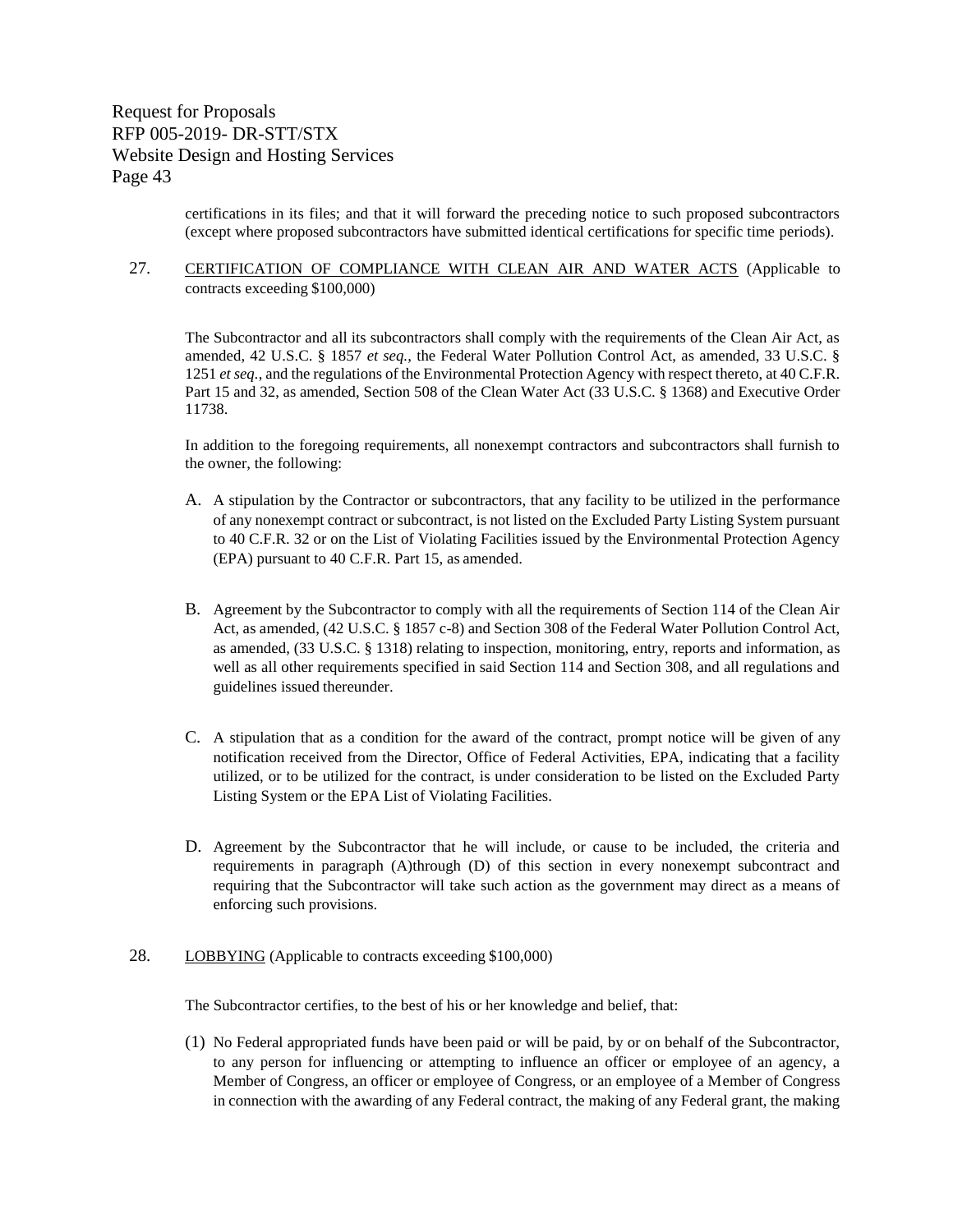certifications in its files; and that it will forward the preceding notice to such proposed subcontractors (except where proposed subcontractors have submitted identical certifications for specific time periods).

27. CERTIFICATION OF COMPLIANCE WITH CLEAN AIR AND WATER ACTS (Applicable to contracts exceeding $100,000)

The Subcontractor and all its subcontractors shall comply with the requirements of the Clean Air Act, as amended, 42 U.S.C. § 1857 *et seq.*, the Federal Water Pollution Control Act, as amended, 33 U.S.C. § 1251 *et seq.*, and the regulations of the Environmental Protection Agency with respect thereto, at 40 C.F.R. Part 15 and 32, as amended, Section 508 of the Clean Water Act (33 U.S.C. § 1368) and Executive Order 11738.

In addition to the foregoing requirements, all nonexempt contractors and subcontractors shall furnish to the owner, the following:

A. A stipulation by the Contractor or subcontractors, that any facility to be utilized in the performance of any nonexempt contract or subcontract, is not listed on the Excluded Party Listing System pursuant to 40 C.F.R. 32 or on the List of Violating Facilities issued by the Environmental Protection Agency (EPA) pursuant to 40 C.F.R. Part 15, as amended.

B. Agreement by the Subcontractor to comply with all the requirements of Section 114 of the Clean Air Act, as amended, (42 U.S.C. § 1857 c-8) and Section 308 of the Federal Water Pollution Control Act, as amended, (33 U.S.C. § 1318) relating to inspection, monitoring, entry, reports and information, as well as all other requirements specified in said Section 114 and Section 308, and all regulations and guidelines issued thereunder.

C. A stipulation that as a condition for the award of the contract, prompt notice will be given of any notification received from the Director, Office of Federal Activities, EPA, indicating that a facility utilized, or to be utilized for the contract, is under consideration to be listed on the Excluded Party Listing System or the EPA List of Violating Facilities.

D. Agreement by the Subcontractor that he will include, or cause to be included, the criteria and requirements in paragraph (A)through (D) of this section in every nonexempt subcontract and requiring that the Subcontractor will take such action as the government may direct as a means of enforcing such provisions.

28. LOBBYING (Applicable to contracts exceeding $100,000)

The Subcontractor certifies, to the best of his or her knowledge and belief, that:

(1) No Federal appropriated funds have been paid or will be paid, by or on behalf of the Subcontractor, to any person for influencing or attempting to influence an officer or employee of an agency, a Member of Congress, an officer or employee of Congress, or an employee of a Member of Congress in connection with the awarding of any Federal contract, the making of any Federal grant, the making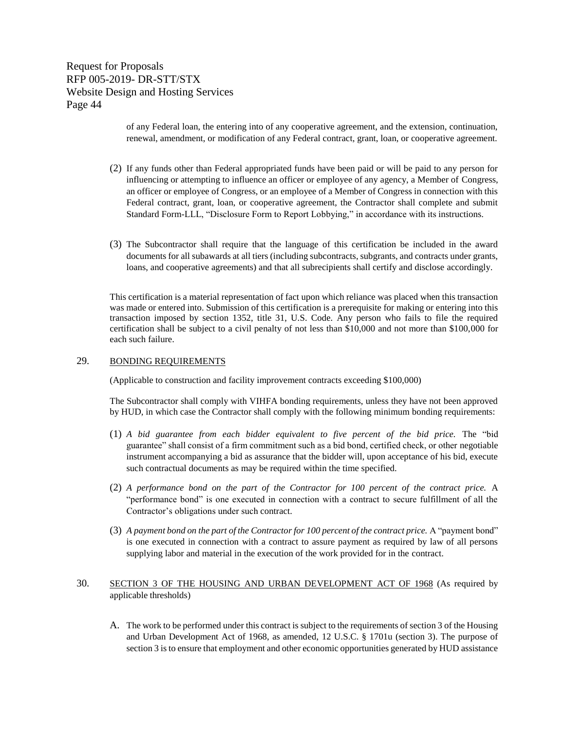of any Federal loan, the entering into of any cooperative agreement, and the extension, continuation, renewal, amendment, or modification of any Federal contract, grant, loan, or cooperative agreement.

(2) If any funds other than Federal appropriated funds have been paid or will be paid to any person for influencing or attempting to influence an officer or employee of any agency, a Member of Congress, an officer or employee of Congress, or an employee of a Member of Congress in connection with this Federal contract, grant, loan, or cooperative agreement, the Contractor shall complete and submit Standard Form-LLL, "Disclosure Form to Report Lobbying," in accordance with its instructions.

(3) The Subcontractor shall require that the language of this certification be included in the award documents for all subawards at all tiers (including subcontracts, subgrants, and contracts under grants, loans, and cooperative agreements) and that all subrecipients shall certify and disclose accordingly.

This certification is a material representation of fact upon which reliance was placed when this transaction was made or entered into. Submission of this certification is a prerequisite for making or entering into this transaction imposed by section 1352, title 31, U.S. Code. Any person who fails to file the required certification shall be subject to a civil penalty of not less than $10,000 and not more than $100,000 for each such failure.

29. BONDING REQUIREMENTS

(Applicable to construction and facility improvement contracts exceeding $100,000)

The Subcontractor shall comply with VIHFA bonding requirements, unless they have not been approved by HUD, in which case the Contractor shall comply with the following minimum bonding requirements:

(1) *A bid guarantee from each bidder equivalent to five percent of the bid price.* The "bid guarantee" shall consist of a firm commitment such as a bid bond, certified check, or other negotiable instrument accompanying a bid as assurance that the bidder will, upon acceptance of his bid, execute such contractual documents as may be required within the time specified.

(2) *A performance bond on the part of the Contractor for 100 percent of the contract price.* A "performance bond" is one executed in connection with a contract to secure fulfillment of all the Contractor's obligations under such contract.

(3) *A payment bond on the part of the Contractor for 100 percent of the contract price.* A "payment bond" is one executed in connection with a contract to assure payment as required by law of all persons supplying labor and material in the execution of the work provided for in the contract.

30. SECTION 3 OF THE HOUSING AND URBAN DEVELOPMENT ACT OF 1968 (As required by applicable thresholds)

A. The work to be performed under this contract is subject to the requirements of section 3 of the Housing and Urban Development Act of 1968, as amended, 12 U.S.C. § 1701u (section 3). The purpose of section 3 is to ensure that employment and other economic opportunities generated by HUD assistance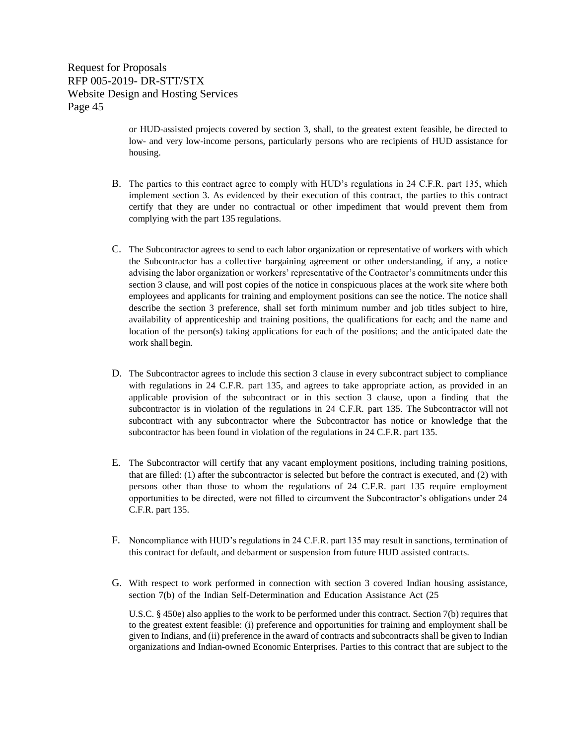or HUD-assisted projects covered by section 3, shall, to the greatest extent feasible, be directed to low- and very low-income persons, particularly persons who are recipients of HUD assistance for housing.

B. The parties to this contract agree to comply with HUD's regulations in 24 C.F.R. part 135, which implement section 3. As evidenced by their execution of this contract, the parties to this contract certify that they are under no contractual or other impediment that would prevent them from complying with the part 135 regulations.

C. The Subcontractor agrees to send to each labor organization or representative of workers with which the Subcontractor has a collective bargaining agreement or other understanding, if any, a notice advising the labor organization or workers' representative of the Contractor's commitments under this section 3 clause, and will post copies of the notice in conspicuous places at the work site where both employees and applicants for training and employment positions can see the notice. The notice shall describe the section 3 preference, shall set forth minimum number and job titles subject to hire, availability of apprenticeship and training positions, the qualifications for each; and the name and location of the person(s) taking applications for each of the positions; and the anticipated date the work shall begin.

D. The Subcontractor agrees to include this section 3 clause in every subcontract subject to compliance with regulations in 24 C.F.R. part 135, and agrees to take appropriate action, as provided in an applicable provision of the subcontract or in this section 3 clause, upon a finding that the subcontractor is in violation of the regulations in 24 C.F.R. part 135. The Subcontractor will not subcontract with any subcontractor where the Subcontractor has notice or knowledge that the subcontractor has been found in violation of the regulations in 24 C.F.R. part 135.

E. The Subcontractor will certify that any vacant employment positions, including training positions, that are filled: (1) after the subcontractor is selected but before the contract is executed, and (2) with persons other than those to whom the regulations of 24 C.F.R. part 135 require employment opportunities to be directed, were not filled to circumvent the Subcontractor's obligations under 24 C.F.R. part 135.

F. Noncompliance with HUD's regulations in 24 C.F.R. part 135 may result in sanctions, termination of this contract for default, and debarment or suspension from future HUD assisted contracts.

G. With respect to work performed in connection with section 3 covered Indian housing assistance, section 7(b) of the Indian Self-Determination and Education Assistance Act (25 U.S.C. § 450e) also applies to the work to be performed under this contract. Section 7(b) requires that to the greatest extent feasible: (i) preference and opportunities for training and employment shall be given to Indians, and (ii) preference in the award of contracts and subcontracts shall be given to Indian organizations and Indian-owned Economic Enterprises. Parties to this contract that are subject to the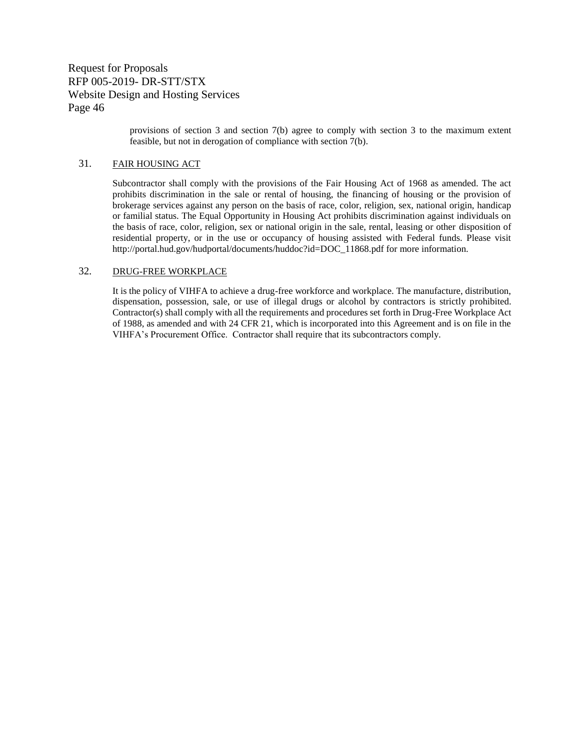provisions of section 3 and section 7(b) agree to comply with section 3 to the maximum extent feasible, but not in derogation of compliance with section 7(b).

31. FAIR HOUSING ACT

Subcontractor shall comply with the provisions of the Fair Housing Act of 1968 as amended. The act prohibits discrimination in the sale or rental of housing, the financing of housing or the provision of brokerage services against any person on the basis of race, color, religion, sex, national origin, handicap or familial status. The Equal Opportunity in Housing Act prohibits discrimination against individuals on the basis of race, color, religion, sex or national origin in the sale, rental, leasing or other disposition of residential property, or in the use or occupancy of housing assisted with Federal funds. Please visit http://portal.hud.gov/hudportal/documents/huddoc?id=DOC_11868.pdf for more information.

32. DRUG-FREE WORKPLACE

It is the policy of VIHFA to achieve a drug-free workforce and workplace. The manufacture, distribution, dispensation, possession, sale, or use of illegal drugs or alcohol by contractors is strictly prohibited. Contractor(s) shall comply with all the requirements and procedures set forth in Drug-Free Workplace Act of 1988, as amended and with 24 CFR 21, which is incorporated into this Agreement and is on file in the VIHFA's Procurement Office. Contractor shall require that its subcontractors comply.